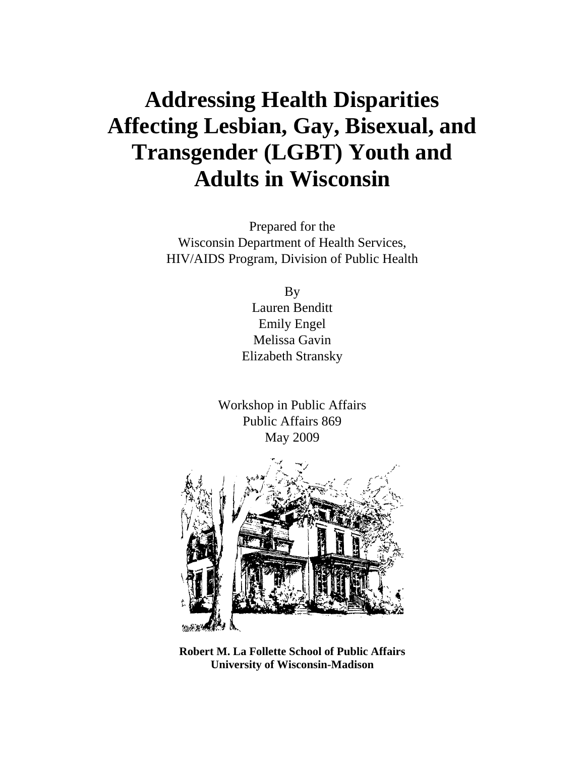# Addressing Health Disparities Affecting Lesbian, Gay, Bisexual, and Transgender (LGBT) Youth and Adults in Wisconsin

Prepared for the
Wisconsin Department of Health Services,
HIV/AIDS Program, Division of Public Health

By
Lauren Benditt
Emily Engel
Melissa Gavin
Elizabeth Stransky

Workshop in Public Affairs
Public Affairs 869
May 2009

**Robert M. La Follette School of Public Affairs**
**University of Wisconsin-Madison**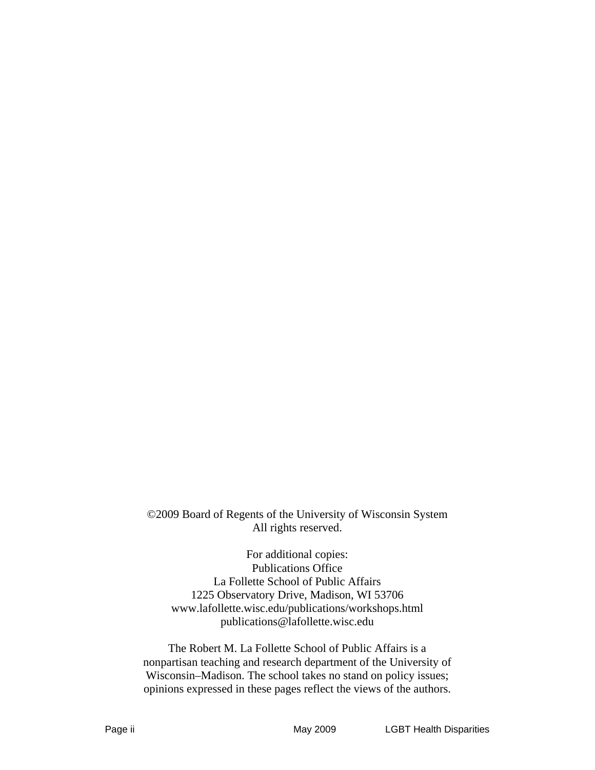©2009 Board of Regents of the University of Wisconsin System
All rights reserved.

For additional copies:
Publications Office
La Follette School of Public Affairs
1225 Observatory Drive, Madison, WI 53706
www.lafollette.wisc.edu/publications/workshops.html
publications@lafollette.wisc.edu

The Robert M. La Follette School of Public Affairs is a nonpartisan teaching and research department of the University of Wisconsin–Madison. The school takes no stand on policy issues; opinions expressed in these pages reflect the views of the authors.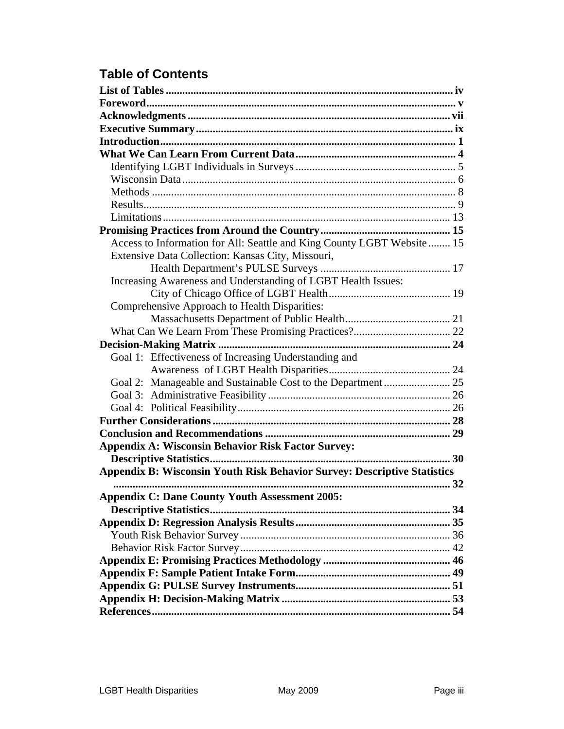## Table of Contents

**List of Tables** ........ iv
**Foreword** ........ v
**Acknowledgments** ........ vii
**Executive Summary** ........ ix
**Introduction** ........ 1
**What We Can Learn From Current Data** ........ 4
- Identifying LGBT Individuals in Surveys ........ 5
- Wisconsin Data ........ 6
- Methods ........ 8
- Results ........ 9
- Limitations ........ 13

**Promising Practices from Around the Country** ........ 15
- Access to Information for All: Seattle and King County LGBT Website ........ 15
- Extensive Data Collection: Kansas City, Missouri, Health Department's PULSE Surveys ........ 17
- Increasing Awareness and Understanding of LGBT Health Issues: City of Chicago Office of LGBT Health ........ 19
- Comprehensive Approach to Health Disparities: Massachusetts Department of Public Health ........ 21
- What Can We Learn From These Promising Practices? ........ 22

**Decision-Making Matrix** ........ 24
- Goal 1: Effectiveness of Increasing Understanding and Awareness of LGBT Health Disparities ........ 24
- Goal 2: Manageable and Sustainable Cost to the Department ........ 25
- Goal 3: Administrative Feasibility ........ 26
- Goal 4: Political Feasibility ........ 26

**Further Considerations** ........ 28
**Conclusion and Recommendations** ........ 29
**Appendix A: Wisconsin Behavior Risk Factor Survey: Descriptive Statistics** ........ 30
**Appendix B: Wisconsin Youth Risk Behavior Survey: Descriptive Statistics** ........ 32
**Appendix C: Dane County Youth Assessment 2005: Descriptive Statistics** ........ 34
**Appendix D: Regression Analysis Results** ........ 35
- Youth Risk Behavior Survey ........ 36
- Behavior Risk Factor Survey ........ 42

**Appendix E: Promising Practices Methodology** ........ 46
**Appendix F: Sample Patient Intake Form** ........ 49
**Appendix G: PULSE Survey Instruments** ........ 51
**Appendix H: Decision-Making Matrix** ........ 53
**References** ........ 54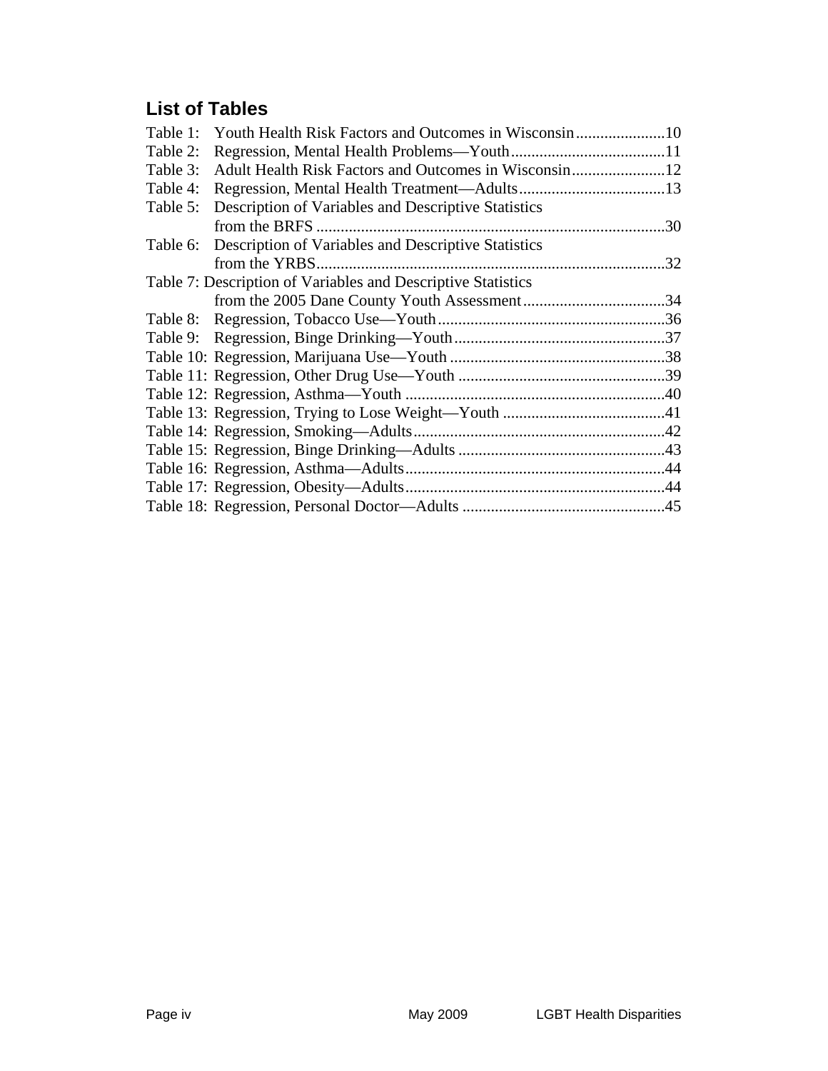## List of Tables

Table 1: Youth Health Risk Factors and Outcomes in Wisconsin ...................... 10
Table 2: Regression, Mental Health Problems—Youth ...................................... 11
Table 3: Adult Health Risk Factors and Outcomes in Wisconsin ....................... 12
Table 4: Regression, Mental Health Treatment—Adults .................................... 13
Table 5: Description of Variables and Descriptive Statistics from the BRFS ...................................................................................... 30
Table 6: Description of Variables and Descriptive Statistics from the YRBS ...................................................................................... 32
Table 7: Description of Variables and Descriptive Statistics from the 2005 Dane County Youth Assessment ................................... 34
Table 8: Regression, Tobacco Use—Youth ........................................................ 36
Table 9: Regression, Binge Drinking—Youth .................................................... 37
Table 10: Regression, Marijuana Use—Youth ..................................................... 38
Table 11: Regression, Other Drug Use—Youth ................................................... 39
Table 12: Regression, Asthma—Youth ................................................................ 40
Table 13: Regression, Trying to Lose Weight—Youth ........................................ 41
Table 14: Regression, Smoking—Adults ............................................................. 42
Table 15: Regression, Binge Drinking—Adults ................................................... 43
Table 16: Regression, Asthma—Adults ................................................................ 44
Table 17: Regression, Obesity—Adults ................................................................ 44
Table 18: Regression, Personal Doctor—Adults .................................................. 45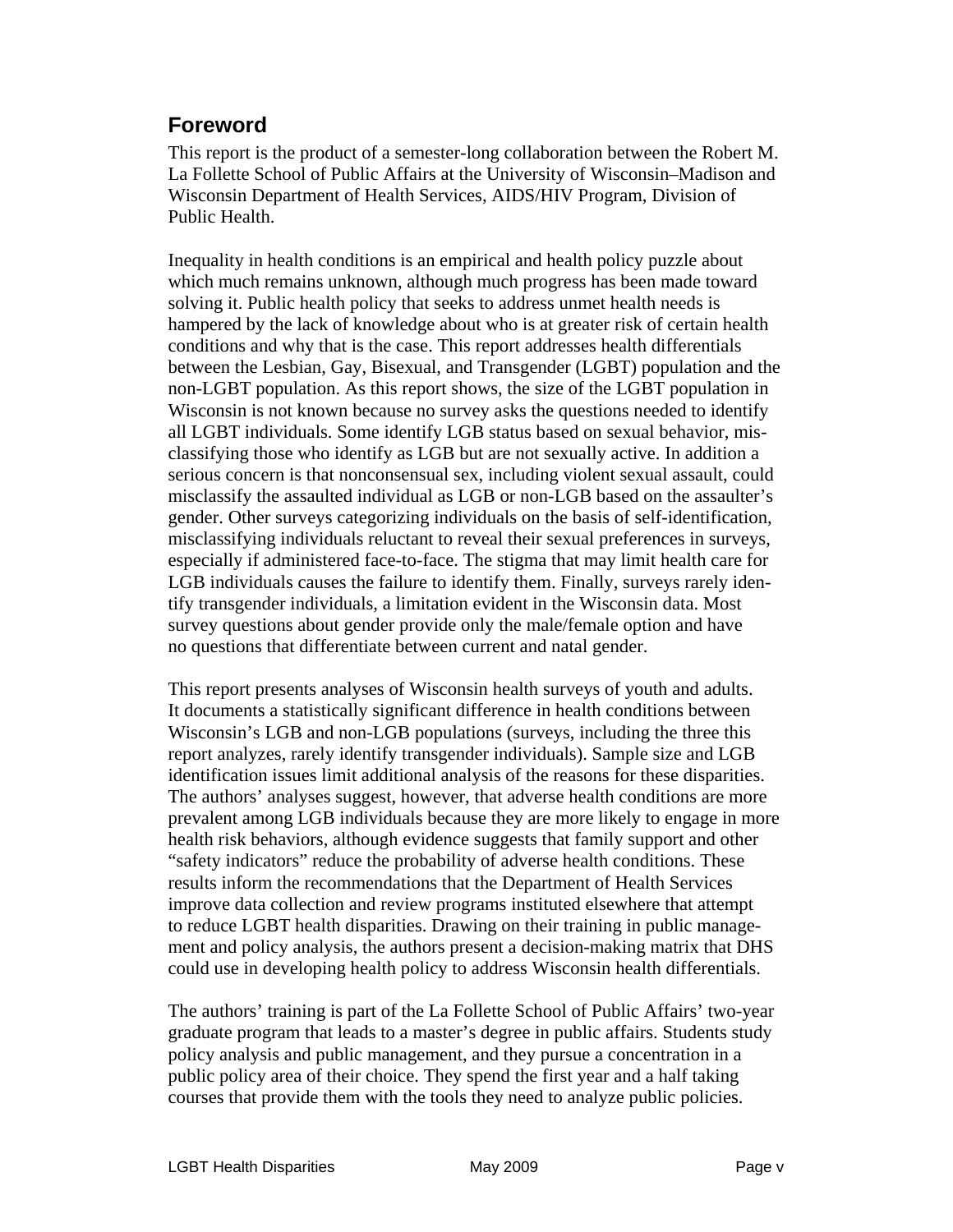## Foreword

This report is the product of a semester-long collaboration between the Robert M. La Follette School of Public Affairs at the University of Wisconsin–Madison and Wisconsin Department of Health Services, AIDS/HIV Program, Division of Public Health.

Inequality in health conditions is an empirical and health policy puzzle about which much remains unknown, although much progress has been made toward solving it. Public health policy that seeks to address unmet health needs is hampered by the lack of knowledge about who is at greater risk of certain health conditions and why that is the case. This report addresses health differentials between the Lesbian, Gay, Bisexual, and Transgender (LGBT) population and the non-LGBT population. As this report shows, the size of the LGBT population in Wisconsin is not known because no survey asks the questions needed to identify all LGBT individuals. Some identify LGB status based on sexual behavior, misclassifying those who identify as LGB but are not sexually active. In addition a serious concern is that nonconsensual sex, including violent sexual assault, could misclassify the assaulted individual as LGB or non-LGB based on the assaulter's gender. Other surveys categorizing individuals on the basis of self-identification, misclassifying individuals reluctant to reveal their sexual preferences in surveys, especially if administered face-to-face. The stigma that may limit health care for LGB individuals causes the failure to identify them. Finally, surveys rarely identify transgender individuals, a limitation evident in the Wisconsin data. Most survey questions about gender provide only the male/female option and have no questions that differentiate between current and natal gender.

This report presents analyses of Wisconsin health surveys of youth and adults. It documents a statistically significant difference in health conditions between Wisconsin's LGB and non-LGB populations (surveys, including the three this report analyzes, rarely identify transgender individuals). Sample size and LGB identification issues limit additional analysis of the reasons for these disparities. The authors' analyses suggest, however, that adverse health conditions are more prevalent among LGB individuals because they are more likely to engage in more health risk behaviors, although evidence suggests that family support and other "safety indicators" reduce the probability of adverse health conditions. These results inform the recommendations that the Department of Health Services improve data collection and review programs instituted elsewhere that attempt to reduce LGBT health disparities. Drawing on their training in public management and policy analysis, the authors present a decision-making matrix that DHS could use in developing health policy to address Wisconsin health differentials.

The authors' training is part of the La Follette School of Public Affairs' two-year graduate program that leads to a master's degree in public affairs. Students study policy analysis and public management, and they pursue a concentration in a public policy area of their choice. They spend the first year and a half taking courses that provide them with the tools they need to analyze public policies.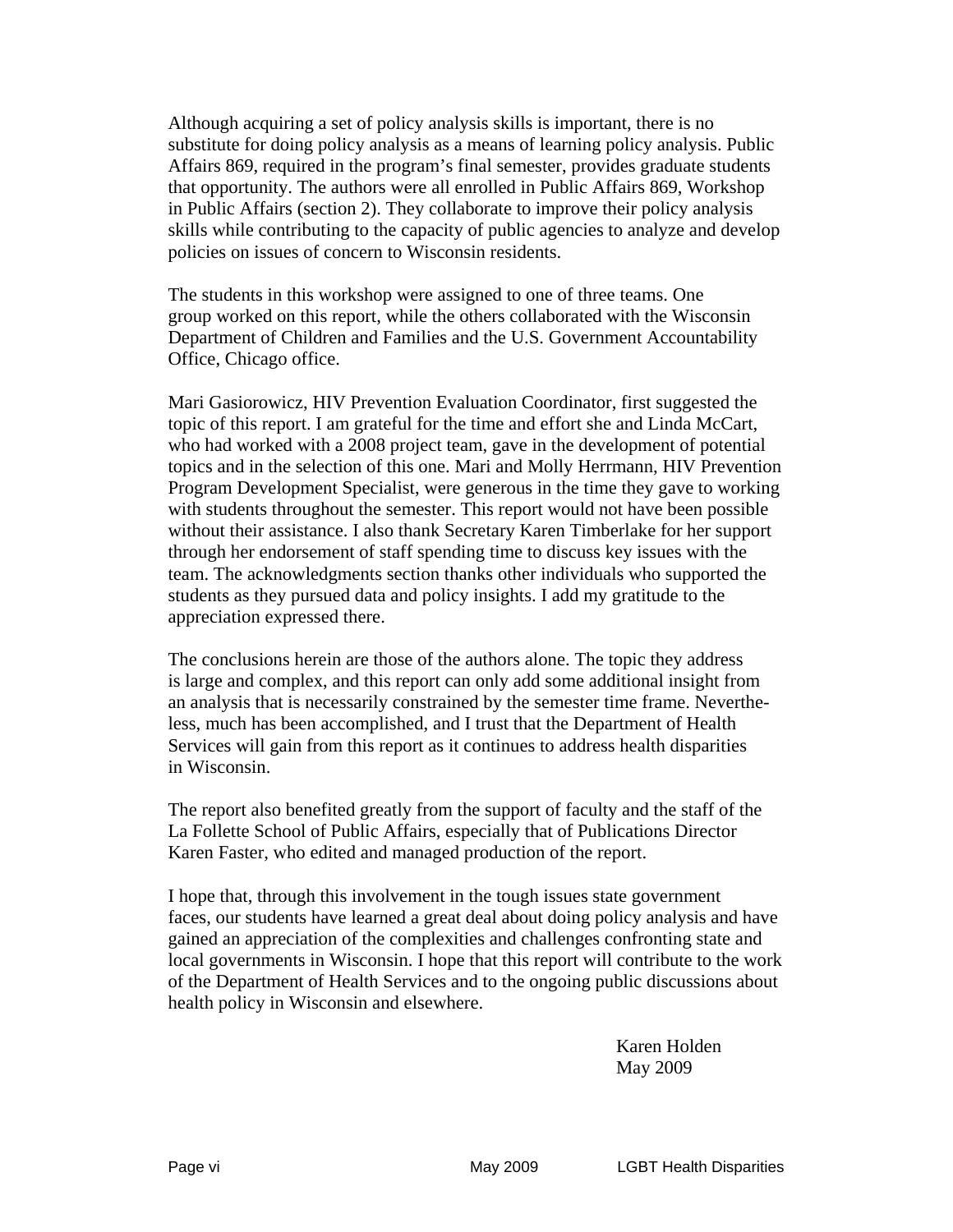Although acquiring a set of policy analysis skills is important, there is no substitute for doing policy analysis as a means of learning policy analysis. Public Affairs 869, required in the program's final semester, provides graduate students that opportunity. The authors were all enrolled in Public Affairs 869, Workshop in Public Affairs (section 2). They collaborate to improve their policy analysis skills while contributing to the capacity of public agencies to analyze and develop policies on issues of concern to Wisconsin residents.

The students in this workshop were assigned to one of three teams. One group worked on this report, while the others collaborated with the Wisconsin Department of Children and Families and the U.S. Government Accountability Office, Chicago office.

Mari Gasiorowicz, HIV Prevention Evaluation Coordinator, first suggested the topic of this report. I am grateful for the time and effort she and Linda McCart, who had worked with a 2008 project team, gave in the development of potential topics and in the selection of this one. Mari and Molly Herrmann, HIV Prevention Program Development Specialist, were generous in the time they gave to working with students throughout the semester. This report would not have been possible without their assistance. I also thank Secretary Karen Timberlake for her support through her endorsement of staff spending time to discuss key issues with the team. The acknowledgments section thanks other individuals who supported the students as they pursued data and policy insights. I add my gratitude to the appreciation expressed there.

The conclusions herein are those of the authors alone. The topic they address is large and complex, and this report can only add some additional insight from an analysis that is necessarily constrained by the semester time frame. Nevertheless, much has been accomplished, and I trust that the Department of Health Services will gain from this report as it continues to address health disparities in Wisconsin.

The report also benefited greatly from the support of faculty and the staff of the La Follette School of Public Affairs, especially that of Publications Director Karen Faster, who edited and managed production of the report.

I hope that, through this involvement in the tough issues state government faces, our students have learned a great deal about doing policy analysis and have gained an appreciation of the complexities and challenges confronting state and local governments in Wisconsin. I hope that this report will contribute to the work of the Department of Health Services and to the ongoing public discussions about health policy in Wisconsin and elsewhere.

Karen Holden
May 2009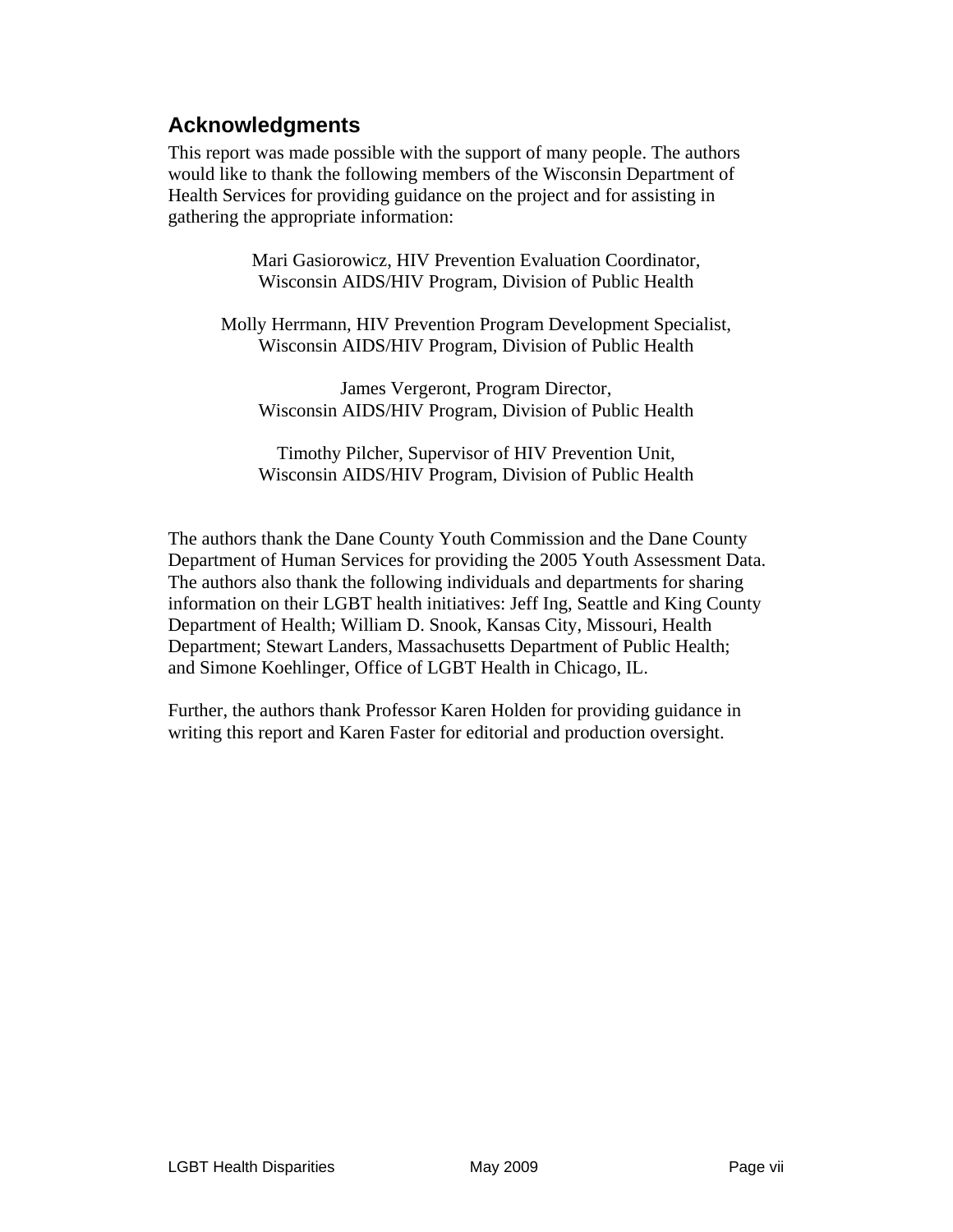## Acknowledgments

This report was made possible with the support of many people. The authors would like to thank the following members of the Wisconsin Department of Health Services for providing guidance on the project and for assisting in gathering the appropriate information:

Mari Gasiorowicz, HIV Prevention Evaluation Coordinator,
Wisconsin AIDS/HIV Program, Division of Public Health

Molly Herrmann, HIV Prevention Program Development Specialist,
Wisconsin AIDS/HIV Program, Division of Public Health

James Vergeront, Program Director,
Wisconsin AIDS/HIV Program, Division of Public Health

Timothy Pilcher, Supervisor of HIV Prevention Unit,
Wisconsin AIDS/HIV Program, Division of Public Health

The authors thank the Dane County Youth Commission and the Dane County Department of Human Services for providing the 2005 Youth Assessment Data. The authors also thank the following individuals and departments for sharing information on their LGBT health initiatives: Jeff Ing, Seattle and King County Department of Health; William D. Snook, Kansas City, Missouri, Health Department; Stewart Landers, Massachusetts Department of Public Health; and Simone Koehlinger, Office of LGBT Health in Chicago, IL.

Further, the authors thank Professor Karen Holden for providing guidance in writing this report and Karen Faster for editorial and production oversight.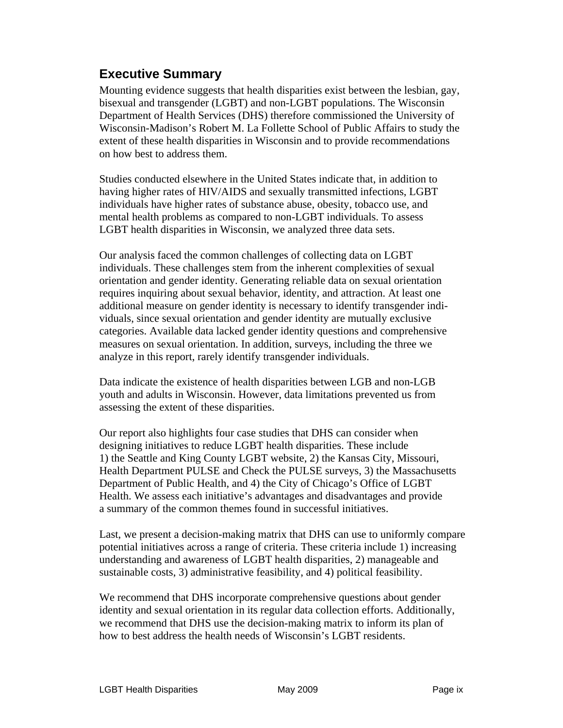## Executive Summary

Mounting evidence suggests that health disparities exist between the lesbian, gay, bisexual and transgender (LGBT) and non-LGBT populations. The Wisconsin Department of Health Services (DHS) therefore commissioned the University of Wisconsin-Madison's Robert M. La Follette School of Public Affairs to study the extent of these health disparities in Wisconsin and to provide recommendations on how best to address them.

Studies conducted elsewhere in the United States indicate that, in addition to having higher rates of HIV/AIDS and sexually transmitted infections, LGBT individuals have higher rates of substance abuse, obesity, tobacco use, and mental health problems as compared to non-LGBT individuals. To assess LGBT health disparities in Wisconsin, we analyzed three data sets.

Our analysis faced the common challenges of collecting data on LGBT individuals. These challenges stem from the inherent complexities of sexual orientation and gender identity. Generating reliable data on sexual orientation requires inquiring about sexual behavior, identity, and attraction. At least one additional measure on gender identity is necessary to identify transgender individuals, since sexual orientation and gender identity are mutually exclusive categories. Available data lacked gender identity questions and comprehensive measures on sexual orientation. In addition, surveys, including the three we analyze in this report, rarely identify transgender individuals.

Data indicate the existence of health disparities between LGB and non-LGB youth and adults in Wisconsin. However, data limitations prevented us from assessing the extent of these disparities.

Our report also highlights four case studies that DHS can consider when designing initiatives to reduce LGBT health disparities. These include 1) the Seattle and King County LGBT website, 2) the Kansas City, Missouri, Health Department PULSE and Check the PULSE surveys, 3) the Massachusetts Department of Public Health, and 4) the City of Chicago's Office of LGBT Health. We assess each initiative's advantages and disadvantages and provide a summary of the common themes found in successful initiatives.

Last, we present a decision-making matrix that DHS can use to uniformly compare potential initiatives across a range of criteria. These criteria include 1) increasing understanding and awareness of LGBT health disparities, 2) manageable and sustainable costs, 3) administrative feasibility, and 4) political feasibility.

We recommend that DHS incorporate comprehensive questions about gender identity and sexual orientation in its regular data collection efforts. Additionally, we recommend that DHS use the decision-making matrix to inform its plan of how to best address the health needs of Wisconsin's LGBT residents.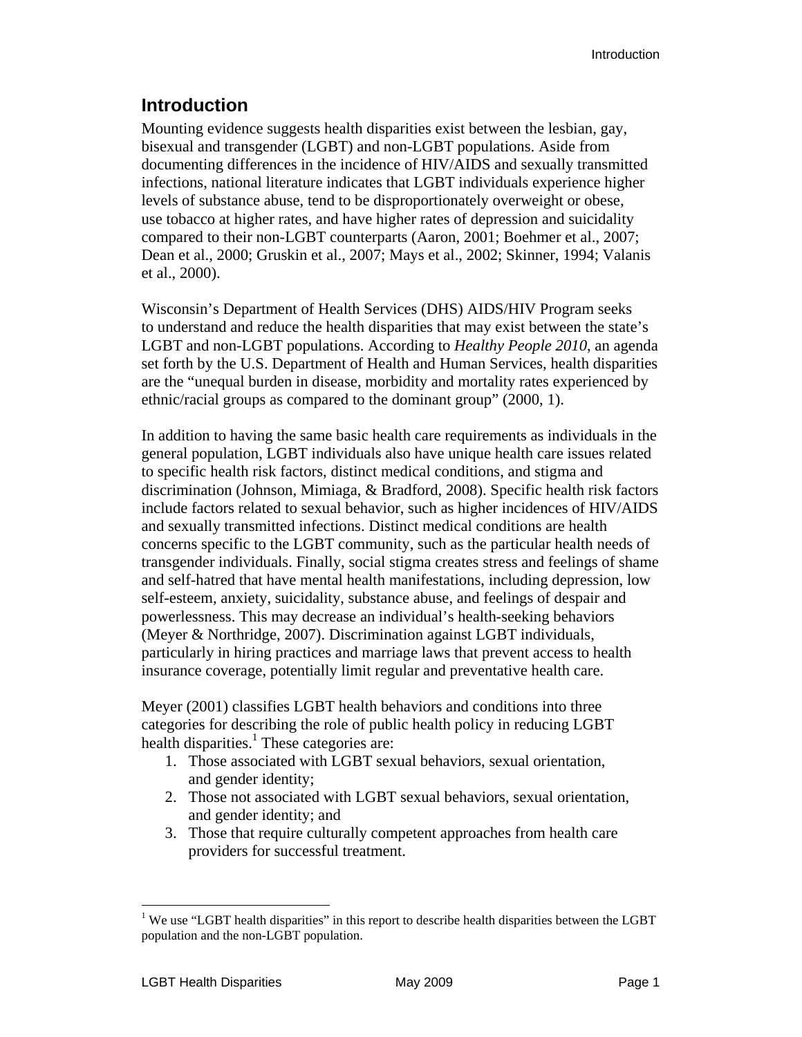# Introduction

Mounting evidence suggests health disparities exist between the lesbian, gay, bisexual and transgender (LGBT) and non-LGBT populations. Aside from documenting differences in the incidence of HIV/AIDS and sexually transmitted infections, national literature indicates that LGBT individuals experience higher levels of substance abuse, tend to be disproportionately overweight or obese, use tobacco at higher rates, and have higher rates of depression and suicidality compared to their non-LGBT counterparts (Aaron, 2001; Boehmer et al., 2007; Dean et al., 2000; Gruskin et al., 2007; Mays et al., 2002; Skinner, 1994; Valanis et al., 2000).

Wisconsin's Department of Health Services (DHS) AIDS/HIV Program seeks to understand and reduce the health disparities that may exist between the state's LGBT and non-LGBT populations. According to *Healthy People 2010*, an agenda set forth by the U.S. Department of Health and Human Services, health disparities are the "unequal burden in disease, morbidity and mortality rates experienced by ethnic/racial groups as compared to the dominant group" (2000, 1).

In addition to having the same basic health care requirements as individuals in the general population, LGBT individuals also have unique health care issues related to specific health risk factors, distinct medical conditions, and stigma and discrimination (Johnson, Mimiaga, & Bradford, 2008). Specific health risk factors include factors related to sexual behavior, such as higher incidences of HIV/AIDS and sexually transmitted infections. Distinct medical conditions are health concerns specific to the LGBT community, such as the particular health needs of transgender individuals. Finally, social stigma creates stress and feelings of shame and self-hatred that have mental health manifestations, including depression, low self-esteem, anxiety, suicidality, substance abuse, and feelings of despair and powerlessness. This may decrease an individual's health-seeking behaviors (Meyer & Northridge, 2007). Discrimination against LGBT individuals, particularly in hiring practices and marriage laws that prevent access to health insurance coverage, potentially limit regular and preventative health care.

Meyer (2001) classifies LGBT health behaviors and conditions into three categories for describing the role of public health policy in reducing LGBT health disparities.[1] These categories are:

1. Those associated with LGBT sexual behaviors, sexual orientation, and gender identity;
2. Those not associated with LGBT sexual behaviors, sexual orientation, and gender identity; and
3. Those that require culturally competent approaches from health care providers for successful treatment.

[1] We use "LGBT health disparities" in this report to describe health disparities between the LGBT population and the non-LGBT population.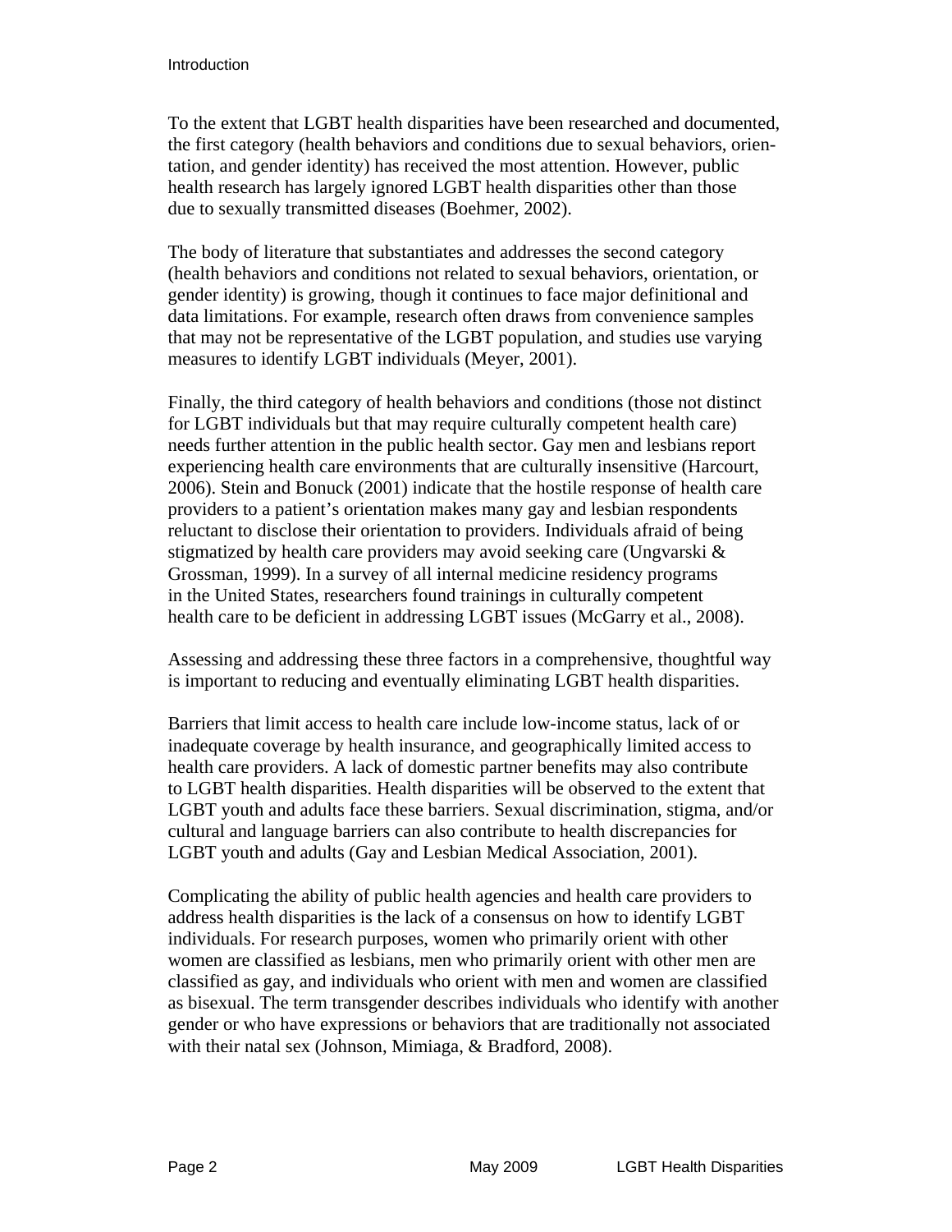To the extent that LGBT health disparities have been researched and documented, the first category (health behaviors and conditions due to sexual behaviors, orientation, and gender identity) has received the most attention. However, public health research has largely ignored LGBT health disparities other than those due to sexually transmitted diseases (Boehmer, 2002).

The body of literature that substantiates and addresses the second category (health behaviors and conditions not related to sexual behaviors, orientation, or gender identity) is growing, though it continues to face major definitional and data limitations. For example, research often draws from convenience samples that may not be representative of the LGBT population, and studies use varying measures to identify LGBT individuals (Meyer, 2001).

Finally, the third category of health behaviors and conditions (those not distinct for LGBT individuals but that may require culturally competent health care) needs further attention in the public health sector. Gay men and lesbians report experiencing health care environments that are culturally insensitive (Harcourt, 2006). Stein and Bonuck (2001) indicate that the hostile response of health care providers to a patient's orientation makes many gay and lesbian respondents reluctant to disclose their orientation to providers. Individuals afraid of being stigmatized by health care providers may avoid seeking care (Ungvarski & Grossman, 1999). In a survey of all internal medicine residency programs in the United States, researchers found trainings in culturally competent health care to be deficient in addressing LGBT issues (McGarry et al., 2008).

Assessing and addressing these three factors in a comprehensive, thoughtful way is important to reducing and eventually eliminating LGBT health disparities.

Barriers that limit access to health care include low-income status, lack of or inadequate coverage by health insurance, and geographically limited access to health care providers. A lack of domestic partner benefits may also contribute to LGBT health disparities. Health disparities will be observed to the extent that LGBT youth and adults face these barriers. Sexual discrimination, stigma, and/or cultural and language barriers can also contribute to health discrepancies for LGBT youth and adults (Gay and Lesbian Medical Association, 2001).

Complicating the ability of public health agencies and health care providers to address health disparities is the lack of a consensus on how to identify LGBT individuals. For research purposes, women who primarily orient with other women are classified as lesbians, men who primarily orient with other men are classified as gay, and individuals who orient with men and women are classified as bisexual. The term transgender describes individuals who identify with another gender or who have expressions or behaviors that are traditionally not associated with their natal sex (Johnson, Mimiaga, & Bradford, 2008).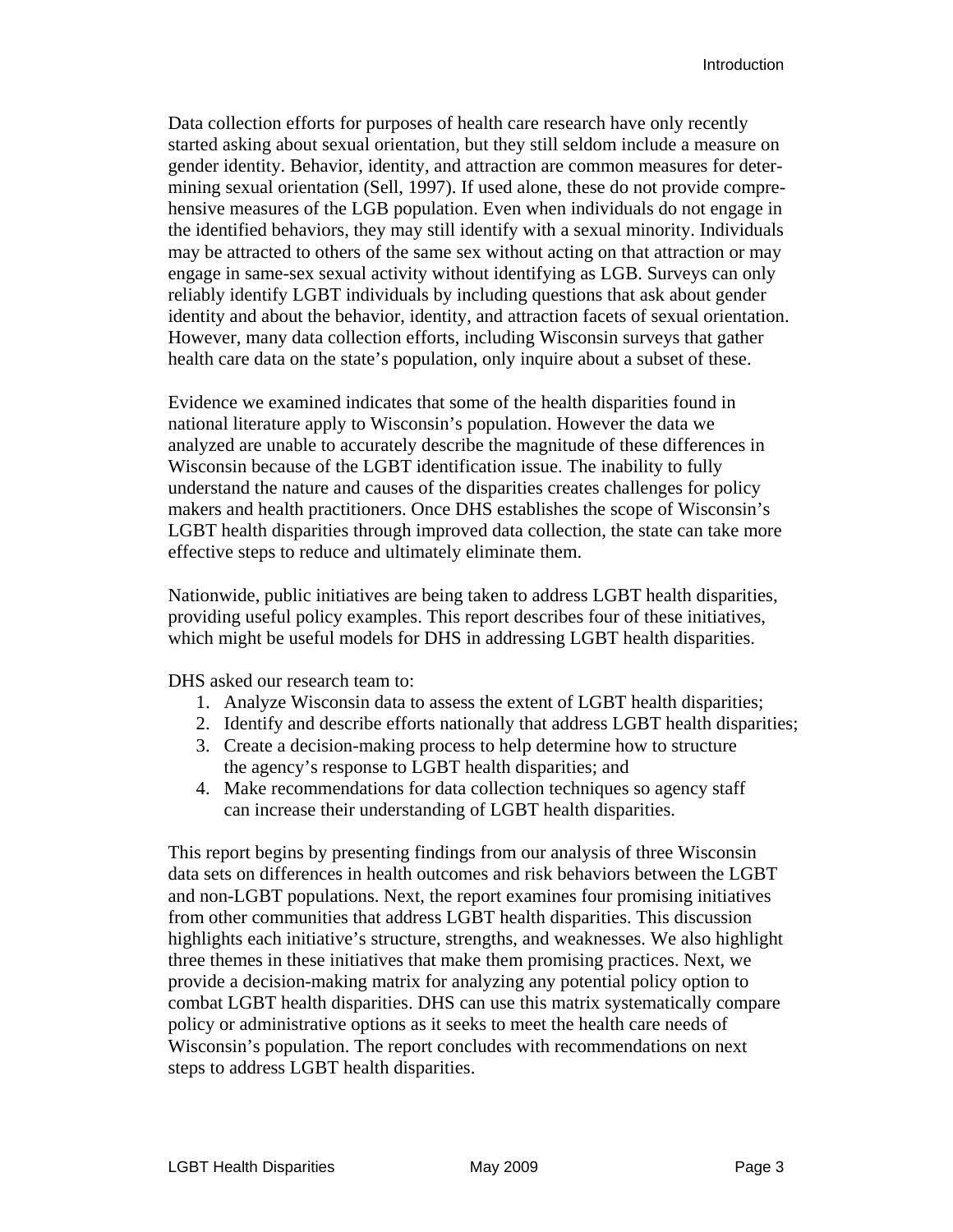Data collection efforts for purposes of health care research have only recently started asking about sexual orientation, but they still seldom include a measure on gender identity. Behavior, identity, and attraction are common measures for determining sexual orientation (Sell, 1997). If used alone, these do not provide comprehensive measures of the LGB population. Even when individuals do not engage in the identified behaviors, they may still identify with a sexual minority. Individuals may be attracted to others of the same sex without acting on that attraction or may engage in same-sex sexual activity without identifying as LGB. Surveys can only reliably identify LGBT individuals by including questions that ask about gender identity and about the behavior, identity, and attraction facets of sexual orientation. However, many data collection efforts, including Wisconsin surveys that gather health care data on the state's population, only inquire about a subset of these.

Evidence we examined indicates that some of the health disparities found in national literature apply to Wisconsin's population. However the data we analyzed are unable to accurately describe the magnitude of these differences in Wisconsin because of the LGBT identification issue. The inability to fully understand the nature and causes of the disparities creates challenges for policy makers and health practitioners. Once DHS establishes the scope of Wisconsin's LGBT health disparities through improved data collection, the state can take more effective steps to reduce and ultimately eliminate them.

Nationwide, public initiatives are being taken to address LGBT health disparities, providing useful policy examples. This report describes four of these initiatives, which might be useful models for DHS in addressing LGBT health disparities.

DHS asked our research team to:

1. Analyze Wisconsin data to assess the extent of LGBT health disparities;
2. Identify and describe efforts nationally that address LGBT health disparities;
3. Create a decision-making process to help determine how to structure the agency's response to LGBT health disparities; and
4. Make recommendations for data collection techniques so agency staff can increase their understanding of LGBT health disparities.

This report begins by presenting findings from our analysis of three Wisconsin data sets on differences in health outcomes and risk behaviors between the LGBT and non-LGBT populations. Next, the report examines four promising initiatives from other communities that address LGBT health disparities. This discussion highlights each initiative's structure, strengths, and weaknesses. We also highlight three themes in these initiatives that make them promising practices. Next, we provide a decision-making matrix for analyzing any potential policy option to combat LGBT health disparities. DHS can use this matrix systematically compare policy or administrative options as it seeks to meet the health care needs of Wisconsin's population. The report concludes with recommendations on next steps to address LGBT health disparities.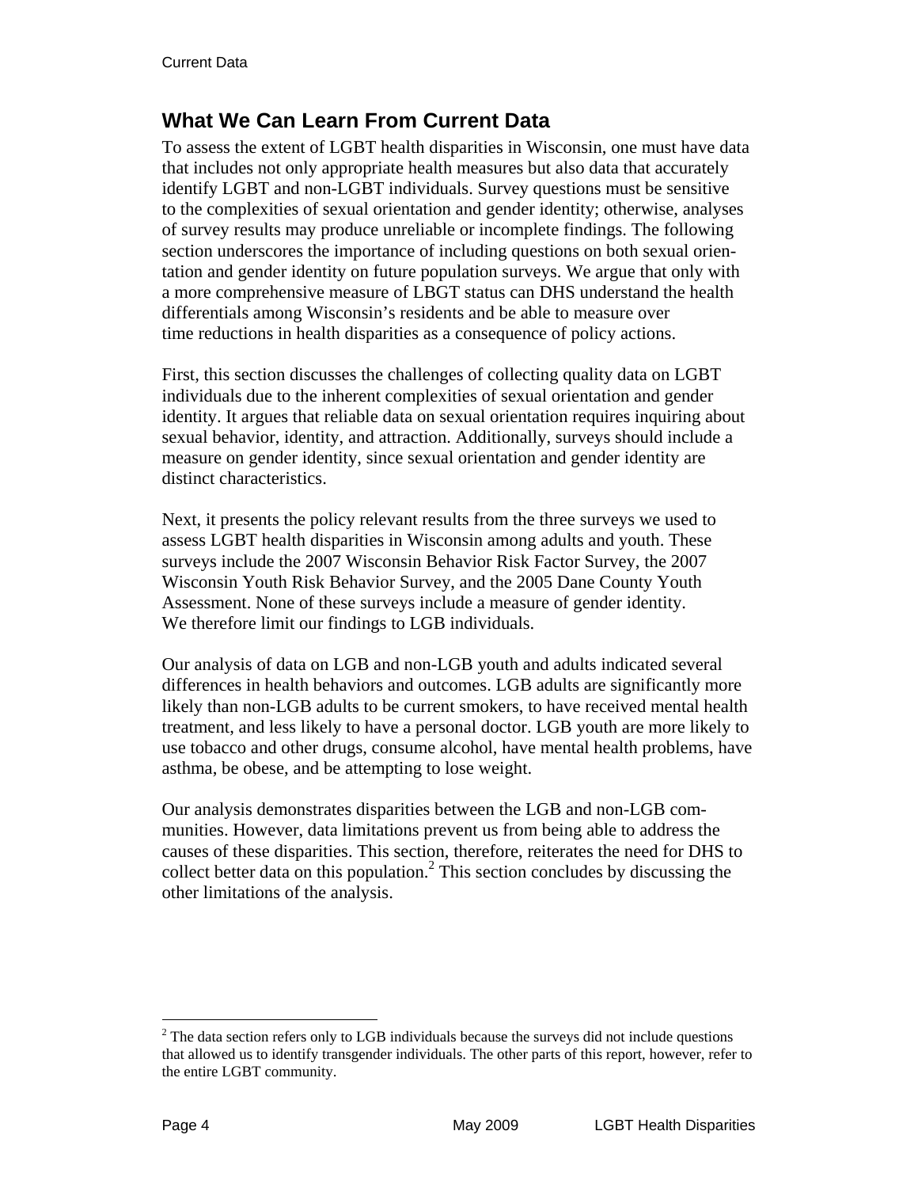## What We Can Learn From Current Data

To assess the extent of LGBT health disparities in Wisconsin, one must have data that includes not only appropriate health measures but also data that accurately identify LGBT and non-LGBT individuals. Survey questions must be sensitive to the complexities of sexual orientation and gender identity; otherwise, analyses of survey results may produce unreliable or incomplete findings. The following section underscores the importance of including questions on both sexual orientation and gender identity on future population surveys. We argue that only with a more comprehensive measure of LBGT status can DHS understand the health differentials among Wisconsin's residents and be able to measure over time reductions in health disparities as a consequence of policy actions.

First, this section discusses the challenges of collecting quality data on LGBT individuals due to the inherent complexities of sexual orientation and gender identity. It argues that reliable data on sexual orientation requires inquiring about sexual behavior, identity, and attraction. Additionally, surveys should include a measure on gender identity, since sexual orientation and gender identity are distinct characteristics.

Next, it presents the policy relevant results from the three surveys we used to assess LGBT health disparities in Wisconsin among adults and youth. These surveys include the 2007 Wisconsin Behavior Risk Factor Survey, the 2007 Wisconsin Youth Risk Behavior Survey, and the 2005 Dane County Youth Assessment. None of these surveys include a measure of gender identity. We therefore limit our findings to LGB individuals.

Our analysis of data on LGB and non-LGB youth and adults indicated several differences in health behaviors and outcomes. LGB adults are significantly more likely than non-LGB adults to be current smokers, to have received mental health treatment, and less likely to have a personal doctor. LGB youth are more likely to use tobacco and other drugs, consume alcohol, have mental health problems, have asthma, be obese, and be attempting to lose weight.

Our analysis demonstrates disparities between the LGB and non-LGB communities. However, data limitations prevent us from being able to address the causes of these disparities. This section, therefore, reiterates the need for DHS to collect better data on this population.[2] This section concludes by discussing the other limitations of the analysis.

[2] The data section refers only to LGB individuals because the surveys did not include questions that allowed us to identify transgender individuals. The other parts of this report, however, refer to the entire LGBT community.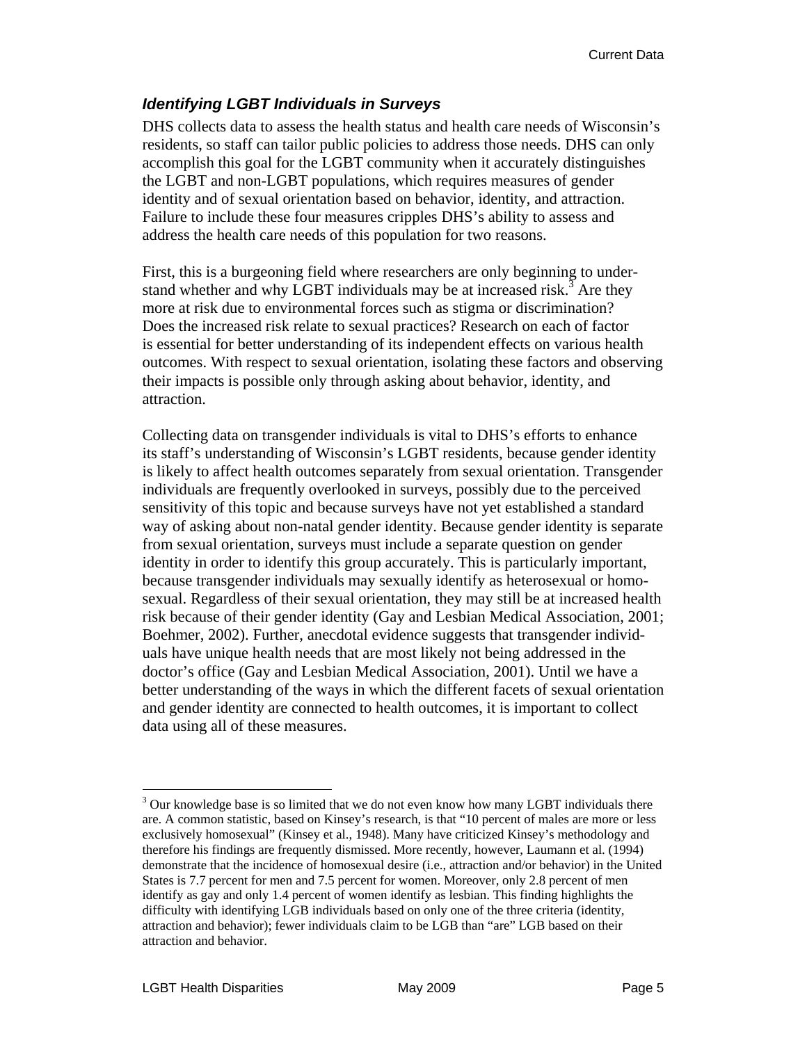### *Identifying LGBT Individuals in Surveys*

DHS collects data to assess the health status and health care needs of Wisconsin's residents, so staff can tailor public policies to address those needs. DHS can only accomplish this goal for the LGBT community when it accurately distinguishes the LGBT and non-LGBT populations, which requires measures of gender identity and of sexual orientation based on behavior, identity, and attraction. Failure to include these four measures cripples DHS's ability to assess and address the health care needs of this population for two reasons.

First, this is a burgeoning field where researchers are only beginning to understand whether and why LGBT individuals may be at increased risk.[3] Are they more at risk due to environmental forces such as stigma or discrimination? Does the increased risk relate to sexual practices? Research on each of factor is essential for better understanding of its independent effects on various health outcomes. With respect to sexual orientation, isolating these factors and observing their impacts is possible only through asking about behavior, identity, and attraction.

Collecting data on transgender individuals is vital to DHS's efforts to enhance its staff's understanding of Wisconsin's LGBT residents, because gender identity is likely to affect health outcomes separately from sexual orientation. Transgender individuals are frequently overlooked in surveys, possibly due to the perceived sensitivity of this topic and because surveys have not yet established a standard way of asking about non-natal gender identity. Because gender identity is separate from sexual orientation, surveys must include a separate question on gender identity in order to identify this group accurately. This is particularly important, because transgender individuals may sexually identify as heterosexual or homosexual. Regardless of their sexual orientation, they may still be at increased health risk because of their gender identity (Gay and Lesbian Medical Association, 2001; Boehmer, 2002). Further, anecdotal evidence suggests that transgender individuals have unique health needs that are most likely not being addressed in the doctor's office (Gay and Lesbian Medical Association, 2001). Until we have a better understanding of the ways in which the different facets of sexual orientation and gender identity are connected to health outcomes, it is important to collect data using all of these measures.

---

[3] Our knowledge base is so limited that we do not even know how many LGBT individuals there are. A common statistic, based on Kinsey's research, is that "10 percent of males are more or less exclusively homosexual" (Kinsey et al., 1948). Many have criticized Kinsey's methodology and therefore his findings are frequently dismissed. More recently, however, Laumann et al. (1994) demonstrate that the incidence of homosexual desire (i.e., attraction and/or behavior) in the United States is 7.7 percent for men and 7.5 percent for women. Moreover, only 2.8 percent of men identify as gay and only 1.4 percent of women identify as lesbian. This finding highlights the difficulty with identifying LGB individuals based on only one of the three criteria (identity, attraction and behavior); fewer individuals claim to be LGB than "are" LGB based on their attraction and behavior.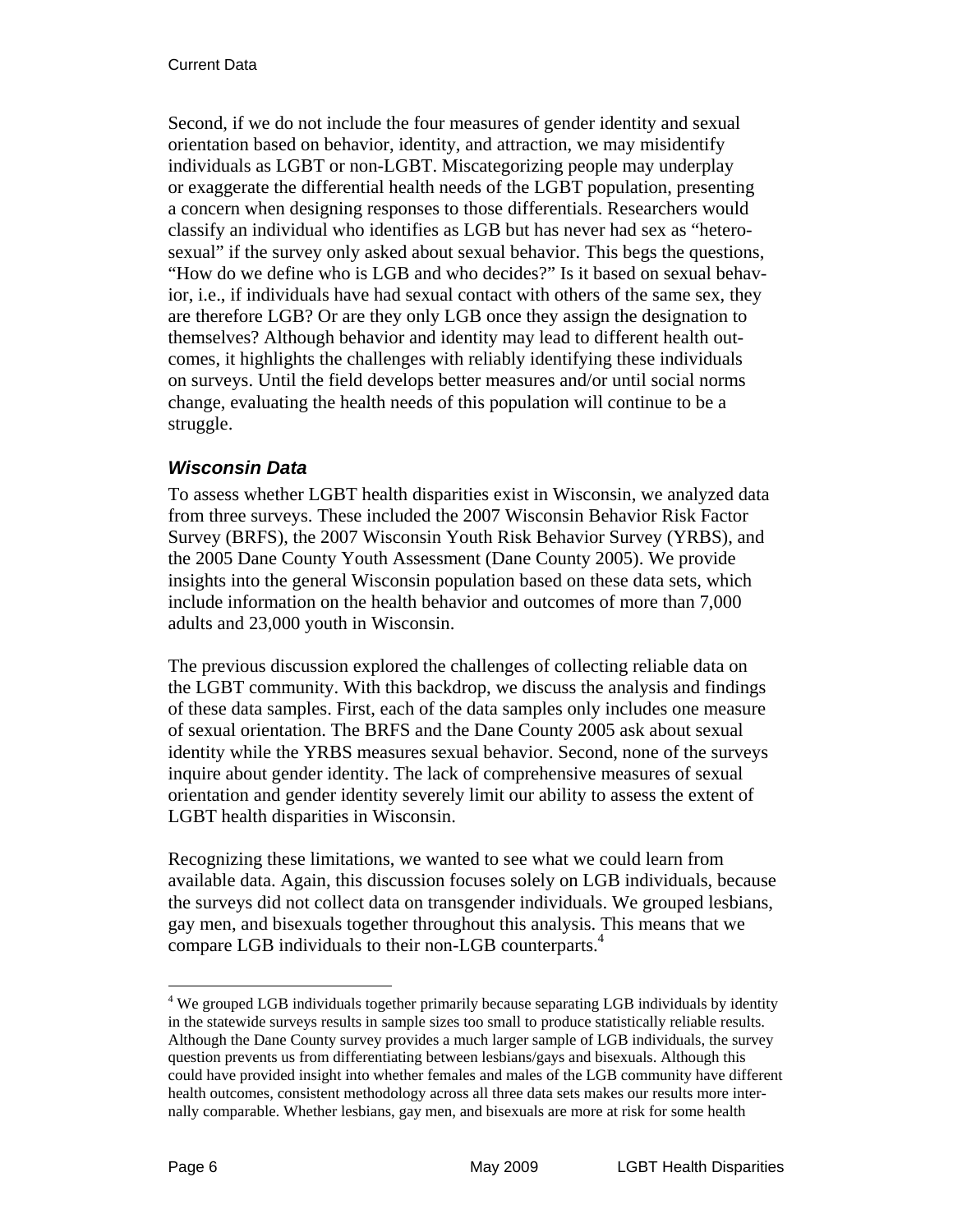Second, if we do not include the four measures of gender identity and sexual orientation based on behavior, identity, and attraction, we may misidentify individuals as LGBT or non-LGBT. Miscategorizing people may underplay or exaggerate the differential health needs of the LGBT population, presenting a concern when designing responses to those differentials. Researchers would classify an individual who identifies as LGB but has never had sex as "heterosexual" if the survey only asked about sexual behavior. This begs the questions, "How do we define who is LGB and who decides?" Is it based on sexual behavior, i.e., if individuals have had sexual contact with others of the same sex, they are therefore LGB? Or are they only LGB once they assign the designation to themselves? Although behavior and identity may lead to different health outcomes, it highlights the challenges with reliably identifying these individuals on surveys. Until the field develops better measures and/or until social norms change, evaluating the health needs of this population will continue to be a struggle.

### *Wisconsin Data*

To assess whether LGBT health disparities exist in Wisconsin, we analyzed data from three surveys. These included the 2007 Wisconsin Behavior Risk Factor Survey (BRFS), the 2007 Wisconsin Youth Risk Behavior Survey (YRBS), and the 2005 Dane County Youth Assessment (Dane County 2005). We provide insights into the general Wisconsin population based on these data sets, which include information on the health behavior and outcomes of more than 7,000 adults and 23,000 youth in Wisconsin.

The previous discussion explored the challenges of collecting reliable data on the LGBT community. With this backdrop, we discuss the analysis and findings of these data samples. First, each of the data samples only includes one measure of sexual orientation. The BRFS and the Dane County 2005 ask about sexual identity while the YRBS measures sexual behavior. Second, none of the surveys inquire about gender identity. The lack of comprehensive measures of sexual orientation and gender identity severely limit our ability to assess the extent of LGBT health disparities in Wisconsin.

Recognizing these limitations, we wanted to see what we could learn from available data. Again, this discussion focuses solely on LGB individuals, because the surveys did not collect data on transgender individuals. We grouped lesbians, gay men, and bisexuals together throughout this analysis. This means that we compare LGB individuals to their non-LGB counterparts.[4]

---

[4] We grouped LGB individuals together primarily because separating LGB individuals by identity in the statewide surveys results in sample sizes too small to produce statistically reliable results. Although the Dane County survey provides a much larger sample of LGB individuals, the survey question prevents us from differentiating between lesbians/gays and bisexuals. Although this could have provided insight into whether females and males of the LGB community have different health outcomes, consistent methodology across all three data sets makes our results more internally comparable. Whether lesbians, gay men, and bisexuals are more at risk for some health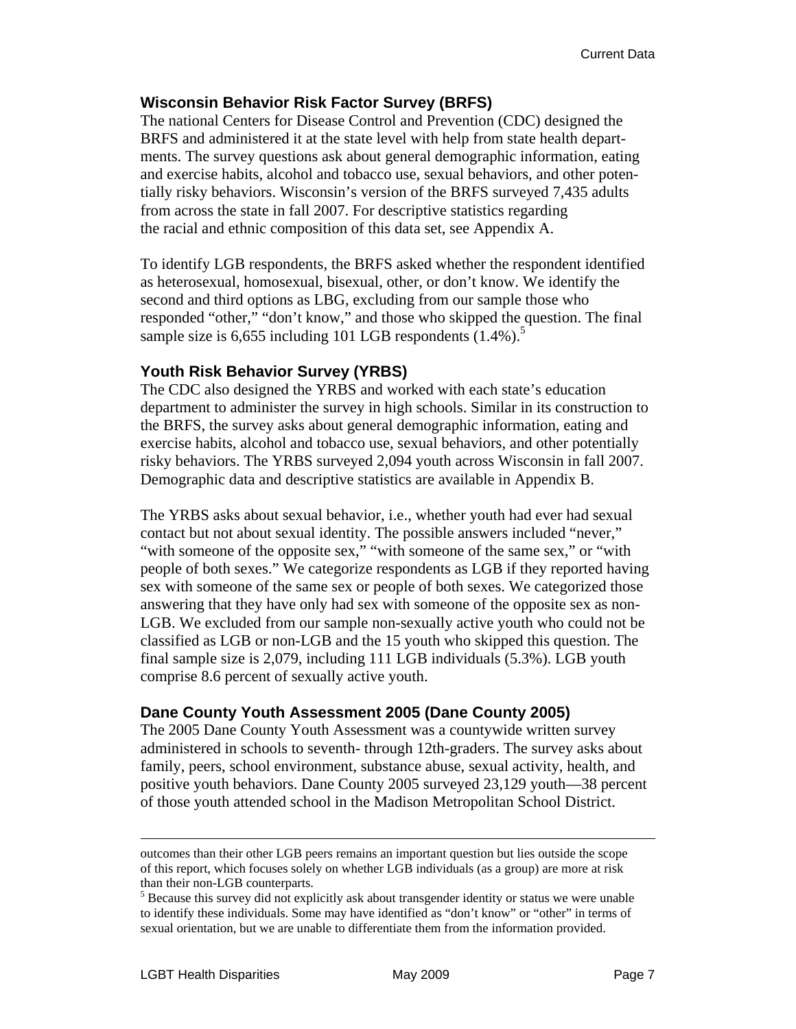### Wisconsin Behavior Risk Factor Survey (BRFS)

The national Centers for Disease Control and Prevention (CDC) designed the BRFS and administered it at the state level with help from state health departments. The survey questions ask about general demographic information, eating and exercise habits, alcohol and tobacco use, sexual behaviors, and other potentially risky behaviors. Wisconsin's version of the BRFS surveyed 7,435 adults from across the state in fall 2007. For descriptive statistics regarding the racial and ethnic composition of this data set, see Appendix A.

To identify LGB respondents, the BRFS asked whether the respondent identified as heterosexual, homosexual, bisexual, other, or don't know. We identify the second and third options as LBG, excluding from our sample those who responded "other," "don't know," and those who skipped the question. The final sample size is 6,655 including 101 LGB respondents (1.4%).[5]

### Youth Risk Behavior Survey (YRBS)

The CDC also designed the YRBS and worked with each state's education department to administer the survey in high schools. Similar in its construction to the BRFS, the survey asks about general demographic information, eating and exercise habits, alcohol and tobacco use, sexual behaviors, and other potentially risky behaviors. The YRBS surveyed 2,094 youth across Wisconsin in fall 2007. Demographic data and descriptive statistics are available in Appendix B.

The YRBS asks about sexual behavior, i.e., whether youth had ever had sexual contact but not about sexual identity. The possible answers included "never," "with someone of the opposite sex," "with someone of the same sex," or "with people of both sexes." We categorize respondents as LGB if they reported having sex with someone of the same sex or people of both sexes. We categorized those answering that they have only had sex with someone of the opposite sex as non-LGB. We excluded from our sample non-sexually active youth who could not be classified as LGB or non-LGB and the 15 youth who skipped this question. The final sample size is 2,079, including 111 LGB individuals (5.3%). LGB youth comprise 8.6 percent of sexually active youth.

### Dane County Youth Assessment 2005 (Dane County 2005)

The 2005 Dane County Youth Assessment was a countywide written survey administered in schools to seventh- through 12th-graders. The survey asks about family, peers, school environment, substance abuse, sexual activity, health, and positive youth behaviors. Dane County 2005 surveyed 23,129 youth—38 percent of those youth attended school in the Madison Metropolitan School District.

---

outcomes than their other LGB peers remains an important question but lies outside the scope of this report, which focuses solely on whether LGB individuals (as a group) are more at risk than their non-LGB counterparts.

[5] Because this survey did not explicitly ask about transgender identity or status we were unable to identify these individuals. Some may have identified as "don't know" or "other" in terms of sexual orientation, but we are unable to differentiate them from the information provided.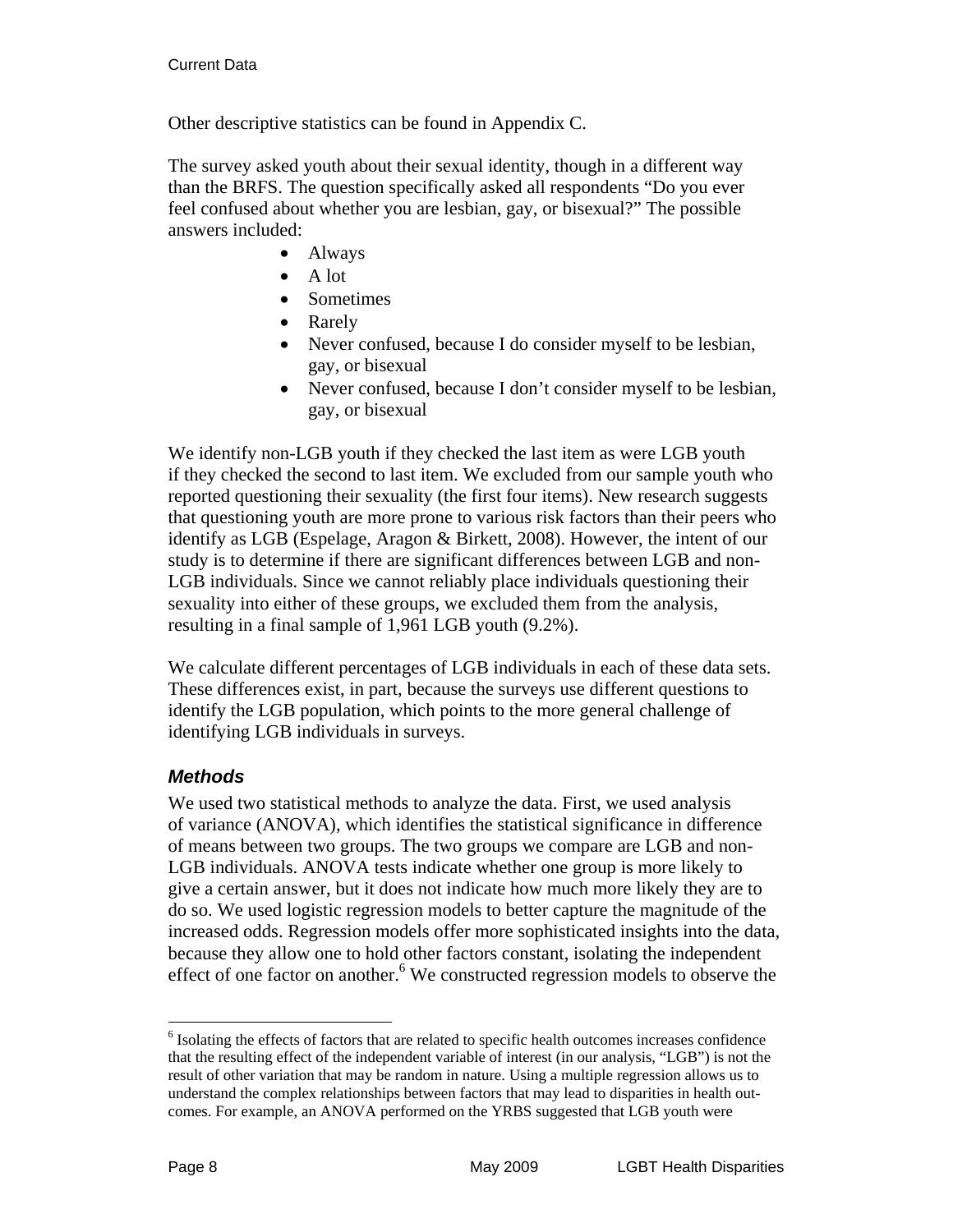Other descriptive statistics can be found in Appendix C.

The survey asked youth about their sexual identity, though in a different way than the BRFS. The question specifically asked all respondents "Do you ever feel confused about whether you are lesbian, gay, or bisexual?" The possible answers included:

- Always
- A lot
- Sometimes
- Rarely
- Never confused, because I do consider myself to be lesbian, gay, or bisexual
- Never confused, because I don't consider myself to be lesbian, gay, or bisexual

We identify non-LGB youth if they checked the last item as were LGB youth if they checked the second to last item. We excluded from our sample youth who reported questioning their sexuality (the first four items). New research suggests that questioning youth are more prone to various risk factors than their peers who identify as LGB (Espelage, Aragon & Birkett, 2008). However, the intent of our study is to determine if there are significant differences between LGB and non-LGB individuals. Since we cannot reliably place individuals questioning their sexuality into either of these groups, we excluded them from the analysis, resulting in a final sample of 1,961 LGB youth (9.2%).

We calculate different percentages of LGB individuals in each of these data sets. These differences exist, in part, because the surveys use different questions to identify the LGB population, which points to the more general challenge of identifying LGB individuals in surveys.

### *Methods*

We used two statistical methods to analyze the data. First, we used analysis of variance (ANOVA), which identifies the statistical significance in difference of means between two groups. The two groups we compare are LGB and non-LGB individuals. ANOVA tests indicate whether one group is more likely to give a certain answer, but it does not indicate how much more likely they are to do so. We used logistic regression models to better capture the magnitude of the increased odds. Regression models offer more sophisticated insights into the data, because they allow one to hold other factors constant, isolating the independent effect of one factor on another.[6] We constructed regression models to observe the

---

[6] Isolating the effects of factors that are related to specific health outcomes increases confidence that the resulting effect of the independent variable of interest (in our analysis, "LGB") is not the result of other variation that may be random in nature. Using a multiple regression allows us to understand the complex relationships between factors that may lead to disparities in health outcomes. For example, an ANOVA performed on the YRBS suggested that LGB youth were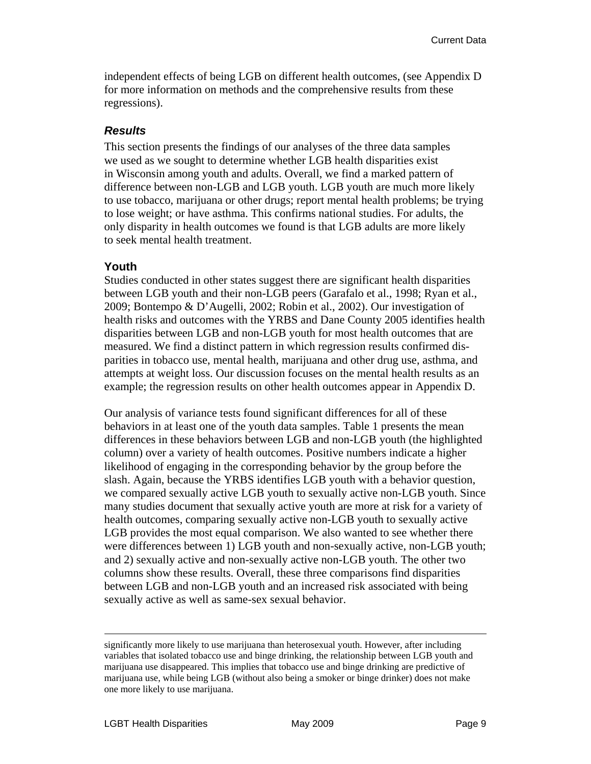independent effects of being LGB on different health outcomes, (see Appendix D for more information on methods and the comprehensive results from these regressions).

### *Results*

This section presents the findings of our analyses of the three data samples we used as we sought to determine whether LGB health disparities exist in Wisconsin among youth and adults. Overall, we find a marked pattern of difference between non-LGB and LGB youth. LGB youth are much more likely to use tobacco, marijuana or other drugs; report mental health problems; be trying to lose weight; or have asthma. This confirms national studies. For adults, the only disparity in health outcomes we found is that LGB adults are more likely to seek mental health treatment.

### Youth

Studies conducted in other states suggest there are significant health disparities between LGB youth and their non-LGB peers (Garafalo et al., 1998; Ryan et al., 2009; Bontempo & D'Augelli, 2002; Robin et al., 2002). Our investigation of health risks and outcomes with the YRBS and Dane County 2005 identifies health disparities between LGB and non-LGB youth for most health outcomes that are measured. We find a distinct pattern in which regression results confirmed disparities in tobacco use, mental health, marijuana and other drug use, asthma, and attempts at weight loss. Our discussion focuses on the mental health results as an example; the regression results on other health outcomes appear in Appendix D.

Our analysis of variance tests found significant differences for all of these behaviors in at least one of the youth data samples. Table 1 presents the mean differences in these behaviors between LGB and non-LGB youth (the highlighted column) over a variety of health outcomes. Positive numbers indicate a higher likelihood of engaging in the corresponding behavior by the group before the slash. Again, because the YRBS identifies LGB youth with a behavior question, we compared sexually active LGB youth to sexually active non-LGB youth. Since many studies document that sexually active youth are more at risk for a variety of health outcomes, comparing sexually active non-LGB youth to sexually active LGB provides the most equal comparison. We also wanted to see whether there were differences between 1) LGB youth and non-sexually active, non-LGB youth; and 2) sexually active and non-sexually active non-LGB youth. The other two columns show these results. Overall, these three comparisons find disparities between LGB and non-LGB youth and an increased risk associated with being sexually active as well as same-sex sexual behavior.

---

significantly more likely to use marijuana than heterosexual youth. However, after including variables that isolated tobacco use and binge drinking, the relationship between LGB youth and marijuana use disappeared. This implies that tobacco use and binge drinking are predictive of marijuana use, while being LGB (without also being a smoker or binge drinker) does not make one more likely to use marijuana.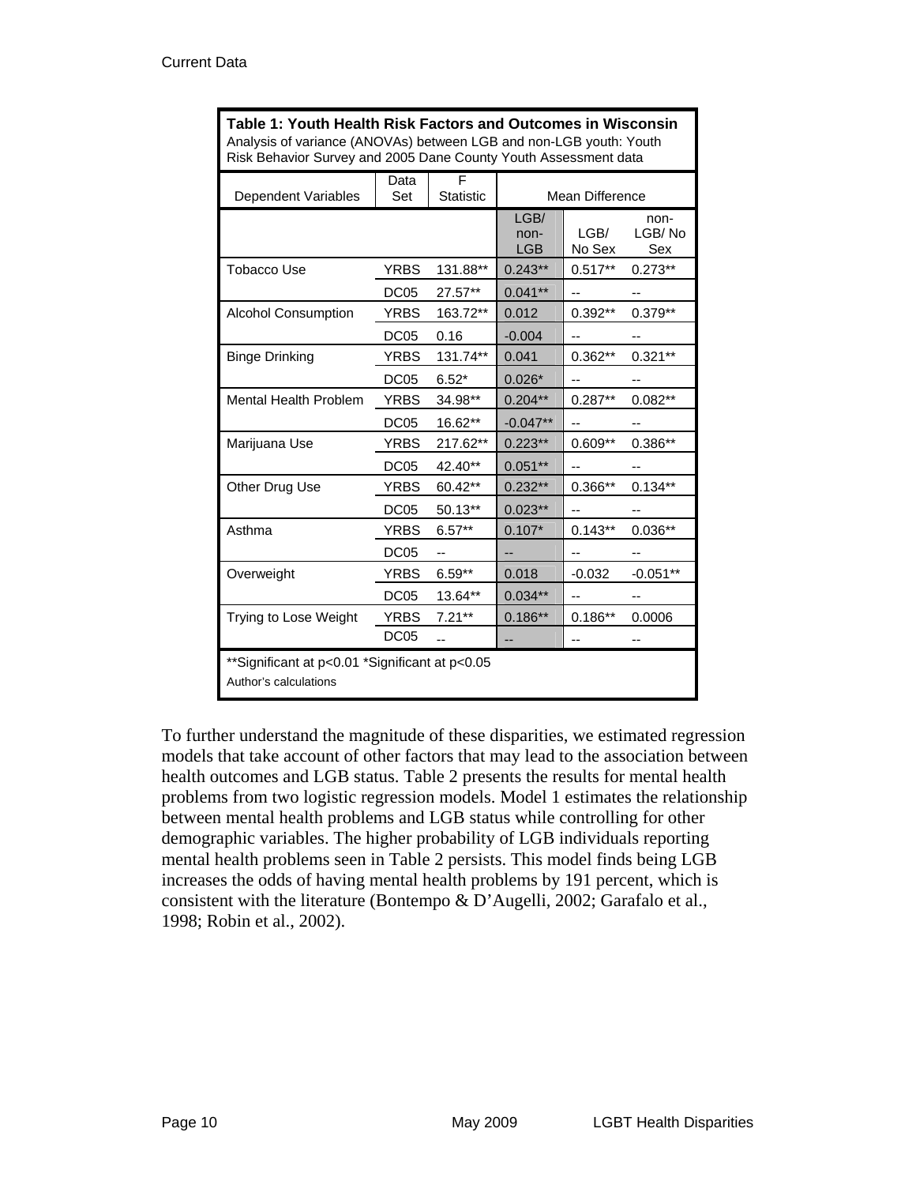**Table 1: Youth Health Risk Factors and Outcomes in Wisconsin**
Analysis of variance (ANOVAs) between LGB and non-LGB youth: Youth Risk Behavior Survey and 2005 Dane County Youth Assessment data

| Dependent Variables | Data Set | F Statistic | Mean Difference | | |
|---|---|---|---|---|---|
| | | | LGB/ non-LGB | LGB/ No Sex | non-LGB/ No Sex |
| Tobacco Use | YRBS | 131.88** | 0.243** | 0.517** | 0.273** |
| | DC05 | 27.57** | 0.041** | -- | -- |
| Alcohol Consumption | YRBS | 163.72** | 0.012 | 0.392** | 0.379** |
| | DC05 | 0.16 | -0.004 | -- | -- |
| Binge Drinking | YRBS | 131.74** | 0.041 | 0.362** | 0.321** |
| | DC05 | 6.52* | 0.026* | -- | -- |
| Mental Health Problem | YRBS | 34.98** | 0.204** | 0.287** | 0.082** |
| | DC05 | 16.62** | -0.047** | -- | -- |
| Marijuana Use | YRBS | 217.62** | 0.223** | 0.609** | 0.386** |
| | DC05 | 42.40** | 0.051** | -- | -- |
| Other Drug Use | YRBS | 60.42** | 0.232** | 0.366** | 0.134** |
| | DC05 | 50.13** | 0.023** | -- | -- |
| Asthma | YRBS | 6.57** | 0.107* | 0.143** | 0.036** |
| | DC05 | -- | -- | -- | -- |
| Overweight | YRBS | 6.59** | 0.018 | -0.032 | -0.051** |
| | DC05 | 13.64** | 0.034** | -- | -- |
| Trying to Lose Weight | YRBS | 7.21** | 0.186** | 0.186** | 0.0006 |
| | DC05 | -- | -- | -- | -- |

**Significant at $p<0.01$ *Significant at $p<0.05$
Author's calculations

To further understand the magnitude of these disparities, we estimated regression models that take account of other factors that may lead to the association between health outcomes and LGB status. Table 2 presents the results for mental health problems from two logistic regression models. Model 1 estimates the relationship between mental health problems and LGB status while controlling for other demographic variables. The higher probability of LGB individuals reporting mental health problems seen in Table 2 persists. This model finds being LGB increases the odds of having mental health problems by 191 percent, which is consistent with the literature (Bontempo & D'Augelli, 2002; Garafalo et al., 1998; Robin et al., 2002).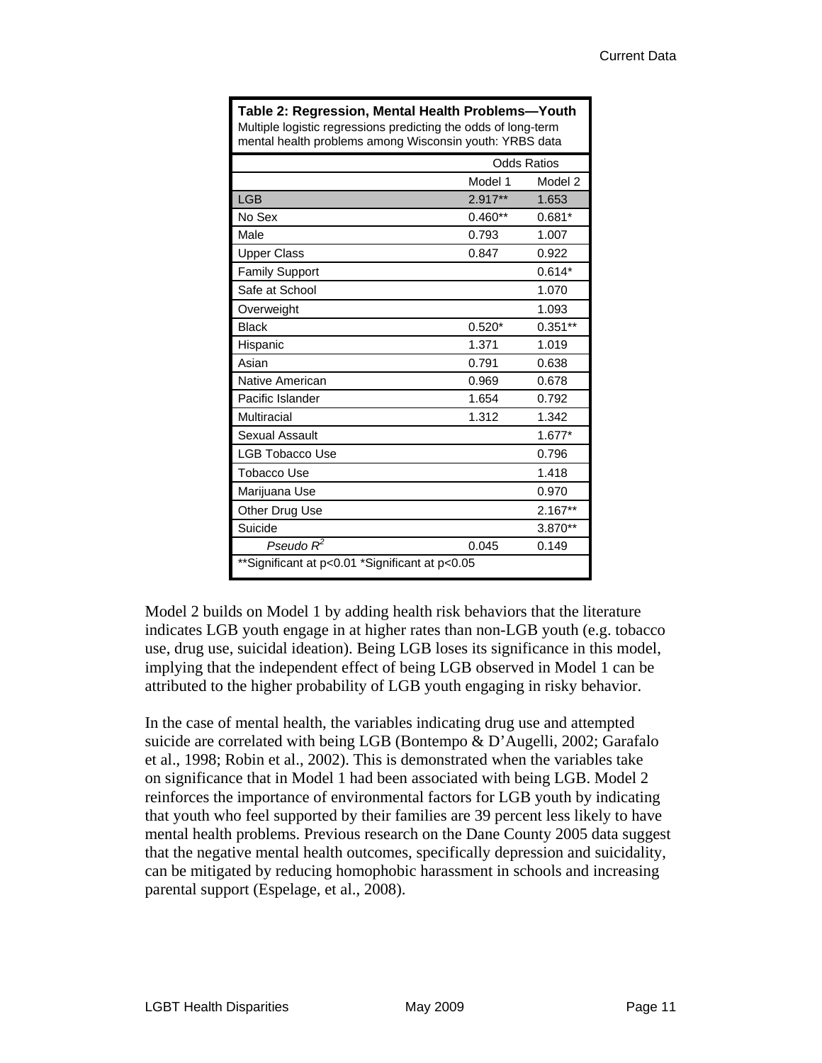**Table 2: Regression, Mental Health Problems—Youth**
Multiple logistic regressions predicting the odds of long-term mental health problems among Wisconsin youth: YRBS data

| | Odds Ratios | |
|---|---|---|
| | Model 1 | Model 2 |
| LGB | 2.917** | 1.653 |
| No Sex | 0.460** | 0.681* |
| Male | 0.793 | 1.007 |
| Upper Class | 0.847 | 0.922 |
| Family Support | | 0.614* |
| Safe at School | | 1.070 |
| Overweight | | 1.093 |
| Black | 0.520* | 0.351** |
| Hispanic | 1.371 | 1.019 |
| Asian | 0.791 | 0.638 |
| Native American | 0.969 | 0.678 |
| Pacific Islander | 1.654 | 0.792 |
| Multiracial | 1.312 | 1.342 |
| Sexual Assault | | 1.677* |
| LGB Tobacco Use | | 0.796 |
| Tobacco Use | | 1.418 |
| Marijuana Use | | 0.970 |
| Other Drug Use | | 2.167** |
| Suicide | | 3.870** |
| *Pseudo* $R^2$ | 0.045 | 0.149 |

**Significant at p<0.01 *Significant at p<0.05

Model 2 builds on Model 1 by adding health risk behaviors that the literature indicates LGB youth engage in at higher rates than non-LGB youth (e.g. tobacco use, drug use, suicidal ideation). Being LGB loses its significance in this model, implying that the independent effect of being LGB observed in Model 1 can be attributed to the higher probability of LGB youth engaging in risky behavior.

In the case of mental health, the variables indicating drug use and attempted suicide are correlated with being LGB (Bontempo & D'Augelli, 2002; Garafalo et al., 1998; Robin et al., 2002). This is demonstrated when the variables take on significance that in Model 1 had been associated with being LGB. Model 2 reinforces the importance of environmental factors for LGB youth by indicating that youth who feel supported by their families are 39 percent less likely to have mental health problems. Previous research on the Dane County 2005 data suggest that the negative mental health outcomes, specifically depression and suicidality, can be mitigated by reducing homophobic harassment in schools and increasing parental support (Espelage, et al., 2008).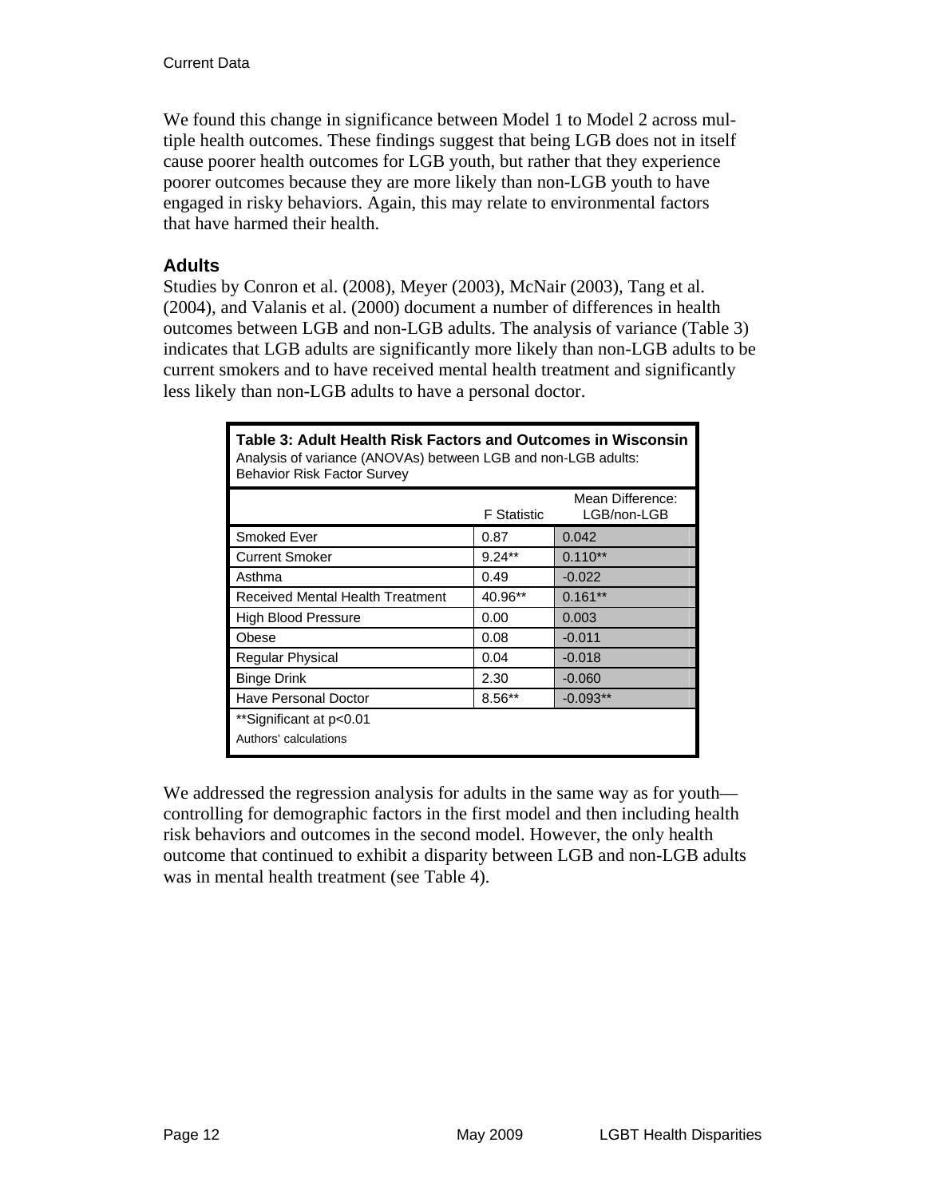We found this change in significance between Model 1 to Model 2 across multiple health outcomes. These findings suggest that being LGB does not in itself cause poorer health outcomes for LGB youth, but rather that they experience poorer outcomes because they are more likely than non-LGB youth to have engaged in risky behaviors. Again, this may relate to environmental factors that have harmed their health.

### Adults

Studies by Conron et al. (2008), Meyer (2003), McNair (2003), Tang et al. (2004), and Valanis et al. (2000) document a number of differences in health outcomes between LGB and non-LGB adults. The analysis of variance (Table 3) indicates that LGB adults are significantly more likely than non-LGB adults to be current smokers and to have received mental health treatment and significantly less likely than non-LGB adults to have a personal doctor.

**Table 3: Adult Health Risk Factors and Outcomes in Wisconsin**
Analysis of variance (ANOVAs) between LGB and non-LGB adults: Behavior Risk Factor Survey

| | F Statistic | Mean Difference: LGB/non-LGB |
|---|---|---|
| Smoked Ever | 0.87 | 0.042 |
| Current Smoker | 9.24** | 0.110** |
| Asthma | 0.49 | -0.022 |
| Received Mental Health Treatment | 40.96** | 0.161** |
| High Blood Pressure | 0.00 | 0.003 |
| Obese | 0.08 | -0.011 |
| Regular Physical | 0.04 | -0.018 |
| Binge Drink | 2.30 | -0.060 |
| Have Personal Doctor | 8.56** | -0.093** |

**Significant at p<0.01

Authors' calculations

We addressed the regression analysis for adults in the same way as for youth—controlling for demographic factors in the first model and then including health risk behaviors and outcomes in the second model. However, the only health outcome that continued to exhibit a disparity between LGB and non-LGB adults was in mental health treatment (see Table 4).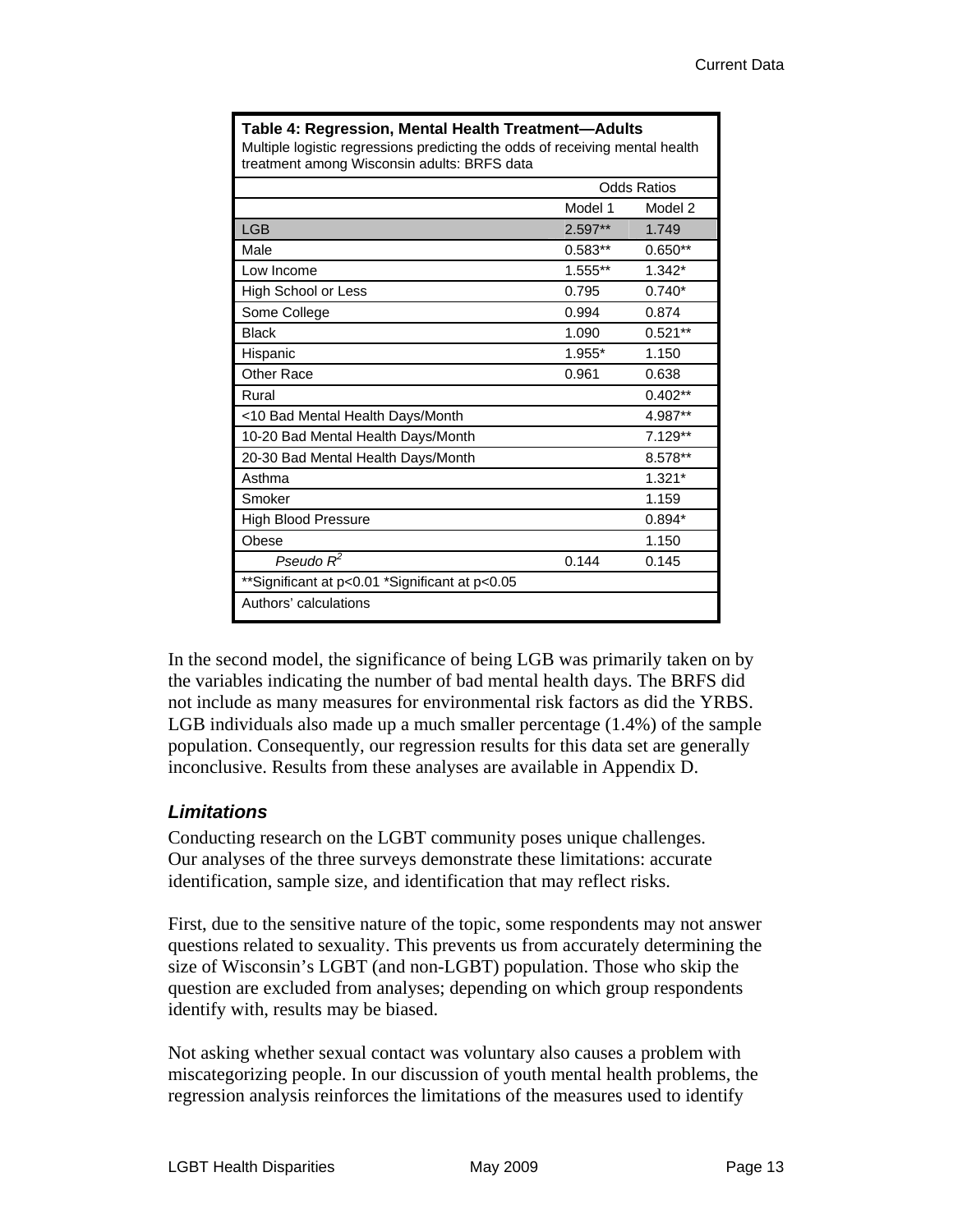**Table 4: Regression, Mental Health Treatment—Adults**
Multiple logistic regressions predicting the odds of receiving mental health treatment among Wisconsin adults: BRFS data

| | Odds Ratios | |
|---|---|---|
| | Model 1 | Model 2 |
| LGB | 2.597** | 1.749 |
| Male | 0.583** | 0.650** |
| Low Income | 1.555** | 1.342* |
| High School or Less | 0.795 | 0.740* |
| Some College | 0.994 | 0.874 |
| Black | 1.090 | 0.521** |
| Hispanic | 1.955* | 1.150 |
| Other Race | 0.961 | 0.638 |
| Rural | | 0.402** |
| <10 Bad Mental Health Days/Month | | 4.987** |
| 10-20 Bad Mental Health Days/Month | | 7.129** |
| 20-30 Bad Mental Health Days/Month | | 8.578** |
| Asthma | | 1.321* |
| Smoker | | 1.159 |
| High Blood Pressure | | 0.894* |
| Obese | | 1.150 |
| *Pseudo* $R^2$ | 0.144 | 0.145 |

**Significant at p<0.01 *Significant at p<0.05

Authors' calculations

In the second model, the significance of being LGB was primarily taken on by the variables indicating the number of bad mental health days. The BRFS did not include as many measures for environmental risk factors as did the YRBS. LGB individuals also made up a much smaller percentage (1.4%) of the sample population. Consequently, our regression results for this data set are generally inconclusive. Results from these analyses are available in Appendix D.

### *Limitations*

Conducting research on the LGBT community poses unique challenges. Our analyses of the three surveys demonstrate these limitations: accurate identification, sample size, and identification that may reflect risks.

First, due to the sensitive nature of the topic, some respondents may not answer questions related to sexuality. This prevents us from accurately determining the size of Wisconsin's LGBT (and non-LGBT) population. Those who skip the question are excluded from analyses; depending on which group respondents identify with, results may be biased.

Not asking whether sexual contact was voluntary also causes a problem with miscategorizing people. In our discussion of youth mental health problems, the regression analysis reinforces the limitations of the measures used to identify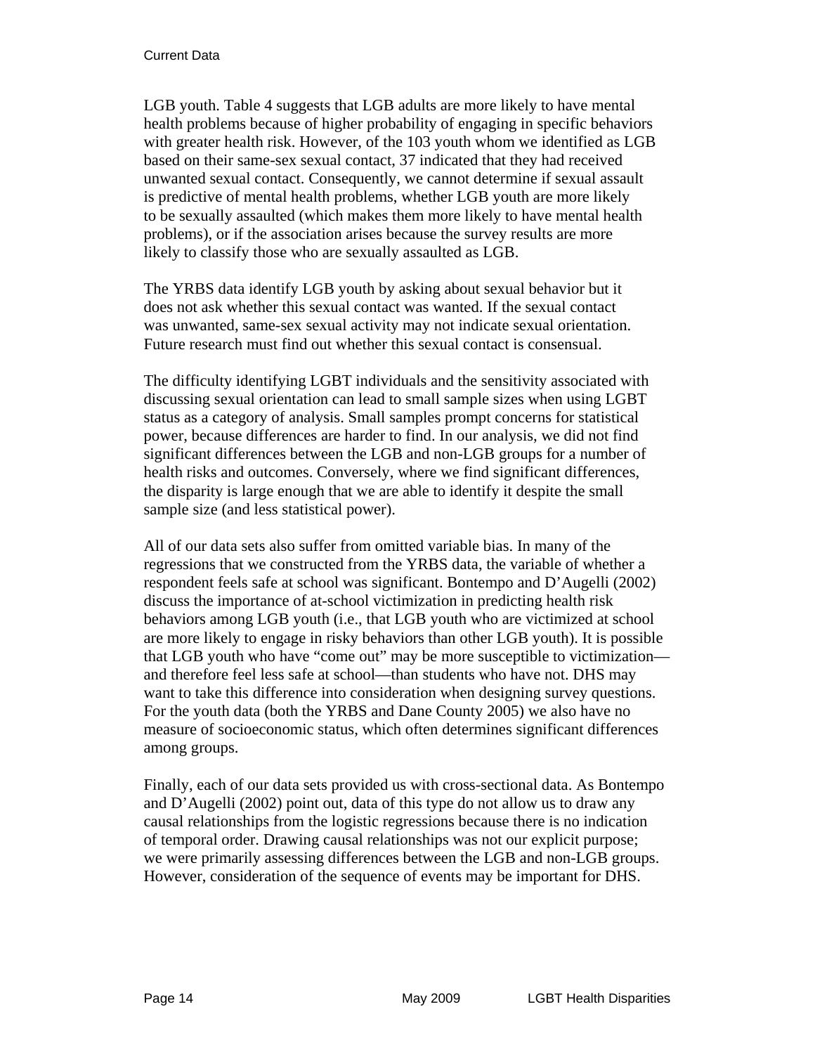LGB youth. Table 4 suggests that LGB adults are more likely to have mental health problems because of higher probability of engaging in specific behaviors with greater health risk. However, of the 103 youth whom we identified as LGB based on their same-sex sexual contact, 37 indicated that they had received unwanted sexual contact. Consequently, we cannot determine if sexual assault is predictive of mental health problems, whether LGB youth are more likely to be sexually assaulted (which makes them more likely to have mental health problems), or if the association arises because the survey results are more likely to classify those who are sexually assaulted as LGB.

The YRBS data identify LGB youth by asking about sexual behavior but it does not ask whether this sexual contact was wanted. If the sexual contact was unwanted, same-sex sexual activity may not indicate sexual orientation. Future research must find out whether this sexual contact is consensual.

The difficulty identifying LGBT individuals and the sensitivity associated with discussing sexual orientation can lead to small sample sizes when using LGBT status as a category of analysis. Small samples prompt concerns for statistical power, because differences are harder to find. In our analysis, we did not find significant differences between the LGB and non-LGB groups for a number of health risks and outcomes. Conversely, where we find significant differences, the disparity is large enough that we are able to identify it despite the small sample size (and less statistical power).

All of our data sets also suffer from omitted variable bias. In many of the regressions that we constructed from the YRBS data, the variable of whether a respondent feels safe at school was significant. Bontempo and D'Augelli (2002) discuss the importance of at-school victimization in predicting health risk behaviors among LGB youth (i.e., that LGB youth who are victimized at school are more likely to engage in risky behaviors than other LGB youth). It is possible that LGB youth who have "come out" may be more susceptible to victimization—and therefore feel less safe at school—than students who have not. DHS may want to take this difference into consideration when designing survey questions. For the youth data (both the YRBS and Dane County 2005) we also have no measure of socioeconomic status, which often determines significant differences among groups.

Finally, each of our data sets provided us with cross-sectional data. As Bontempo and D'Augelli (2002) point out, data of this type do not allow us to draw any causal relationships from the logistic regressions because there is no indication of temporal order. Drawing causal relationships was not our explicit purpose; we were primarily assessing differences between the LGB and non-LGB groups. However, consideration of the sequence of events may be important for DHS.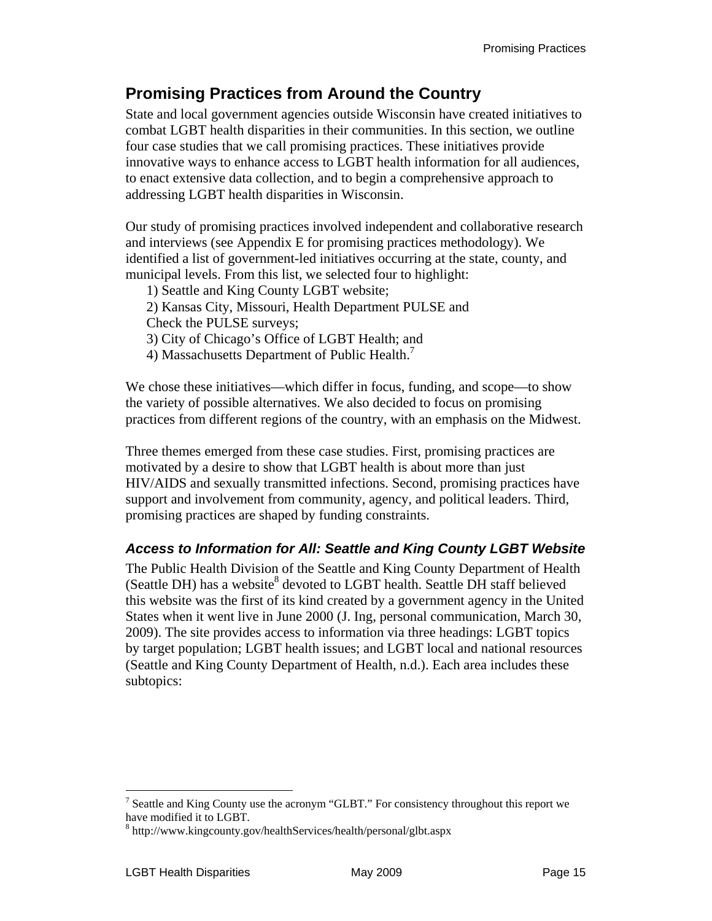## Promising Practices from Around the Country

State and local government agencies outside Wisconsin have created initiatives to combat LGBT health disparities in their communities. In this section, we outline four case studies that we call promising practices. These initiatives provide innovative ways to enhance access to LGBT health information for all audiences, to enact extensive data collection, and to begin a comprehensive approach to addressing LGBT health disparities in Wisconsin.

Our study of promising practices involved independent and collaborative research and interviews (see Appendix E for promising practices methodology). We identified a list of government-led initiatives occurring at the state, county, and municipal levels. From this list, we selected four to highlight:

1) Seattle and King County LGBT website;
2) Kansas City, Missouri, Health Department PULSE and Check the PULSE surveys;
3) City of Chicago's Office of LGBT Health; and
4) Massachusetts Department of Public Health.[7]

We chose these initiatives—which differ in focus, funding, and scope—to show the variety of possible alternatives. We also decided to focus on promising practices from different regions of the country, with an emphasis on the Midwest.

Three themes emerged from these case studies. First, promising practices are motivated by a desire to show that LGBT health is about more than just HIV/AIDS and sexually transmitted infections. Second, promising practices have support and involvement from community, agency, and political leaders. Third, promising practices are shaped by funding constraints.

### *Access to Information for All: Seattle and King County LGBT Website*

The Public Health Division of the Seattle and King County Department of Health (Seattle DH) has a website[8] devoted to LGBT health. Seattle DH staff believed this website was the first of its kind created by a government agency in the United States when it went live in June 2000 (J. Ing, personal communication, March 30, 2009). The site provides access to information via three headings: LGBT topics by target population; LGBT health issues; and LGBT local and national resources (Seattle and King County Department of Health, n.d.). Each area includes these subtopics:

[7] Seattle and King County use the acronym "GLBT." For consistency throughout this report we have modified it to LGBT.

[8] http://www.kingcounty.gov/healthServices/health/personal/glbt.aspx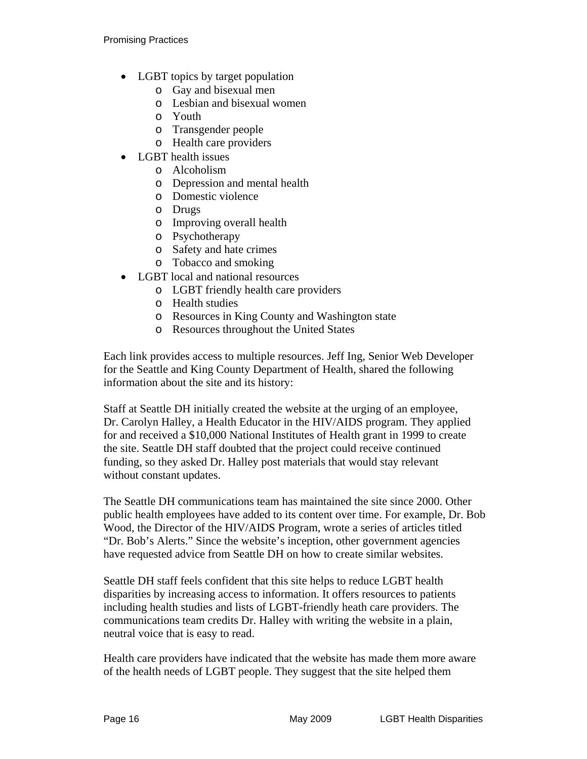- LGBT topics by target population
  - Gay and bisexual men
  - Lesbian and bisexual women
  - Youth
  - Transgender people
  - Health care providers
- LGBT health issues
  - Alcoholism
  - Depression and mental health
  - Domestic violence
  - Drugs
  - Improving overall health
  - Psychotherapy
  - Safety and hate crimes
  - Tobacco and smoking
- LGBT local and national resources
  - LGBT friendly health care providers
  - Health studies
  - Resources in King County and Washington state
  - Resources throughout the United States

Each link provides access to multiple resources. Jeff Ing, Senior Web Developer for the Seattle and King County Department of Health, shared the following information about the site and its history:

Staff at Seattle DH initially created the website at the urging of an employee, Dr. Carolyn Halley, a Health Educator in the HIV/AIDS program. They applied for and received a $10,000 National Institutes of Health grant in 1999 to create the site. Seattle DH staff doubted that the project could receive continued funding, so they asked Dr. Halley post materials that would stay relevant without constant updates.

The Seattle DH communications team has maintained the site since 2000. Other public health employees have added to its content over time. For example, Dr. Bob Wood, the Director of the HIV/AIDS Program, wrote a series of articles titled "Dr. Bob's Alerts." Since the website's inception, other government agencies have requested advice from Seattle DH on how to create similar websites.

Seattle DH staff feels confident that this site helps to reduce LGBT health disparities by increasing access to information. It offers resources to patients including health studies and lists of LGBT-friendly heath care providers. The communications team credits Dr. Halley with writing the website in a plain, neutral voice that is easy to read.

Health care providers have indicated that the website has made them more aware of the health needs of LGBT people. They suggest that the site helped them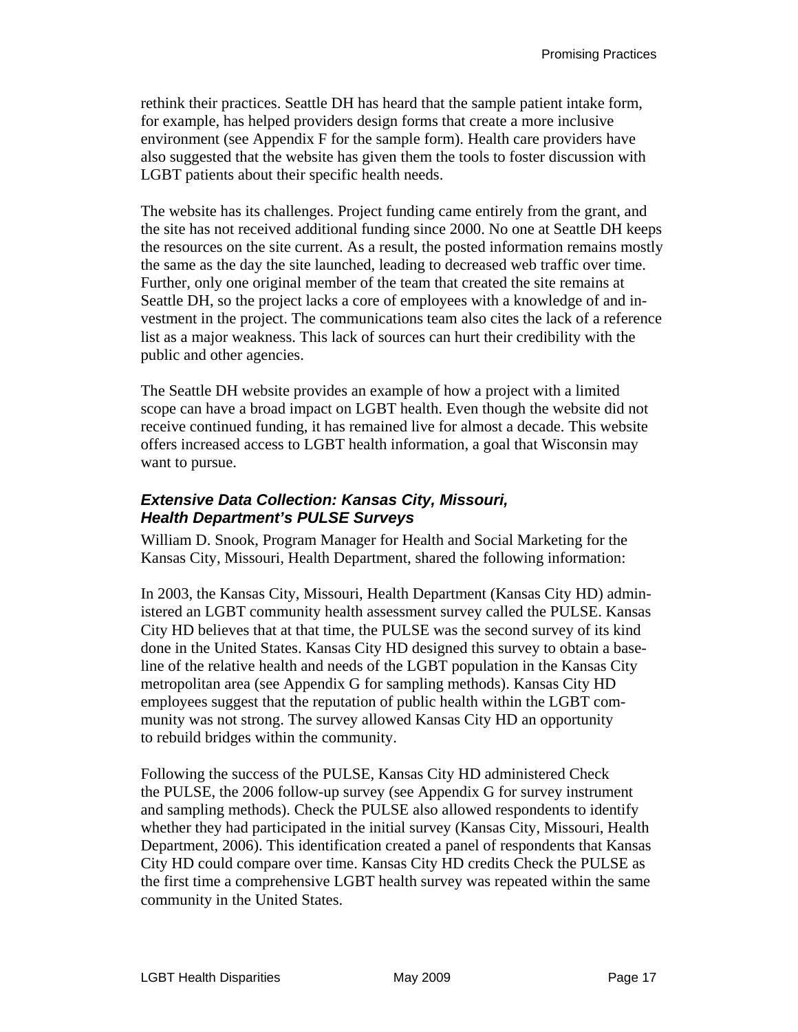rethink their practices. Seattle DH has heard that the sample patient intake form, for example, has helped providers design forms that create a more inclusive environment (see Appendix F for the sample form). Health care providers have also suggested that the website has given them the tools to foster discussion with LGBT patients about their specific health needs.

The website has its challenges. Project funding came entirely from the grant, and the site has not received additional funding since 2000. No one at Seattle DH keeps the resources on the site current. As a result, the posted information remains mostly the same as the day the site launched, leading to decreased web traffic over time. Further, only one original member of the team that created the site remains at Seattle DH, so the project lacks a core of employees with a knowledge of and investment in the project. The communications team also cites the lack of a reference list as a major weakness. This lack of sources can hurt their credibility with the public and other agencies.

The Seattle DH website provides an example of how a project with a limited scope can have a broad impact on LGBT health. Even though the website did not receive continued funding, it has remained live for almost a decade. This website offers increased access to LGBT health information, a goal that Wisconsin may want to pursue.

### *Extensive Data Collection: Kansas City, Missouri, Health Department's PULSE Surveys*

William D. Snook, Program Manager for Health and Social Marketing for the Kansas City, Missouri, Health Department, shared the following information:

In 2003, the Kansas City, Missouri, Health Department (Kansas City HD) administered an LGBT community health assessment survey called the PULSE. Kansas City HD believes that at that time, the PULSE was the second survey of its kind done in the United States. Kansas City HD designed this survey to obtain a baseline of the relative health and needs of the LGBT population in the Kansas City metropolitan area (see Appendix G for sampling methods). Kansas City HD employees suggest that the reputation of public health within the LGBT community was not strong. The survey allowed Kansas City HD an opportunity to rebuild bridges within the community.

Following the success of the PULSE, Kansas City HD administered Check the PULSE, the 2006 follow-up survey (see Appendix G for survey instrument and sampling methods). Check the PULSE also allowed respondents to identify whether they had participated in the initial survey (Kansas City, Missouri, Health Department, 2006). This identification created a panel of respondents that Kansas City HD could compare over time. Kansas City HD credits Check the PULSE as the first time a comprehensive LGBT health survey was repeated within the same community in the United States.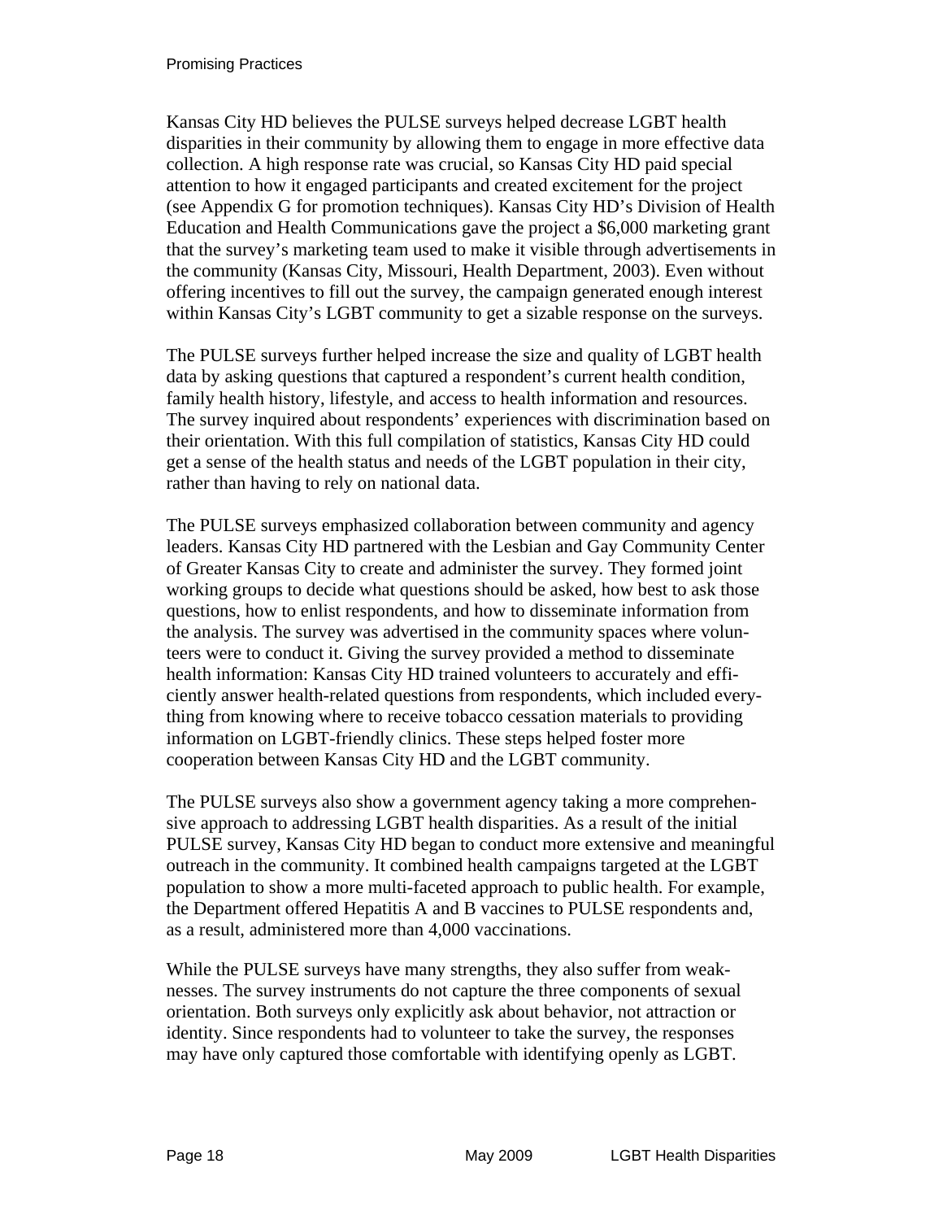Kansas City HD believes the PULSE surveys helped decrease LGBT health disparities in their community by allowing them to engage in more effective data collection. A high response rate was crucial, so Kansas City HD paid special attention to how it engaged participants and created excitement for the project (see Appendix G for promotion techniques). Kansas City HD's Division of Health Education and Health Communications gave the project a $6,000 marketing grant that the survey's marketing team used to make it visible through advertisements in the community (Kansas City, Missouri, Health Department, 2003). Even without offering incentives to fill out the survey, the campaign generated enough interest within Kansas City's LGBT community to get a sizable response on the surveys.

The PULSE surveys further helped increase the size and quality of LGBT health data by asking questions that captured a respondent's current health condition, family health history, lifestyle, and access to health information and resources. The survey inquired about respondents' experiences with discrimination based on their orientation. With this full compilation of statistics, Kansas City HD could get a sense of the health status and needs of the LGBT population in their city, rather than having to rely on national data.

The PULSE surveys emphasized collaboration between community and agency leaders. Kansas City HD partnered with the Lesbian and Gay Community Center of Greater Kansas City to create and administer the survey. They formed joint working groups to decide what questions should be asked, how best to ask those questions, how to enlist respondents, and how to disseminate information from the analysis. The survey was advertised in the community spaces where volunteers were to conduct it. Giving the survey provided a method to disseminate health information: Kansas City HD trained volunteers to accurately and efficiently answer health-related questions from respondents, which included everything from knowing where to receive tobacco cessation materials to providing information on LGBT-friendly clinics. These steps helped foster more cooperation between Kansas City HD and the LGBT community.

The PULSE surveys also show a government agency taking a more comprehensive approach to addressing LGBT health disparities. As a result of the initial PULSE survey, Kansas City HD began to conduct more extensive and meaningful outreach in the community. It combined health campaigns targeted at the LGBT population to show a more multi-faceted approach to public health. For example, the Department offered Hepatitis A and B vaccines to PULSE respondents and, as a result, administered more than 4,000 vaccinations.

While the PULSE surveys have many strengths, they also suffer from weaknesses. The survey instruments do not capture the three components of sexual orientation. Both surveys only explicitly ask about behavior, not attraction or identity. Since respondents had to volunteer to take the survey, the responses may have only captured those comfortable with identifying openly as LGBT.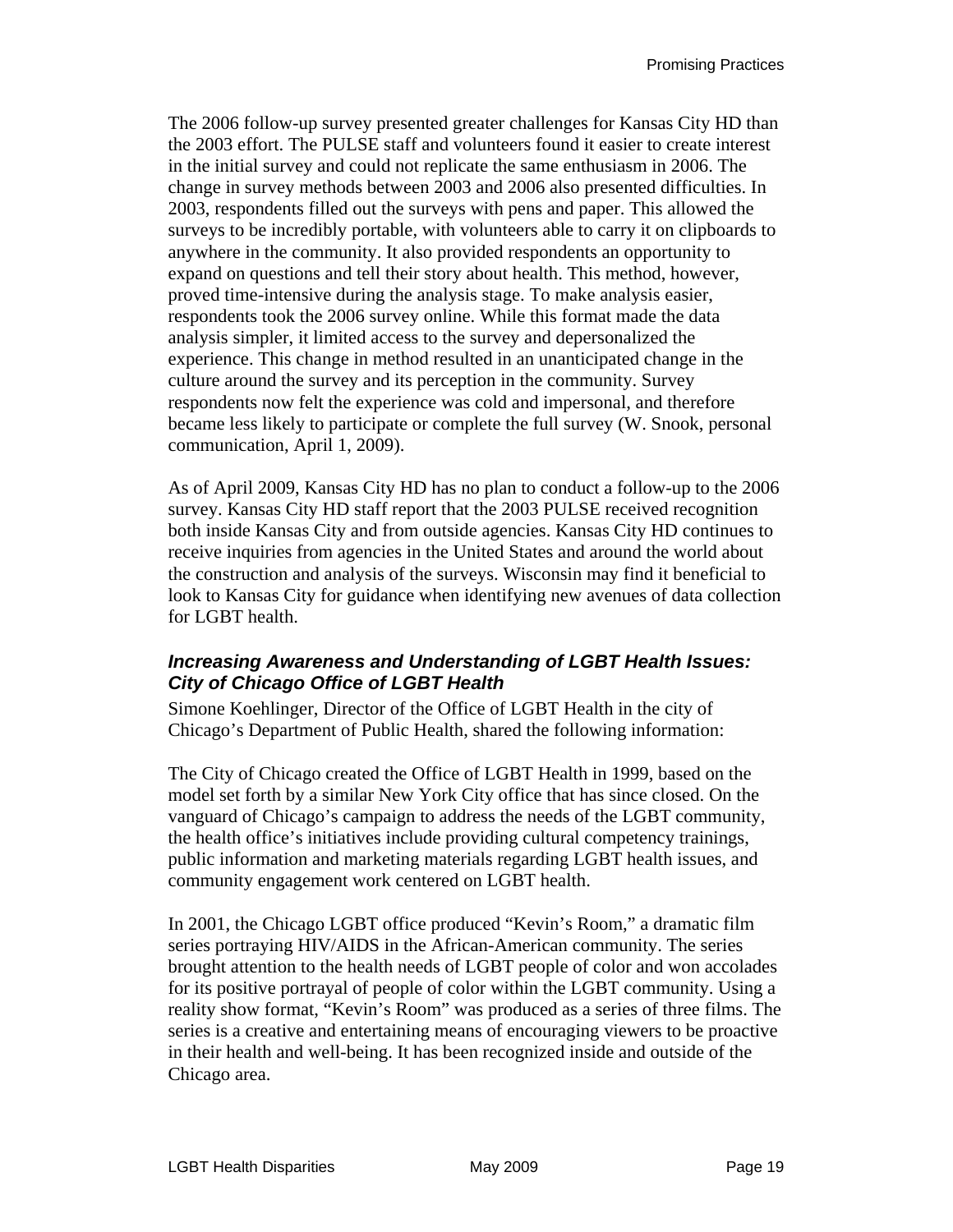The 2006 follow-up survey presented greater challenges for Kansas City HD than the 2003 effort. The PULSE staff and volunteers found it easier to create interest in the initial survey and could not replicate the same enthusiasm in 2006. The change in survey methods between 2003 and 2006 also presented difficulties. In 2003, respondents filled out the surveys with pens and paper. This allowed the surveys to be incredibly portable, with volunteers able to carry it on clipboards to anywhere in the community. It also provided respondents an opportunity to expand on questions and tell their story about health. This method, however, proved time-intensive during the analysis stage. To make analysis easier, respondents took the 2006 survey online. While this format made the data analysis simpler, it limited access to the survey and depersonalized the experience. This change in method resulted in an unanticipated change in the culture around the survey and its perception in the community. Survey respondents now felt the experience was cold and impersonal, and therefore became less likely to participate or complete the full survey (W. Snook, personal communication, April 1, 2009).

As of April 2009, Kansas City HD has no plan to conduct a follow-up to the 2006 survey. Kansas City HD staff report that the 2003 PULSE received recognition both inside Kansas City and from outside agencies. Kansas City HD continues to receive inquiries from agencies in the United States and around the world about the construction and analysis of the surveys. Wisconsin may find it beneficial to look to Kansas City for guidance when identifying new avenues of data collection for LGBT health.

### *Increasing Awareness and Understanding of LGBT Health Issues: City of Chicago Office of LGBT Health*

Simone Koehlinger, Director of the Office of LGBT Health in the city of Chicago's Department of Public Health, shared the following information:

The City of Chicago created the Office of LGBT Health in 1999, based on the model set forth by a similar New York City office that has since closed. On the vanguard of Chicago's campaign to address the needs of the LGBT community, the health office's initiatives include providing cultural competency trainings, public information and marketing materials regarding LGBT health issues, and community engagement work centered on LGBT health.

In 2001, the Chicago LGBT office produced "Kevin's Room," a dramatic film series portraying HIV/AIDS in the African-American community. The series brought attention to the health needs of LGBT people of color and won accolades for its positive portrayal of people of color within the LGBT community. Using a reality show format, "Kevin's Room" was produced as a series of three films. The series is a creative and entertaining means of encouraging viewers to be proactive in their health and well-being. It has been recognized inside and outside of the Chicago area.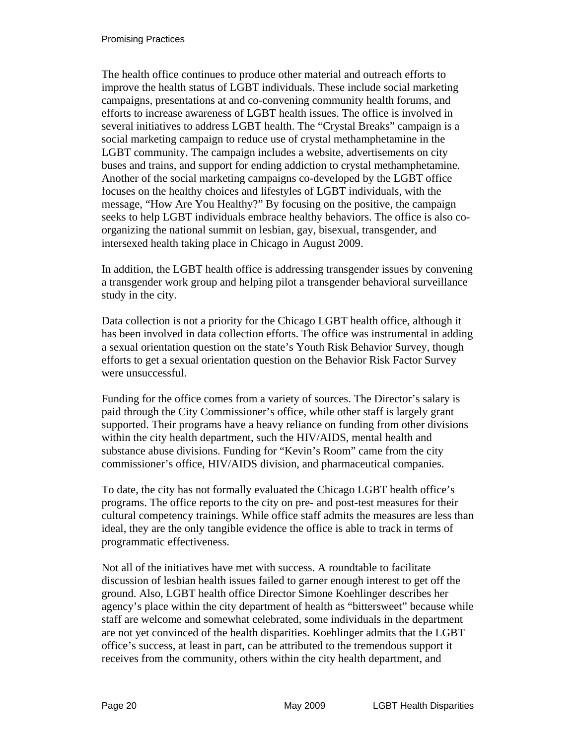The health office continues to produce other material and outreach efforts to improve the health status of LGBT individuals. These include social marketing campaigns, presentations at and co-convening community health forums, and efforts to increase awareness of LGBT health issues. The office is involved in several initiatives to address LGBT health. The "Crystal Breaks" campaign is a social marketing campaign to reduce use of crystal methamphetamine in the LGBT community. The campaign includes a website, advertisements on city buses and trains, and support for ending addiction to crystal methamphetamine. Another of the social marketing campaigns co-developed by the LGBT office focuses on the healthy choices and lifestyles of LGBT individuals, with the message, "How Are You Healthy?" By focusing on the positive, the campaign seeks to help LGBT individuals embrace healthy behaviors. The office is also co-organizing the national summit on lesbian, gay, bisexual, transgender, and intersexed health taking place in Chicago in August 2009.

In addition, the LGBT health office is addressing transgender issues by convening a transgender work group and helping pilot a transgender behavioral surveillance study in the city.

Data collection is not a priority for the Chicago LGBT health office, although it has been involved in data collection efforts. The office was instrumental in adding a sexual orientation question on the state's Youth Risk Behavior Survey, though efforts to get a sexual orientation question on the Behavior Risk Factor Survey were unsuccessful.

Funding for the office comes from a variety of sources. The Director's salary is paid through the City Commissioner's office, while other staff is largely grant supported. Their programs have a heavy reliance on funding from other divisions within the city health department, such the HIV/AIDS, mental health and substance abuse divisions. Funding for "Kevin's Room" came from the city commissioner's office, HIV/AIDS division, and pharmaceutical companies.

To date, the city has not formally evaluated the Chicago LGBT health office's programs. The office reports to the city on pre- and post-test measures for their cultural competency trainings. While office staff admits the measures are less than ideal, they are the only tangible evidence the office is able to track in terms of programmatic effectiveness.

Not all of the initiatives have met with success. A roundtable to facilitate discussion of lesbian health issues failed to garner enough interest to get off the ground. Also, LGBT health office Director Simone Koehlinger describes her agency's place within the city department of health as "bittersweet" because while staff are welcome and somewhat celebrated, some individuals in the department are not yet convinced of the health disparities. Koehlinger admits that the LGBT office's success, at least in part, can be attributed to the tremendous support it receives from the community, others within the city health department, and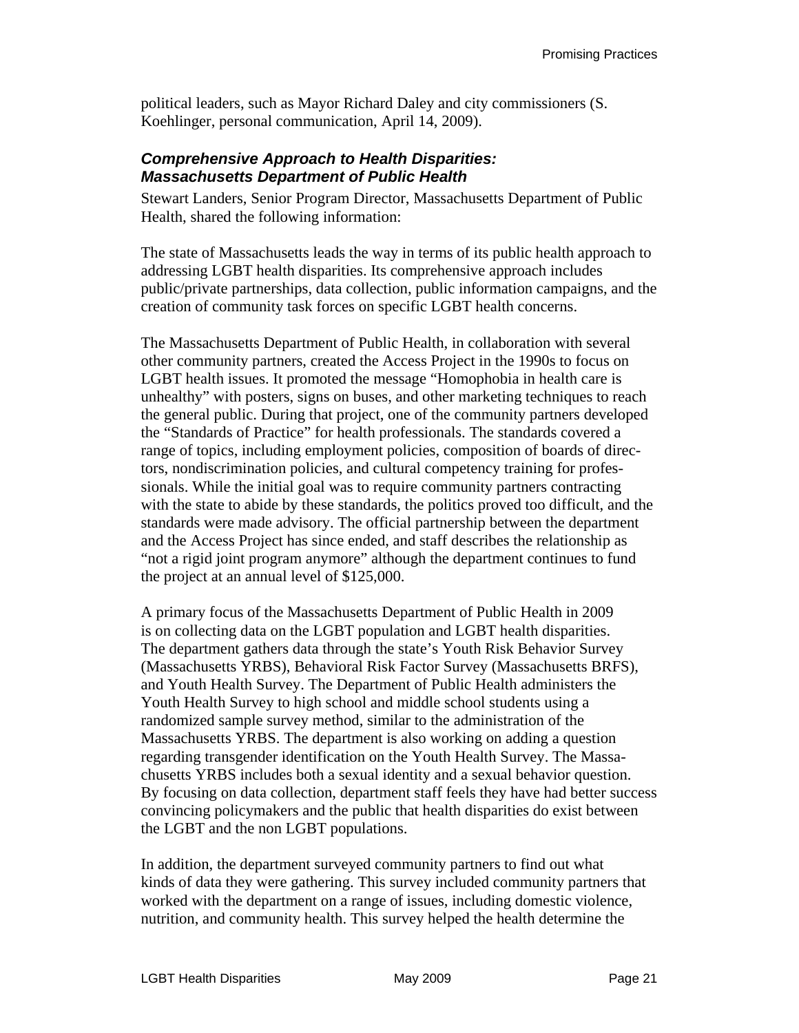political leaders, such as Mayor Richard Daley and city commissioners (S. Koehlinger, personal communication, April 14, 2009).

### *Comprehensive Approach to Health Disparities: Massachusetts Department of Public Health*

Stewart Landers, Senior Program Director, Massachusetts Department of Public Health, shared the following information:

The state of Massachusetts leads the way in terms of its public health approach to addressing LGBT health disparities. Its comprehensive approach includes public/private partnerships, data collection, public information campaigns, and the creation of community task forces on specific LGBT health concerns.

The Massachusetts Department of Public Health, in collaboration with several other community partners, created the Access Project in the 1990s to focus on LGBT health issues. It promoted the message "Homophobia in health care is unhealthy" with posters, signs on buses, and other marketing techniques to reach the general public. During that project, one of the community partners developed the "Standards of Practice" for health professionals. The standards covered a range of topics, including employment policies, composition of boards of directors, nondiscrimination policies, and cultural competency training for professionals. While the initial goal was to require community partners contracting with the state to abide by these standards, the politics proved too difficult, and the standards were made advisory. The official partnership between the department and the Access Project has since ended, and staff describes the relationship as "not a rigid joint program anymore" although the department continues to fund the project at an annual level of $125,000.

A primary focus of the Massachusetts Department of Public Health in 2009 is on collecting data on the LGBT population and LGBT health disparities. The department gathers data through the state's Youth Risk Behavior Survey (Massachusetts YRBS), Behavioral Risk Factor Survey (Massachusetts BRFS), and Youth Health Survey. The Department of Public Health administers the Youth Health Survey to high school and middle school students using a randomized sample survey method, similar to the administration of the Massachusetts YRBS. The department is also working on adding a question regarding transgender identification on the Youth Health Survey. The Massachusetts YRBS includes both a sexual identity and a sexual behavior question. By focusing on data collection, department staff feels they have had better success convincing policymakers and the public that health disparities do exist between the LGBT and the non LGBT populations.

In addition, the department surveyed community partners to find out what kinds of data they were gathering. This survey included community partners that worked with the department on a range of issues, including domestic violence, nutrition, and community health. This survey helped the health determine the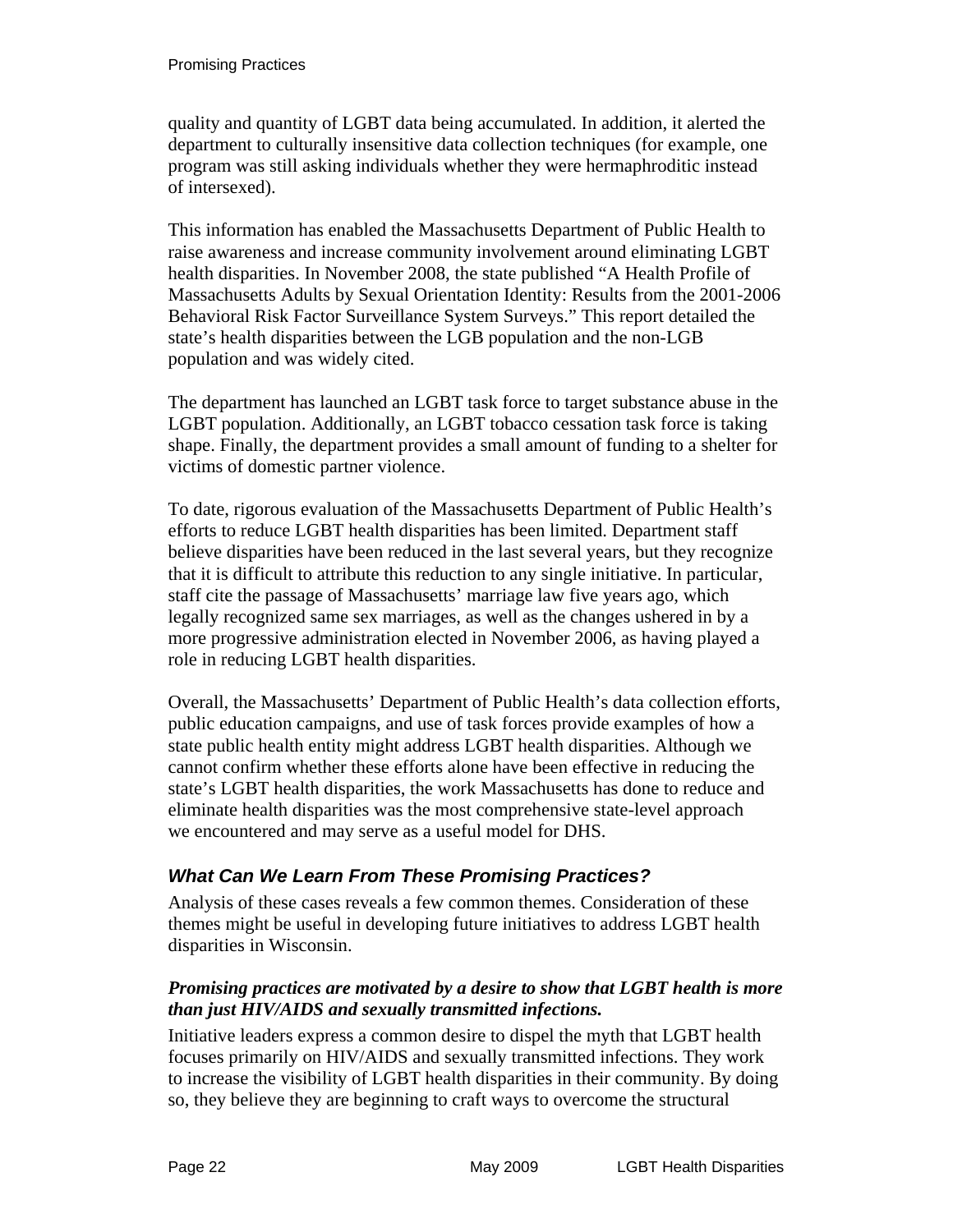quality and quantity of LGBT data being accumulated. In addition, it alerted the department to culturally insensitive data collection techniques (for example, one program was still asking individuals whether they were hermaphroditic instead of intersexed).

This information has enabled the Massachusetts Department of Public Health to raise awareness and increase community involvement around eliminating LGBT health disparities. In November 2008, the state published "A Health Profile of Massachusetts Adults by Sexual Orientation Identity: Results from the 2001-2006 Behavioral Risk Factor Surveillance System Surveys." This report detailed the state's health disparities between the LGB population and the non-LGB population and was widely cited.

The department has launched an LGBT task force to target substance abuse in the LGBT population. Additionally, an LGBT tobacco cessation task force is taking shape. Finally, the department provides a small amount of funding to a shelter for victims of domestic partner violence.

To date, rigorous evaluation of the Massachusetts Department of Public Health's efforts to reduce LGBT health disparities has been limited. Department staff believe disparities have been reduced in the last several years, but they recognize that it is difficult to attribute this reduction to any single initiative. In particular, staff cite the passage of Massachusetts' marriage law five years ago, which legally recognized same sex marriages, as well as the changes ushered in by a more progressive administration elected in November 2006, as having played a role in reducing LGBT health disparities.

Overall, the Massachusetts' Department of Public Health's data collection efforts, public education campaigns, and use of task forces provide examples of how a state public health entity might address LGBT health disparities. Although we cannot confirm whether these efforts alone have been effective in reducing the state's LGBT health disparities, the work Massachusetts has done to reduce and eliminate health disparities was the most comprehensive state-level approach we encountered and may serve as a useful model for DHS.

## What Can We Learn From These Promising Practices?

Analysis of these cases reveals a few common themes. Consideration of these themes might be useful in developing future initiatives to address LGBT health disparities in Wisconsin.

### *Promising practices are motivated by a desire to show that LGBT health is more than just HIV/AIDS and sexually transmitted infections.*

Initiative leaders express a common desire to dispel the myth that LGBT health focuses primarily on HIV/AIDS and sexually transmitted infections. They work to increase the visibility of LGBT health disparities in their community. By doing so, they believe they are beginning to craft ways to overcome the structural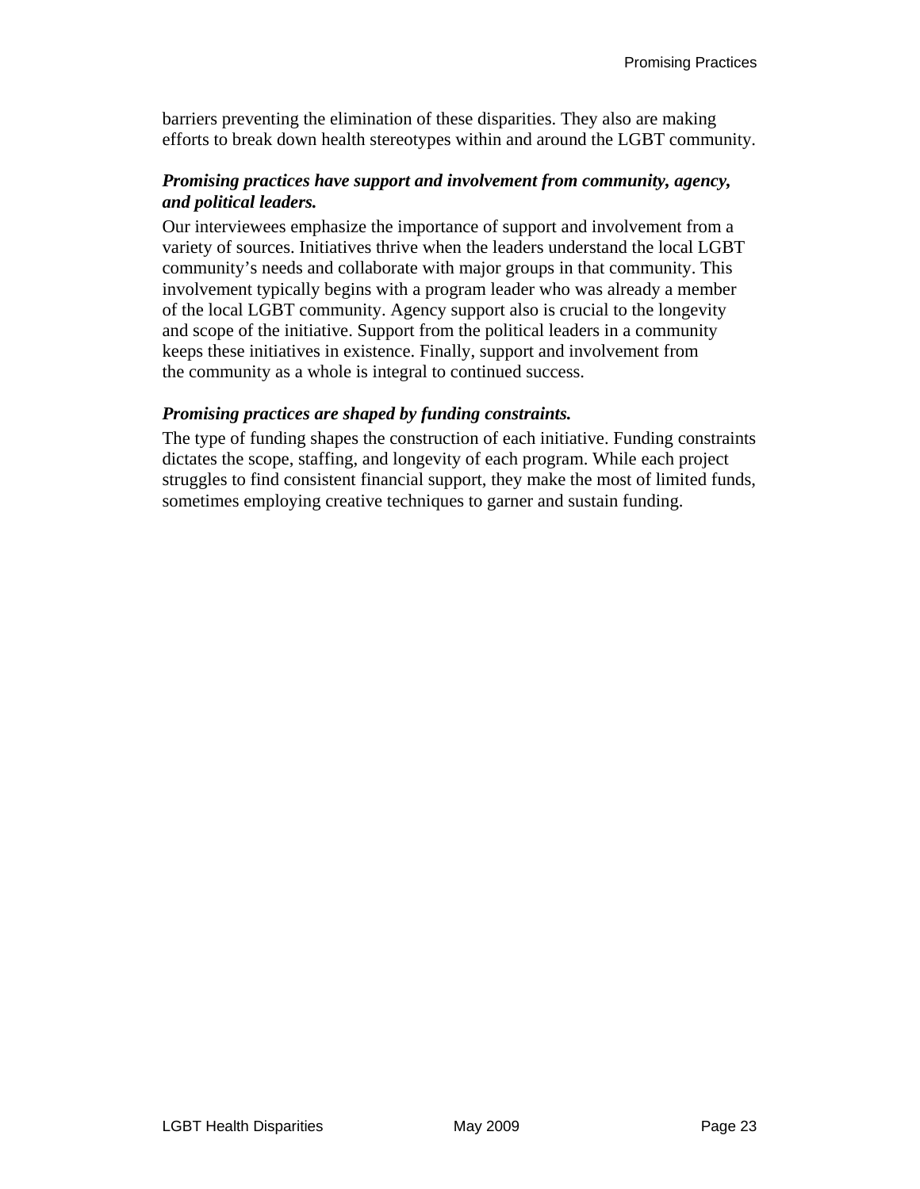barriers preventing the elimination of these disparities. They also are making efforts to break down health stereotypes within and around the LGBT community.

***Promising practices have support and involvement from community, agency, and political leaders.***

Our interviewees emphasize the importance of support and involvement from a variety of sources. Initiatives thrive when the leaders understand the local LGBT community's needs and collaborate with major groups in that community. This involvement typically begins with a program leader who was already a member of the local LGBT community. Agency support also is crucial to the longevity and scope of the initiative. Support from the political leaders in a community keeps these initiatives in existence. Finally, support and involvement from the community as a whole is integral to continued success.

***Promising practices are shaped by funding constraints.***

The type of funding shapes the construction of each initiative. Funding constraints dictates the scope, staffing, and longevity of each program. While each project struggles to find consistent financial support, they make the most of limited funds, sometimes employing creative techniques to garner and sustain funding.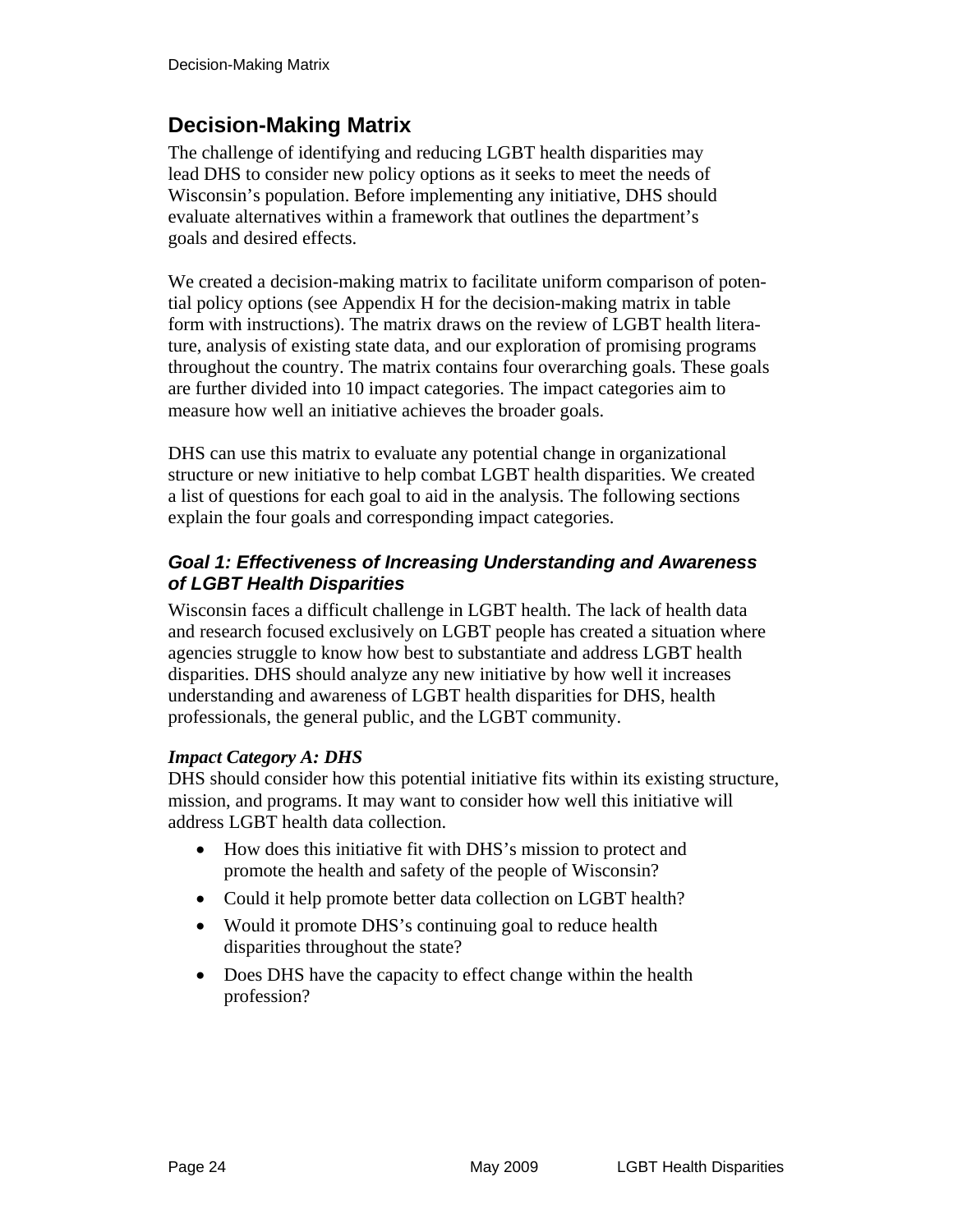## Decision-Making Matrix

The challenge of identifying and reducing LGBT health disparities may lead DHS to consider new policy options as it seeks to meet the needs of Wisconsin's population. Before implementing any initiative, DHS should evaluate alternatives within a framework that outlines the department's goals and desired effects.

We created a decision-making matrix to facilitate uniform comparison of potential policy options (see Appendix H for the decision-making matrix in table form with instructions). The matrix draws on the review of LGBT health literature, analysis of existing state data, and our exploration of promising programs throughout the country. The matrix contains four overarching goals. These goals are further divided into 10 impact categories. The impact categories aim to measure how well an initiative achieves the broader goals.

DHS can use this matrix to evaluate any potential change in organizational structure or new initiative to help combat LGBT health disparities. We created a list of questions for each goal to aid in the analysis. The following sections explain the four goals and corresponding impact categories.

### *Goal 1: Effectiveness of Increasing Understanding and Awareness of LGBT Health Disparities*

Wisconsin faces a difficult challenge in LGBT health. The lack of health data and research focused exclusively on LGBT people has created a situation where agencies struggle to know how best to substantiate and address LGBT health disparities. DHS should analyze any new initiative by how well it increases understanding and awareness of LGBT health disparities for DHS, health professionals, the general public, and the LGBT community.

***Impact Category A: DHS***

DHS should consider how this potential initiative fits within its existing structure, mission, and programs. It may want to consider how well this initiative will address LGBT health data collection.

- How does this initiative fit with DHS's mission to protect and promote the health and safety of the people of Wisconsin?
- Could it help promote better data collection on LGBT health?
- Would it promote DHS's continuing goal to reduce health disparities throughout the state?
- Does DHS have the capacity to effect change within the health profession?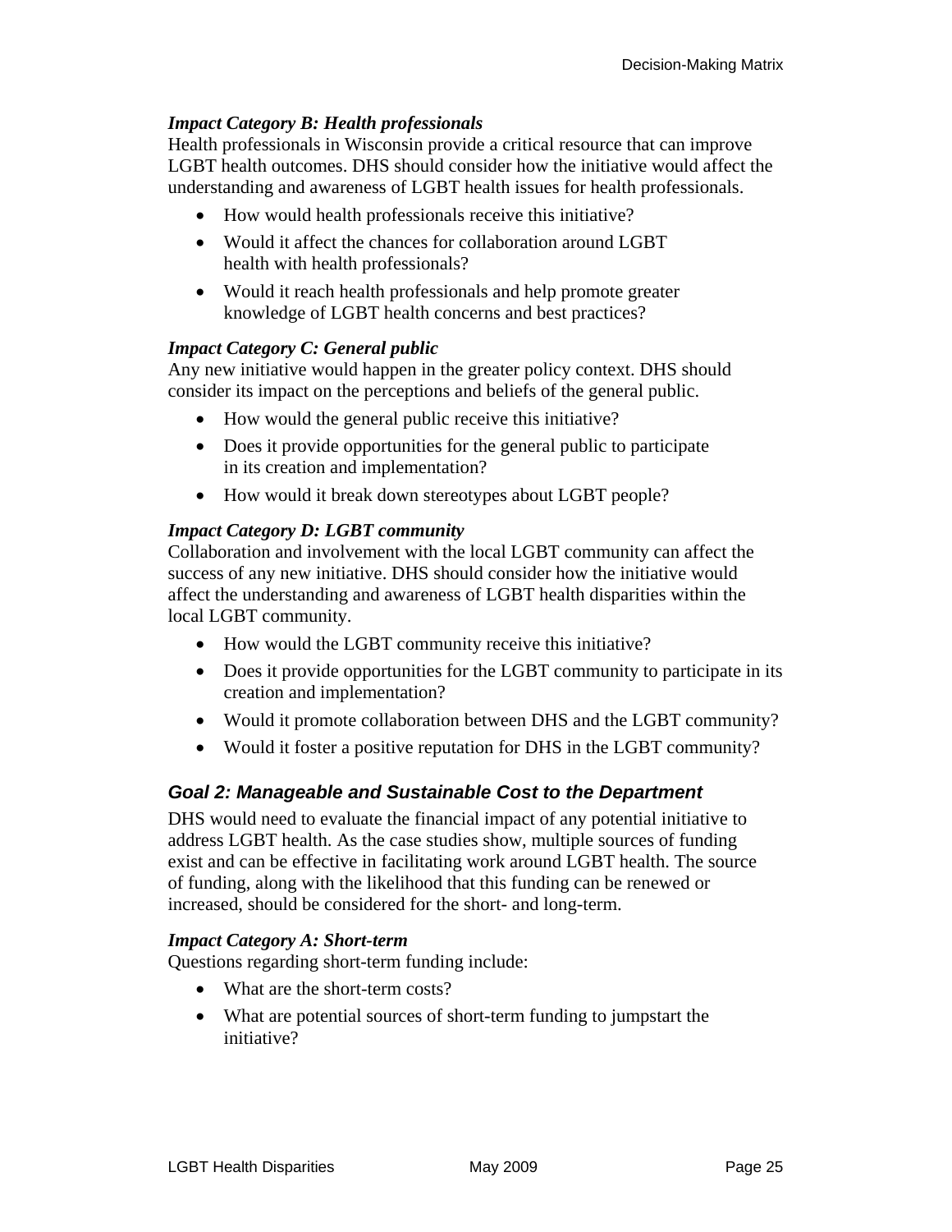#### *Impact Category B: Health professionals*

Health professionals in Wisconsin provide a critical resource that can improve LGBT health outcomes. DHS should consider how the initiative would affect the understanding and awareness of LGBT health issues for health professionals.

- How would health professionals receive this initiative?
- Would it affect the chances for collaboration around LGBT health with health professionals?
- Would it reach health professionals and help promote greater knowledge of LGBT health concerns and best practices?

#### *Impact Category C: General public*

Any new initiative would happen in the greater policy context. DHS should consider its impact on the perceptions and beliefs of the general public.

- How would the general public receive this initiative?
- Does it provide opportunities for the general public to participate in its creation and implementation?
- How would it break down stereotypes about LGBT people?

#### *Impact Category D: LGBT community*

Collaboration and involvement with the local LGBT community can affect the success of any new initiative. DHS should consider how the initiative would affect the understanding and awareness of LGBT health disparities within the local LGBT community.

- How would the LGBT community receive this initiative?
- Does it provide opportunities for the LGBT community to participate in its creation and implementation?
- Would it promote collaboration between DHS and the LGBT community?
- Would it foster a positive reputation for DHS in the LGBT community?

### *Goal 2: Manageable and Sustainable Cost to the Department*

DHS would need to evaluate the financial impact of any potential initiative to address LGBT health. As the case studies show, multiple sources of funding exist and can be effective in facilitating work around LGBT health. The source of funding, along with the likelihood that this funding can be renewed or increased, should be considered for the short- and long-term.

#### *Impact Category A: Short-term*

Questions regarding short-term funding include:

- What are the short-term costs?
- What are potential sources of short-term funding to jumpstart the initiative?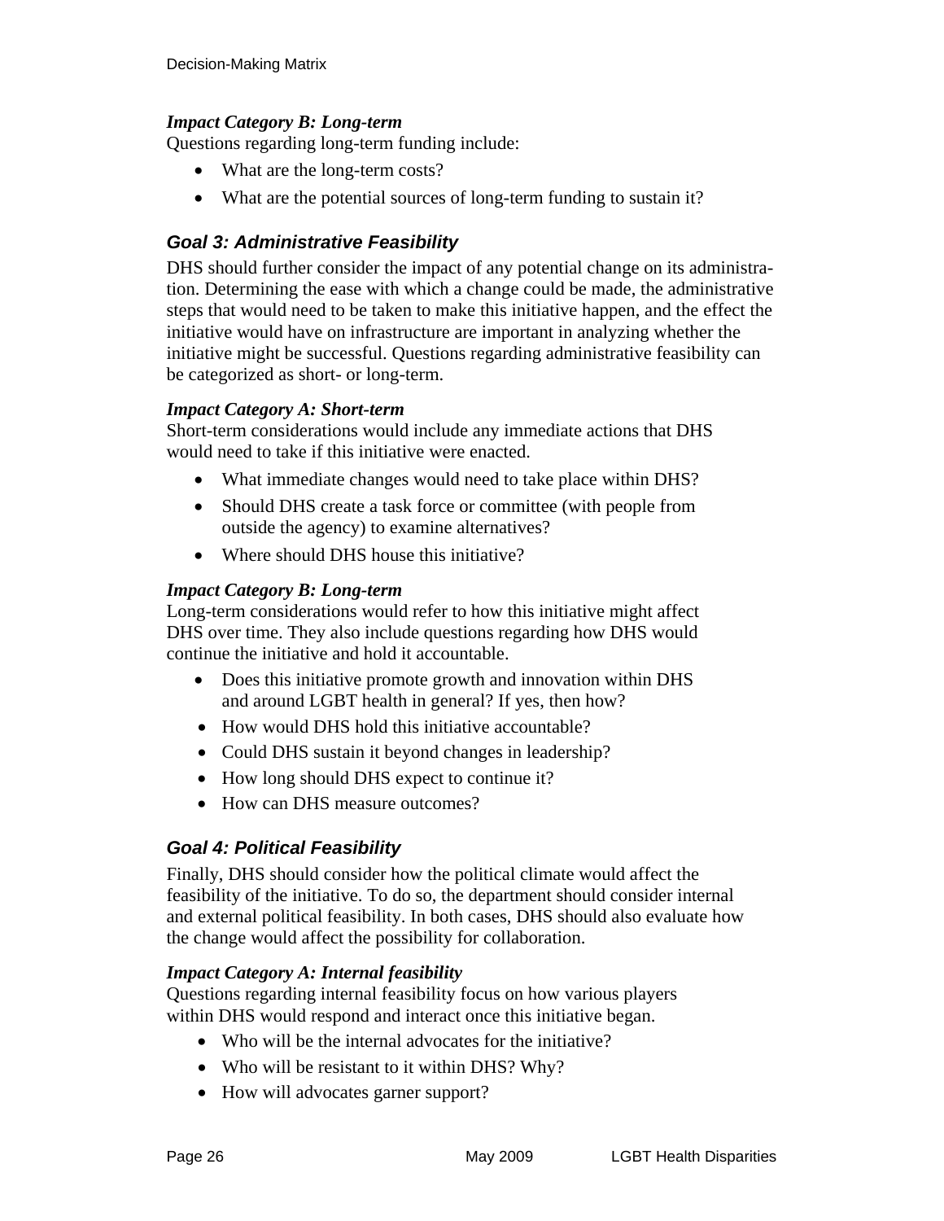#### *Impact Category B: Long-term*

Questions regarding long-term funding include:

- What are the long-term costs?
- What are the potential sources of long-term funding to sustain it?

### *Goal 3: Administrative Feasibility*

DHS should further consider the impact of any potential change on its administration. Determining the ease with which a change could be made, the administrative steps that would need to be taken to make this initiative happen, and the effect the initiative would have on infrastructure are important in analyzing whether the initiative might be successful. Questions regarding administrative feasibility can be categorized as short- or long-term.

#### *Impact Category A: Short-term*

Short-term considerations would include any immediate actions that DHS would need to take if this initiative were enacted.

- What immediate changes would need to take place within DHS?
- Should DHS create a task force or committee (with people from outside the agency) to examine alternatives?
- Where should DHS house this initiative?

#### *Impact Category B: Long-term*

Long-term considerations would refer to how this initiative might affect DHS over time. They also include questions regarding how DHS would continue the initiative and hold it accountable.

- Does this initiative promote growth and innovation within DHS and around LGBT health in general? If yes, then how?
- How would DHS hold this initiative accountable?
- Could DHS sustain it beyond changes in leadership?
- How long should DHS expect to continue it?
- How can DHS measure outcomes?

### *Goal 4: Political Feasibility*

Finally, DHS should consider how the political climate would affect the feasibility of the initiative. To do so, the department should consider internal and external political feasibility. In both cases, DHS should also evaluate how the change would affect the possibility for collaboration.

#### *Impact Category A: Internal feasibility*

Questions regarding internal feasibility focus on how various players within DHS would respond and interact once this initiative began.

- Who will be the internal advocates for the initiative?
- Who will be resistant to it within DHS? Why?
- How will advocates garner support?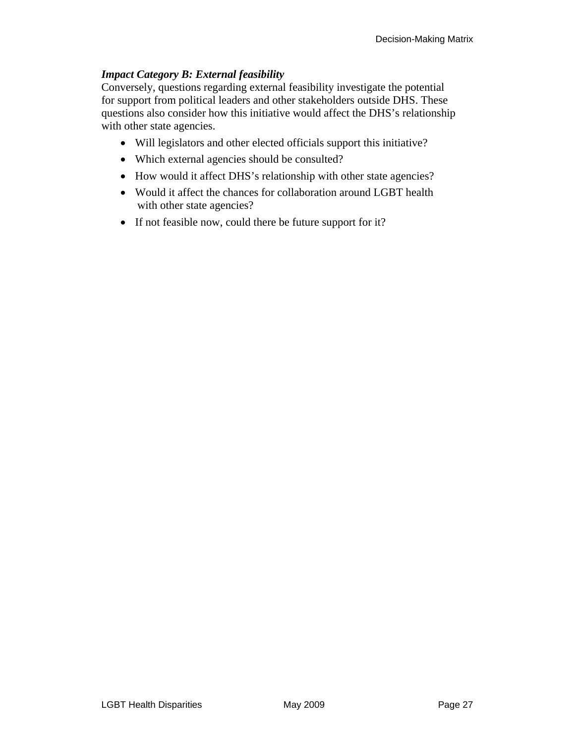***Impact Category B: External feasibility***

Conversely, questions regarding external feasibility investigate the potential for support from political leaders and other stakeholders outside DHS. These questions also consider how this initiative would affect the DHS's relationship with other state agencies.

- Will legislators and other elected officials support this initiative?
- Which external agencies should be consulted?
- How would it affect DHS's relationship with other state agencies?
- Would it affect the chances for collaboration around LGBT health with other state agencies?
- If not feasible now, could there be future support for it?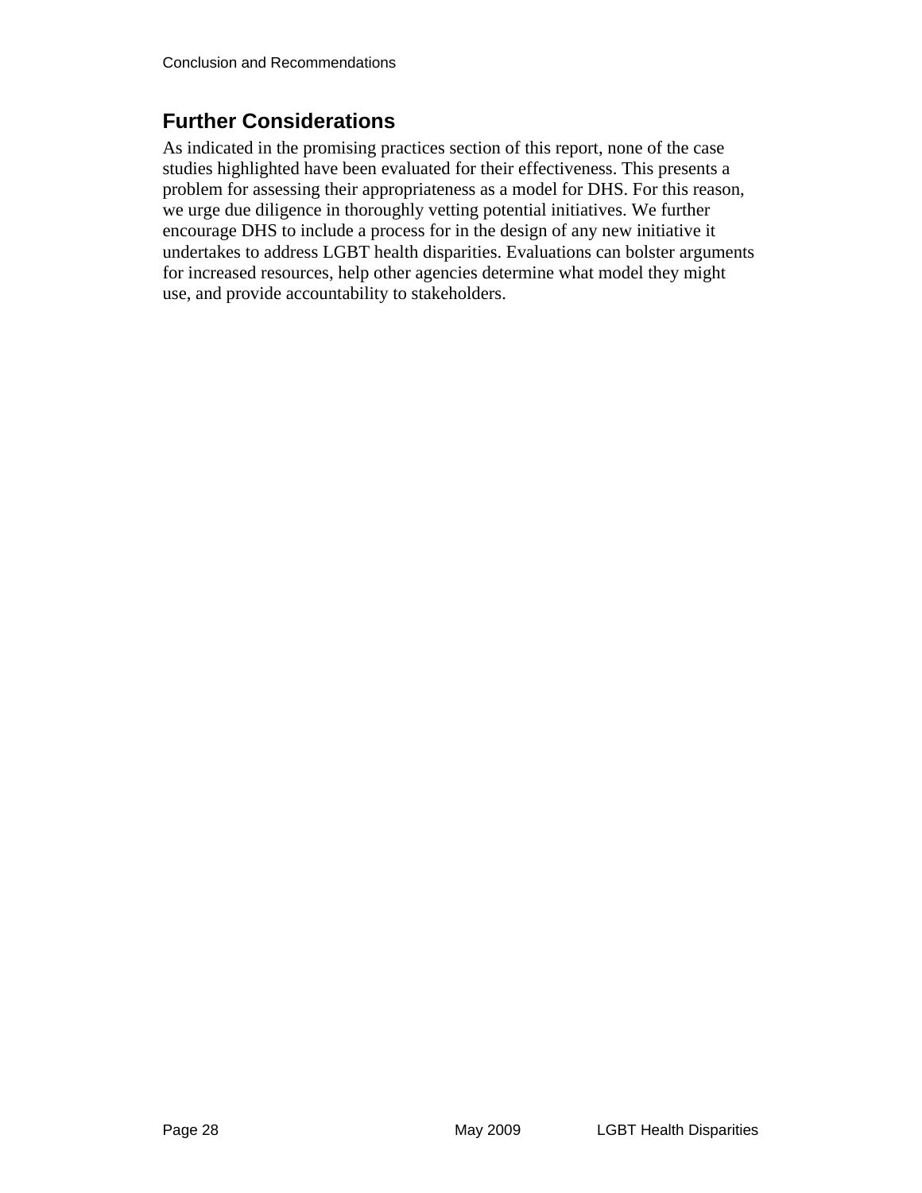## Further Considerations

As indicated in the promising practices section of this report, none of the case studies highlighted have been evaluated for their effectiveness. This presents a problem for assessing their appropriateness as a model for DHS. For this reason, we urge due diligence in thoroughly vetting potential initiatives. We further encourage DHS to include a process for in the design of any new initiative it undertakes to address LGBT health disparities. Evaluations can bolster arguments for increased resources, help other agencies determine what model they might use, and provide accountability to stakeholders.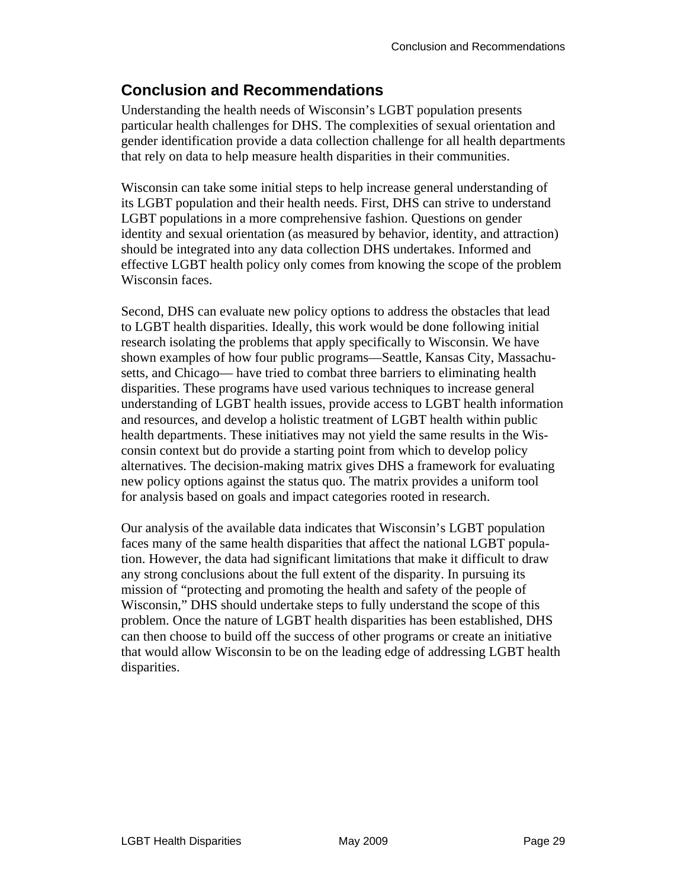## Conclusion and Recommendations

Understanding the health needs of Wisconsin's LGBT population presents particular health challenges for DHS. The complexities of sexual orientation and gender identification provide a data collection challenge for all health departments that rely on data to help measure health disparities in their communities.

Wisconsin can take some initial steps to help increase general understanding of its LGBT population and their health needs. First, DHS can strive to understand LGBT populations in a more comprehensive fashion. Questions on gender identity and sexual orientation (as measured by behavior, identity, and attraction) should be integrated into any data collection DHS undertakes. Informed and effective LGBT health policy only comes from knowing the scope of the problem Wisconsin faces.

Second, DHS can evaluate new policy options to address the obstacles that lead to LGBT health disparities. Ideally, this work would be done following initial research isolating the problems that apply specifically to Wisconsin. We have shown examples of how four public programs—Seattle, Kansas City, Massachusetts, and Chicago— have tried to combat three barriers to eliminating health disparities. These programs have used various techniques to increase general understanding of LGBT health issues, provide access to LGBT health information and resources, and develop a holistic treatment of LGBT health within public health departments. These initiatives may not yield the same results in the Wisconsin context but do provide a starting point from which to develop policy alternatives. The decision-making matrix gives DHS a framework for evaluating new policy options against the status quo. The matrix provides a uniform tool for analysis based on goals and impact categories rooted in research.

Our analysis of the available data indicates that Wisconsin's LGBT population faces many of the same health disparities that affect the national LGBT population. However, the data had significant limitations that make it difficult to draw any strong conclusions about the full extent of the disparity. In pursuing its mission of "protecting and promoting the health and safety of the people of Wisconsin," DHS should undertake steps to fully understand the scope of this problem. Once the nature of LGBT health disparities has been established, DHS can then choose to build off the success of other programs or create an initiative that would allow Wisconsin to be on the leading edge of addressing LGBT health disparities.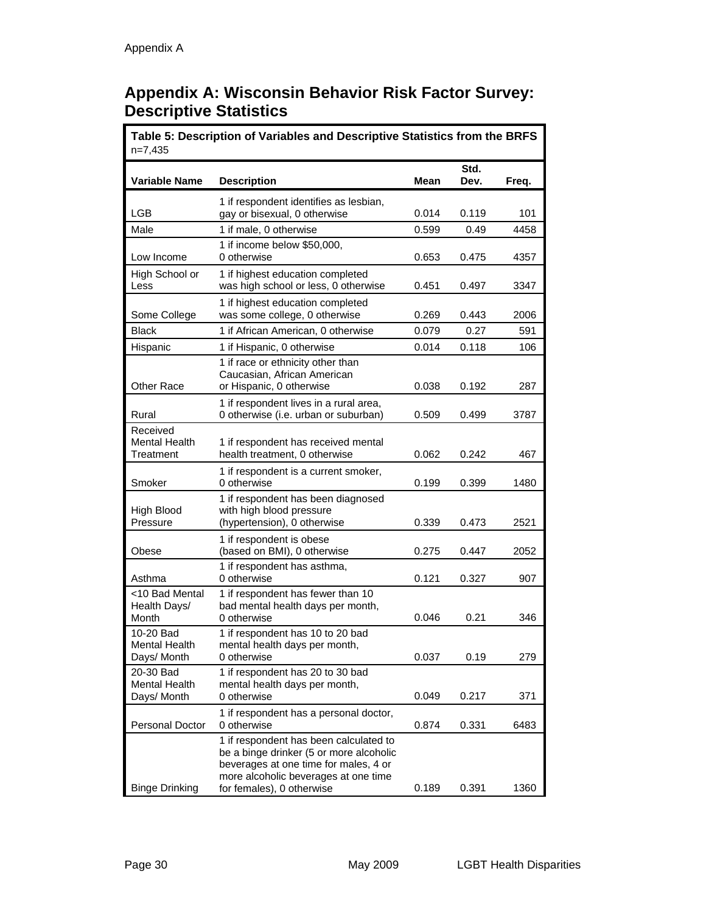## Appendix A: Wisconsin Behavior Risk Factor Survey: Descriptive Statistics

**Table 5: Description of Variables and Descriptive Statistics from the BRFS**
n=7,435

| Variable Name | Description | Mean | Std. Dev. | Freq. |
|---|---|---|---|---|
| LGB | 1 if respondent identifies as lesbian, gay or bisexual, 0 otherwise | 0.014 | 0.119 | 101 |
| Male | 1 if male, 0 otherwise | 0.599 | 0.49 | 4458 |
| Low Income | 1 if income below $50,000, 0 otherwise | 0.653 | 0.475 | 4357 |
| High School or Less | 1 if highest education completed was high school or less, 0 otherwise | 0.451 | 0.497 | 3347 |
| Some College | 1 if highest education completed was some college, 0 otherwise | 0.269 | 0.443 | 2006 |
| Black | 1 if African American, 0 otherwise | 0.079 | 0.27 | 591 |
| Hispanic | 1 if Hispanic, 0 otherwise | 0.014 | 0.118 | 106 |
| Other Race | 1 if race or ethnicity other than Caucasian, African American or Hispanic, 0 otherwise | 0.038 | 0.192 | 287 |
| Rural | 1 if respondent lives in a rural area, 0 otherwise (i.e. urban or suburban) | 0.509 | 0.499 | 3787 |
| Received Mental Health Treatment | 1 if respondent has received mental health treatment, 0 otherwise | 0.062 | 0.242 | 467 |
| Smoker | 1 if respondent is a current smoker, 0 otherwise | 0.199 | 0.399 | 1480 |
| High Blood Pressure | 1 if respondent has been diagnosed with high blood pressure (hypertension), 0 otherwise | 0.339 | 0.473 | 2521 |
| Obese | 1 if respondent is obese (based on BMI), 0 otherwise | 0.275 | 0.447 | 2052 |
| Asthma | 1 if respondent has asthma, 0 otherwise | 0.121 | 0.327 | 907 |
| <10 Bad Mental Health Days/ Month | 1 if respondent has fewer than 10 bad mental health days per month, 0 otherwise | 0.046 | 0.21 | 346 |
| 10-20 Bad Mental Health Days/ Month | 1 if respondent has 10 to 20 bad mental health days per month, 0 otherwise | 0.037 | 0.19 | 279 |
| 20-30 Bad Mental Health Days/ Month | 1 if respondent has 20 to 30 bad mental health days per month, 0 otherwise | 0.049 | 0.217 | 371 |
| Personal Doctor | 1 if respondent has a personal doctor, 0 otherwise | 0.874 | 0.331 | 6483 |
| Binge Drinking | 1 if respondent has been calculated to be a binge drinker (5 or more alcoholic beverages at one time for males, 4 or more alcoholic beverages at one time for females), 0 otherwise | 0.189 | 0.391 | 1360 |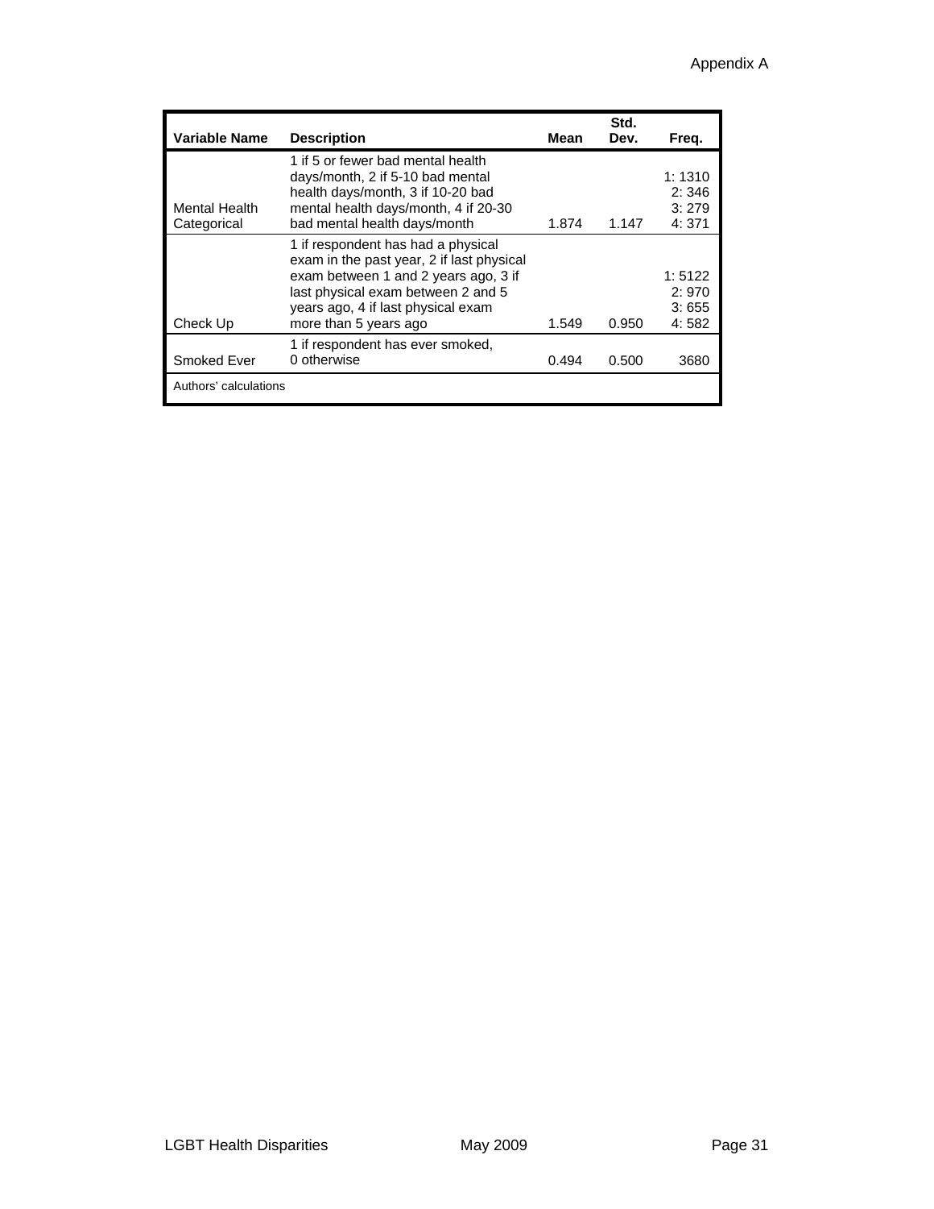| Variable Name | Description | Mean | Std. Dev. | Freq. |
|---|---|---|---|---|
| Mental Health Categorical | 1 if 5 or fewer bad mental health days/month, 2 if 5-10 bad mental health days/month, 3 if 10-20 bad mental health days/month, 4 if 20-30 bad mental health days/month | 1.874 | 1.147 | 1: 1310<br>2: 346<br>3: 279<br>4: 371 |
| Check Up | 1 if respondent has had a physical exam in the past year, 2 if last physical exam between 1 and 2 years ago, 3 if last physical exam between 2 and 5 years ago, 4 if last physical exam more than 5 years ago | 1.549 | 0.950 | 1: 5122<br>2: 970<br>3: 655<br>4: 582 |
| Smoked Ever | 1 if respondent has ever smoked, 0 otherwise | 0.494 | 0.500 | 3680 |

Authors' calculations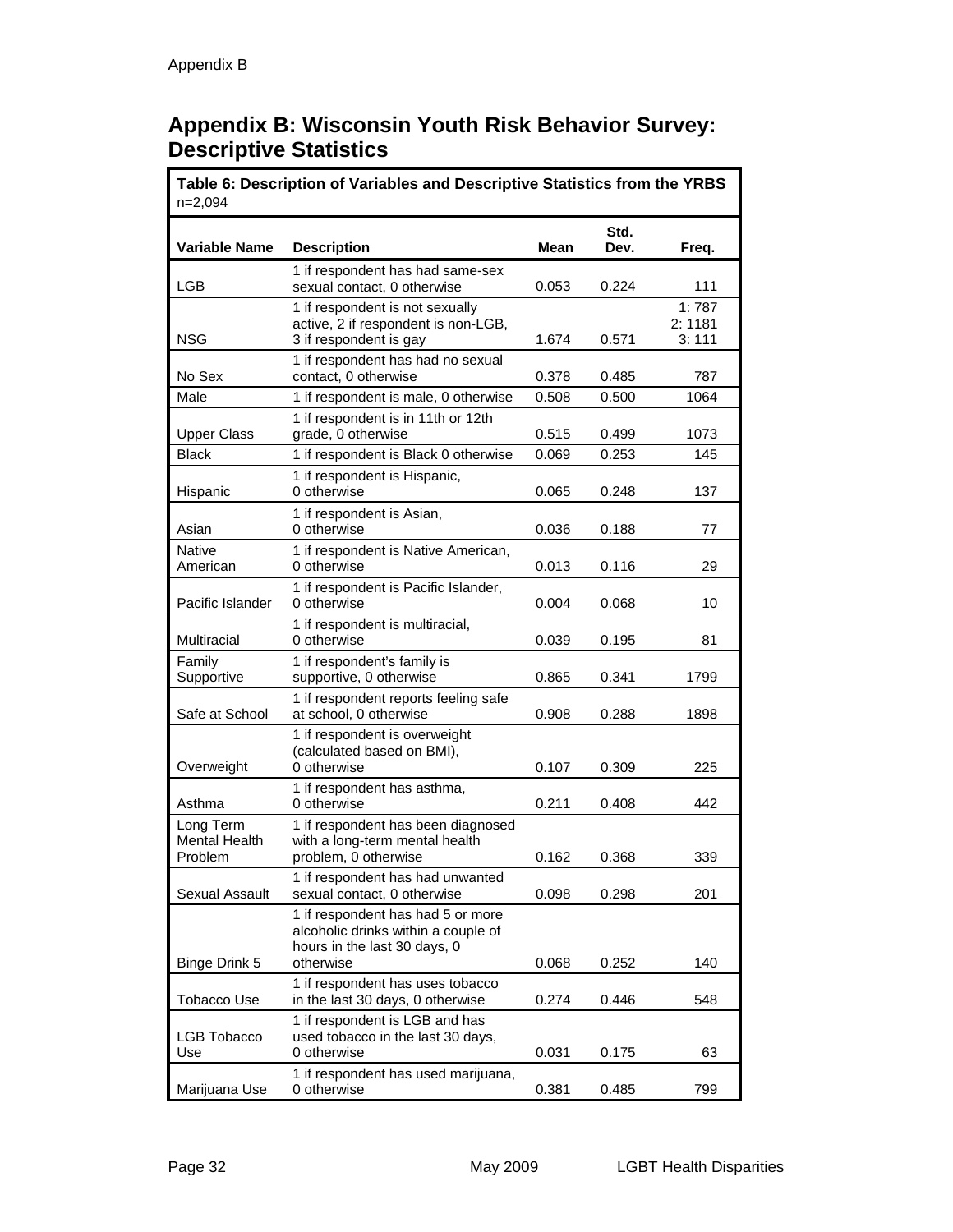## Appendix B: Wisconsin Youth Risk Behavior Survey: Descriptive Statistics

**Table 6: Description of Variables and Descriptive Statistics from the YRBS**
n=2,094

| Variable Name | Description | Mean | Std. Dev. | Freq. |
|---|---|---|---|---|
| LGB | 1 if respondent has had same-sex sexual contact, 0 otherwise | 0.053 | 0.224 | 111 |
| NSG | 1 if respondent is not sexually active, 2 if respondent is non-LGB, 3 if respondent is gay | 1.674 | 0.571 | 1: 787<br>2: 1181<br>3: 111 |
| No Sex | 1 if respondent has had no sexual contact, 0 otherwise | 0.378 | 0.485 | 787 |
| Male | 1 if respondent is male, 0 otherwise | 0.508 | 0.500 | 1064 |
| Upper Class | 1 if respondent is in 11th or 12th grade, 0 otherwise | 0.515 | 0.499 | 1073 |
| Black | 1 if respondent is Black 0 otherwise | 0.069 | 0.253 | 145 |
| Hispanic | 1 if respondent is Hispanic, 0 otherwise | 0.065 | 0.248 | 137 |
| Asian | 1 if respondent is Asian, 0 otherwise | 0.036 | 0.188 | 77 |
| Native American | 1 if respondent is Native American, 0 otherwise | 0.013 | 0.116 | 29 |
| Pacific Islander | 1 if respondent is Pacific Islander, 0 otherwise | 0.004 | 0.068 | 10 |
| Multiracial | 1 if respondent is multiracial, 0 otherwise | 0.039 | 0.195 | 81 |
| Family Supportive | 1 if respondent's family is supportive, 0 otherwise | 0.865 | 0.341 | 1799 |
| Safe at School | 1 if respondent reports feeling safe at school, 0 otherwise | 0.908 | 0.288 | 1898 |
| Overweight | 1 if respondent is overweight (calculated based on BMI), 0 otherwise | 0.107 | 0.309 | 225 |
| Asthma | 1 if respondent has asthma, 0 otherwise | 0.211 | 0.408 | 442 |
| Long Term Mental Health Problem | 1 if respondent has been diagnosed with a long-term mental health problem, 0 otherwise | 0.162 | 0.368 | 339 |
| Sexual Assault | 1 if respondent has had unwanted sexual contact, 0 otherwise | 0.098 | 0.298 | 201 |
| Binge Drink 5 | 1 if respondent has had 5 or more alcoholic drinks within a couple of hours in the last 30 days, 0 otherwise | 0.068 | 0.252 | 140 |
| Tobacco Use | 1 if respondent has uses tobacco in the last 30 days, 0 otherwise | 0.274 | 0.446 | 548 |
| LGB Tobacco Use | 1 if respondent is LGB and has used tobacco in the last 30 days, 0 otherwise | 0.031 | 0.175 | 63 |
| Marijuana Use | 1 if respondent has used marijuana, 0 otherwise | 0.381 | 0.485 | 799 |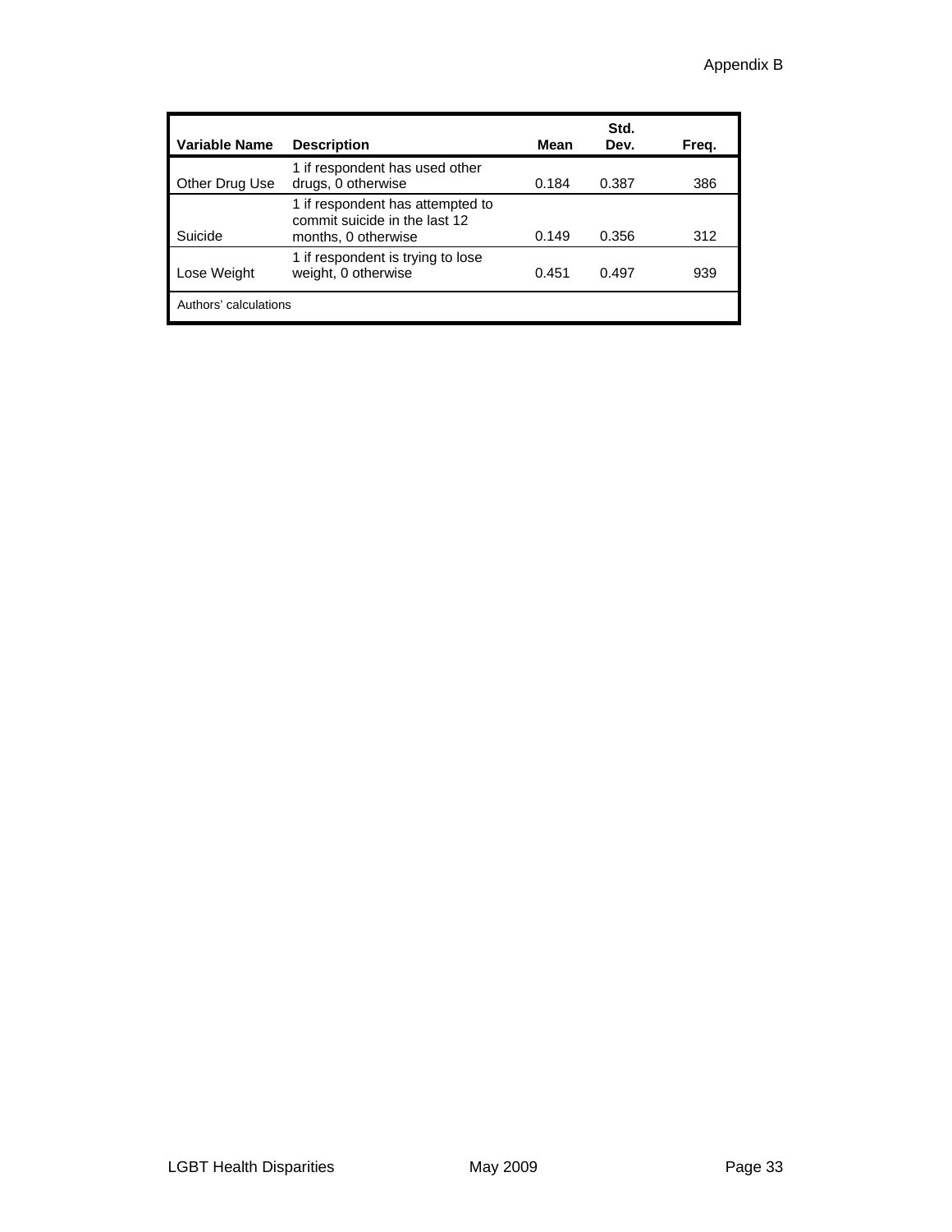| Variable Name | Description | Mean | Std. Dev. | Freq. |
|---|---|---|---|---|
| Other Drug Use | 1 if respondent has used other drugs, 0 otherwise | 0.184 | 0.387 | 386 |
| Suicide | 1 if respondent has attempted to commit suicide in the last 12 months, 0 otherwise | 0.149 | 0.356 | 312 |
| Lose Weight | 1 if respondent is trying to lose weight, 0 otherwise | 0.451 | 0.497 | 939 |

Authors' calculations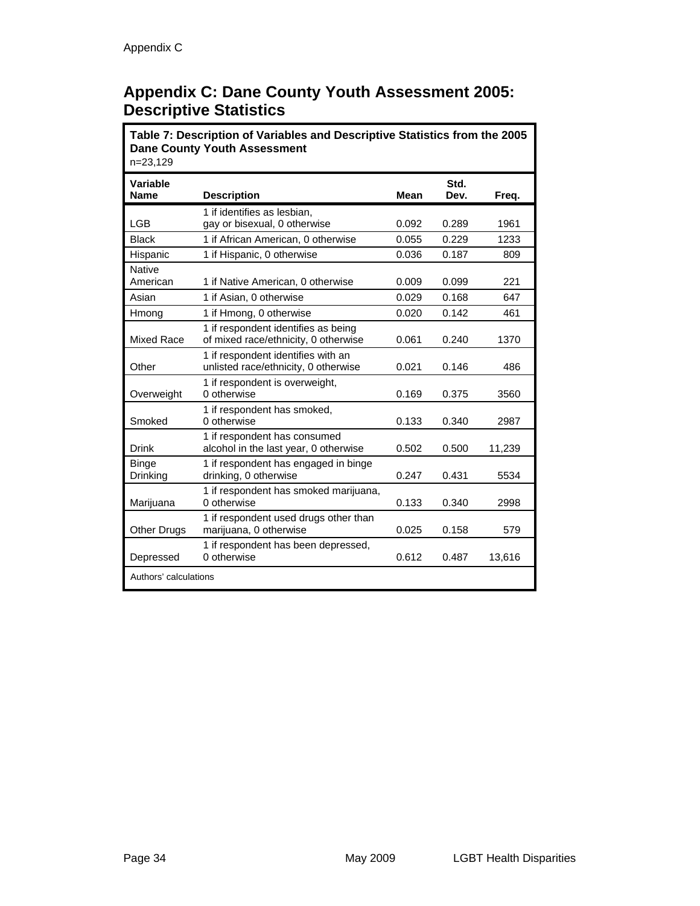# Appendix C: Dane County Youth Assessment 2005: Descriptive Statistics

**Table 7: Description of Variables and Descriptive Statistics from the 2005 Dane County Youth Assessment**
n=23,129

| Variable Name | Description | Mean | Std. Dev. | Freq. |
|---|---|---|---|---|
| LGB | 1 if identifies as lesbian, gay or bisexual, 0 otherwise | 0.092 | 0.289 | 1961 |
| Black | 1 if African American, 0 otherwise | 0.055 | 0.229 | 1233 |
| Hispanic | 1 if Hispanic, 0 otherwise | 0.036 | 0.187 | 809 |
| Native American | 1 if Native American, 0 otherwise | 0.009 | 0.099 | 221 |
| Asian | 1 if Asian, 0 otherwise | 0.029 | 0.168 | 647 |
| Hmong | 1 if Hmong, 0 otherwise | 0.020 | 0.142 | 461 |
| Mixed Race | 1 if respondent identifies as being of mixed race/ethnicity, 0 otherwise | 0.061 | 0.240 | 1370 |
| Other | 1 if respondent identifies with an unlisted race/ethnicity, 0 otherwise | 0.021 | 0.146 | 486 |
| Overweight | 1 if respondent is overweight, 0 otherwise | 0.169 | 0.375 | 3560 |
| Smoked | 1 if respondent has smoked, 0 otherwise | 0.133 | 0.340 | 2987 |
| Drink | 1 if respondent has consumed alcohol in the last year, 0 otherwise | 0.502 | 0.500 | 11,239 |
| Binge Drinking | 1 if respondent has engaged in binge drinking, 0 otherwise | 0.247 | 0.431 | 5534 |
| Marijuana | 1 if respondent has smoked marijuana, 0 otherwise | 0.133 | 0.340 | 2998 |
| Other Drugs | 1 if respondent used drugs other than marijuana, 0 otherwise | 0.025 | 0.158 | 579 |
| Depressed | 1 if respondent has been depressed, 0 otherwise | 0.612 | 0.487 | 13,616 |

Authors' calculations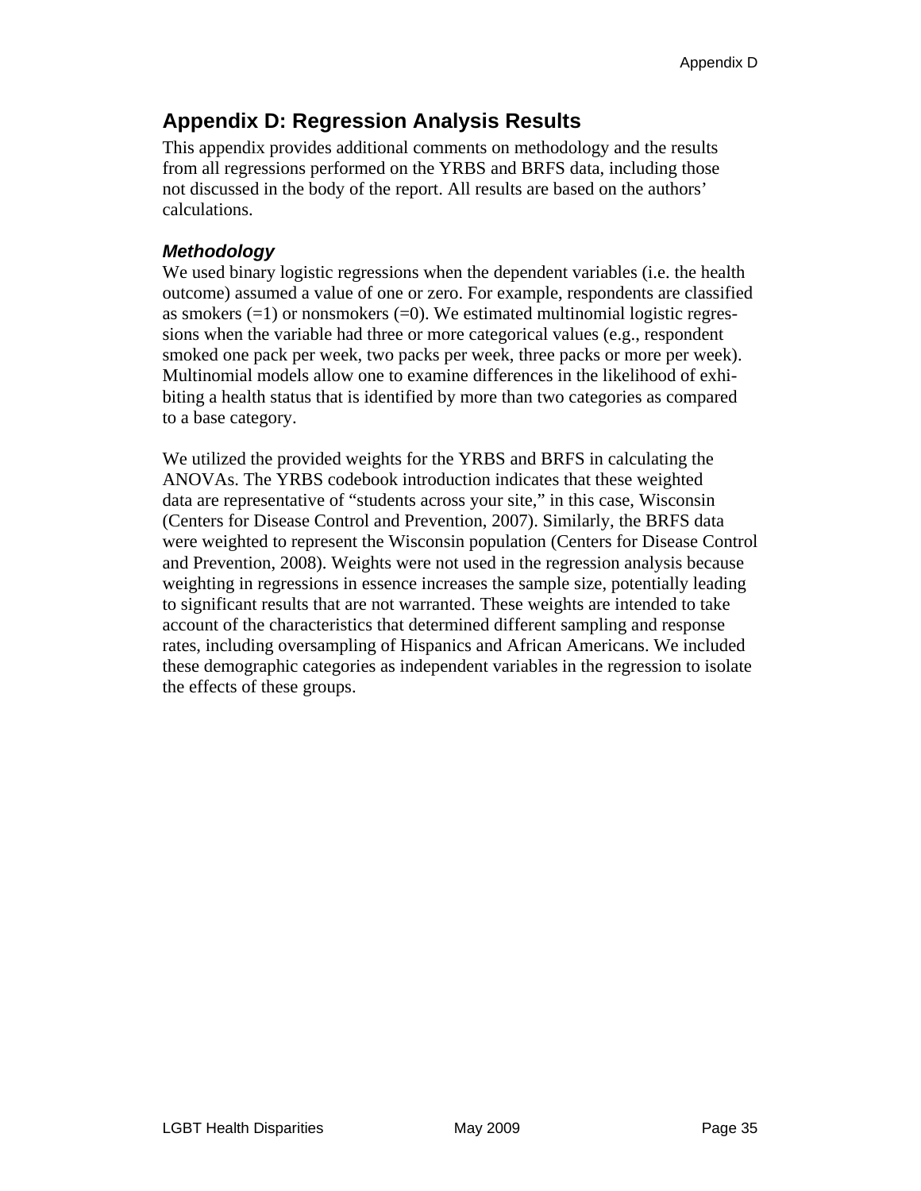## Appendix D: Regression Analysis Results

This appendix provides additional comments on methodology and the results from all regressions performed on the YRBS and BRFS data, including those not discussed in the body of the report. All results are based on the authors' calculations.

### *Methodology*

We used binary logistic regressions when the dependent variables (i.e. the health outcome) assumed a value of one or zero. For example, respondents are classified as smokers (=1) or nonsmokers (=0). We estimated multinomial logistic regressions when the variable had three or more categorical values (e.g., respondent smoked one pack per week, two packs per week, three packs or more per week). Multinomial models allow one to examine differences in the likelihood of exhibiting a health status that is identified by more than two categories as compared to a base category.

We utilized the provided weights for the YRBS and BRFS in calculating the ANOVAs. The YRBS codebook introduction indicates that these weighted data are representative of "students across your site," in this case, Wisconsin (Centers for Disease Control and Prevention, 2007). Similarly, the BRFS data were weighted to represent the Wisconsin population (Centers for Disease Control and Prevention, 2008). Weights were not used in the regression analysis because weighting in regressions in essence increases the sample size, potentially leading to significant results that are not warranted. These weights are intended to take account of the characteristics that determined different sampling and response rates, including oversampling of Hispanics and African Americans. We included these demographic categories as independent variables in the regression to isolate the effects of these groups.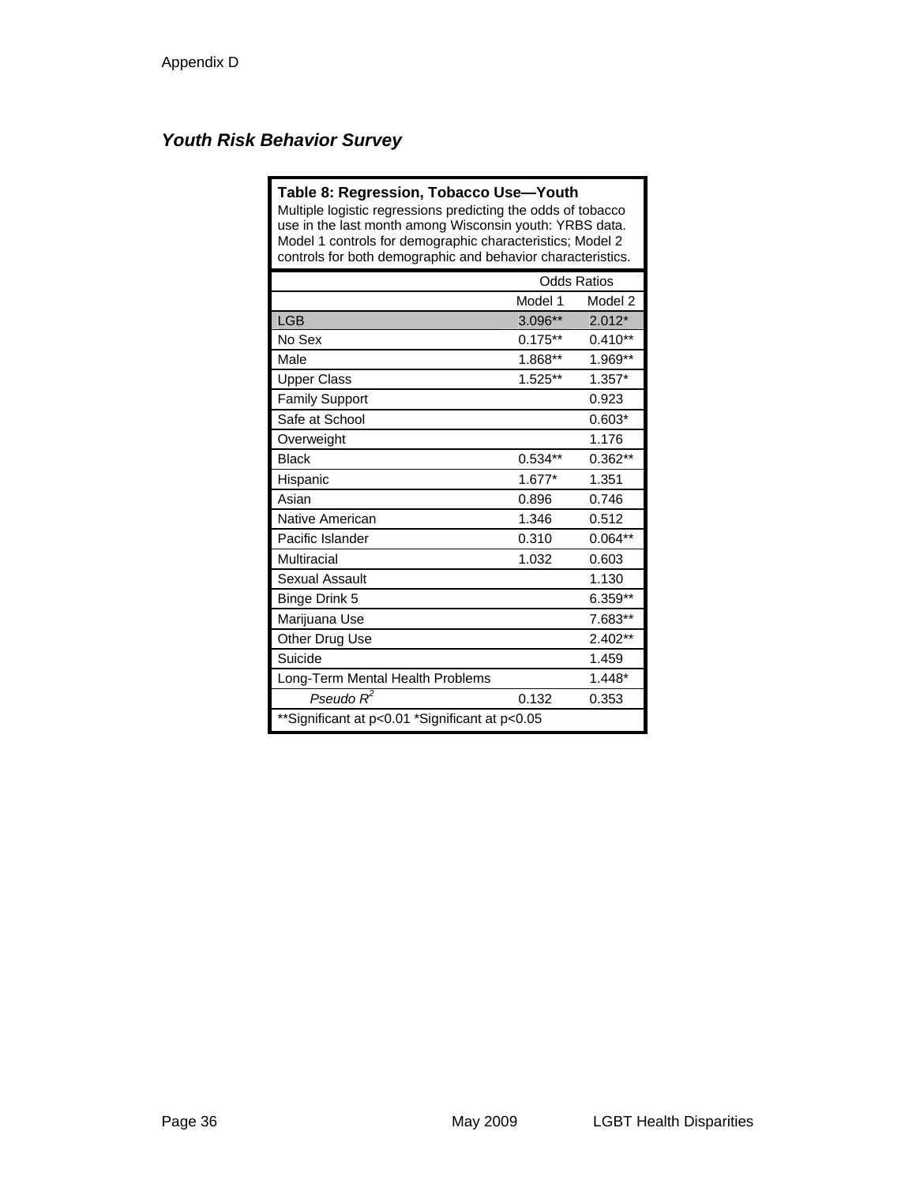## Youth Risk Behavior Survey

**Table 8: Regression, Tobacco Use—Youth**
Multiple logistic regressions predicting the odds of tobacco use in the last month among Wisconsin youth: YRBS data. Model 1 controls for demographic characteristics; Model 2 controls for both demographic and behavior characteristics.

| | Odds Ratios | |
|---|---|---|
| | Model 1 | Model 2 |
| LGB | 3.096** | 2.012* |
| No Sex | 0.175** | 0.410** |
| Male | 1.868** | 1.969** |
| Upper Class | 1.525** | 1.357* |
| Family Support | | 0.923 |
| Safe at School | | 0.603* |
| Overweight | | 1.176 |
| Black | 0.534** | 0.362** |
| Hispanic | 1.677* | 1.351 |
| Asian | 0.896 | 0.746 |
| Native American | 1.346 | 0.512 |
| Pacific Islander | 0.310 | 0.064** |
| Multiracial | 1.032 | 0.603 |
| Sexual Assault | | 1.130 |
| Binge Drink 5 | | 6.359** |
| Marijuana Use | | 7.683** |
| Other Drug Use | | 2.402** |
| Suicide | | 1.459 |
| Long-Term Mental Health Problems | | 1.448* |
| *Pseudo $R^2$* | 0.132 | 0.353 |

**Significant at p<0.01 *Significant at p<0.05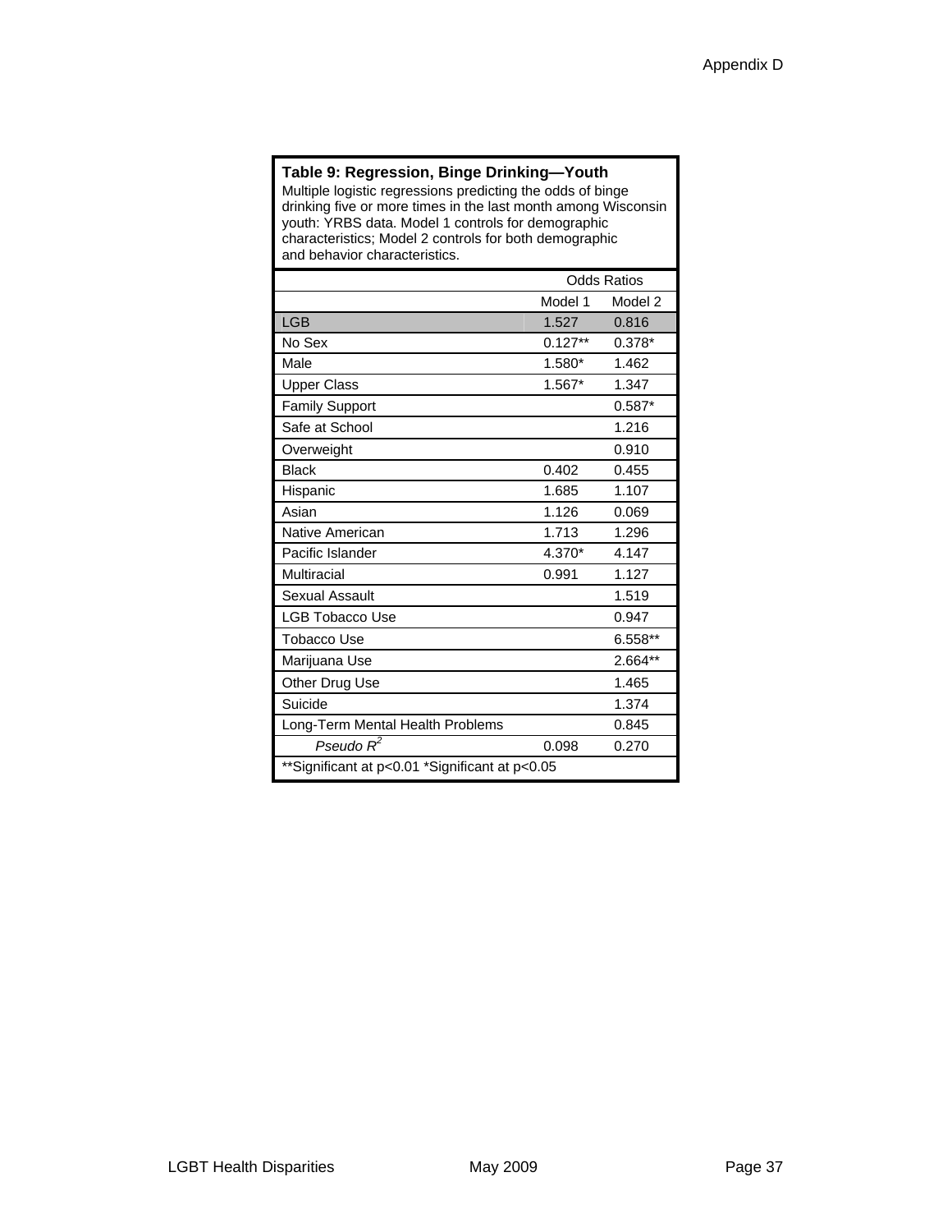**Table 9: Regression, Binge Drinking—Youth**

Multiple logistic regressions predicting the odds of binge drinking five or more times in the last month among Wisconsin youth: YRBS data. Model 1 controls for demographic characteristics; Model 2 controls for both demographic and behavior characteristics.

| | Odds Ratios | |
|---|---|---|
| | Model 1 | Model 2 |
| LGB | 1.527 | 0.816 |
| No Sex | 0.127** | 0.378* |
| Male | 1.580* | 1.462 |
| Upper Class | 1.567* | 1.347 |
| Family Support | | 0.587* |
| Safe at School | | 1.216 |
| Overweight | | 0.910 |
| Black | 0.402 | 0.455 |
| Hispanic | 1.685 | 1.107 |
| Asian | 1.126 | 0.069 |
| Native American | 1.713 | 1.296 |
| Pacific Islander | 4.370* | 4.147 |
| Multiracial | 0.991 | 1.127 |
| Sexual Assault | | 1.519 |
| LGB Tobacco Use | | 0.947 |
| Tobacco Use | | 6.558** |
| Marijuana Use | | 2.664** |
| Other Drug Use | | 1.465 |
| Suicide | | 1.374 |
| Long-Term Mental Health Problems | | 0.845 |
| *Pseudo $R^2$* | 0.098 | 0.270 |

**Significant at $p<0.01$ *Significant at $p<0.05$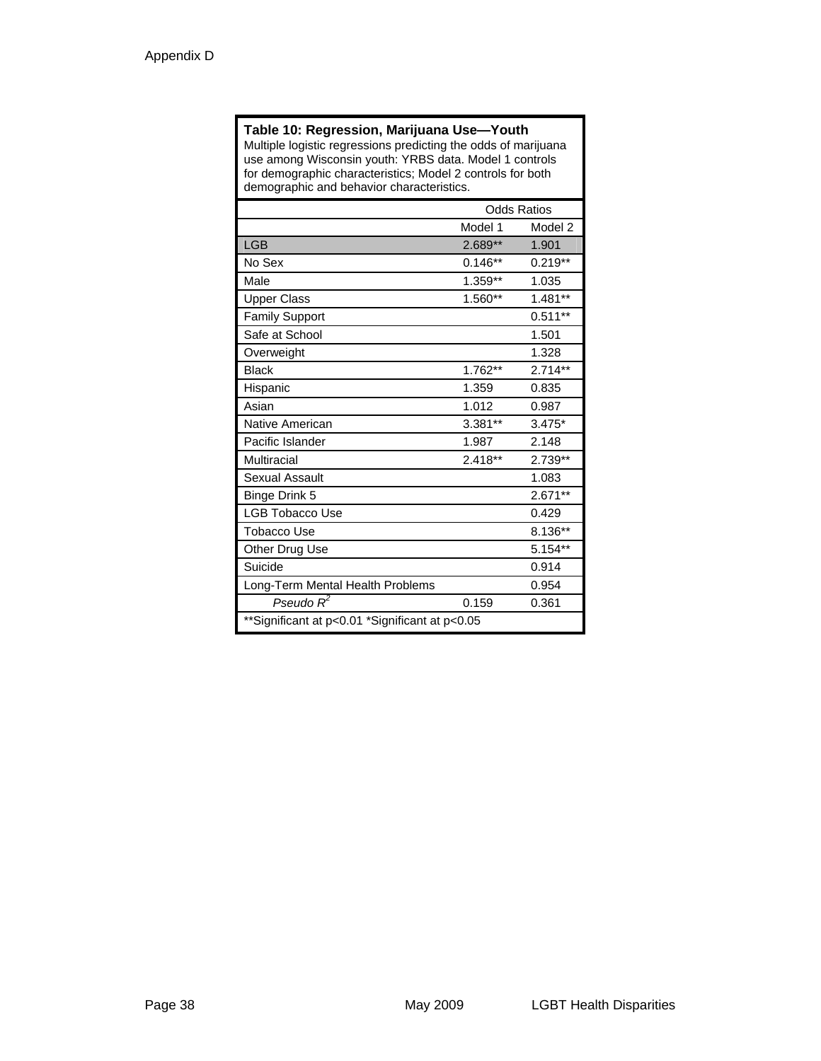Appendix D

**Table 10: Regression, Marijuana Use—Youth**
Multiple logistic regressions predicting the odds of marijuana use among Wisconsin youth: YRBS data. Model 1 controls for demographic characteristics; Model 2 controls for both demographic and behavior characteristics.

| | Odds Ratios | |
|---|---|---|
| | Model 1 | Model 2 |
| LGB | 2.689** | 1.901 |
| No Sex | 0.146** | 0.219** |
| Male | 1.359** | 1.035 |
| Upper Class | 1.560** | 1.481** |
| Family Support | | 0.511** |
| Safe at School | | 1.501 |
| Overweight | | 1.328 |
| Black | 1.762** | 2.714** |
| Hispanic | 1.359 | 0.835 |
| Asian | 1.012 | 0.987 |
| Native American | 3.381** | 3.475* |
| Pacific Islander | 1.987 | 2.148 |
| Multiracial | 2.418** | 2.739** |
| Sexual Assault | | 1.083 |
| Binge Drink 5 | | 2.671** |
| LGB Tobacco Use | | 0.429 |
| Tobacco Use | | 8.136** |
| Other Drug Use | | 5.154** |
| Suicide | | 0.914 |
| Long-Term Mental Health Problems | | 0.954 |
| *Pseudo* $R^2$ | 0.159 | 0.361 |

**Significant at p<0.01 *Significant at p<0.05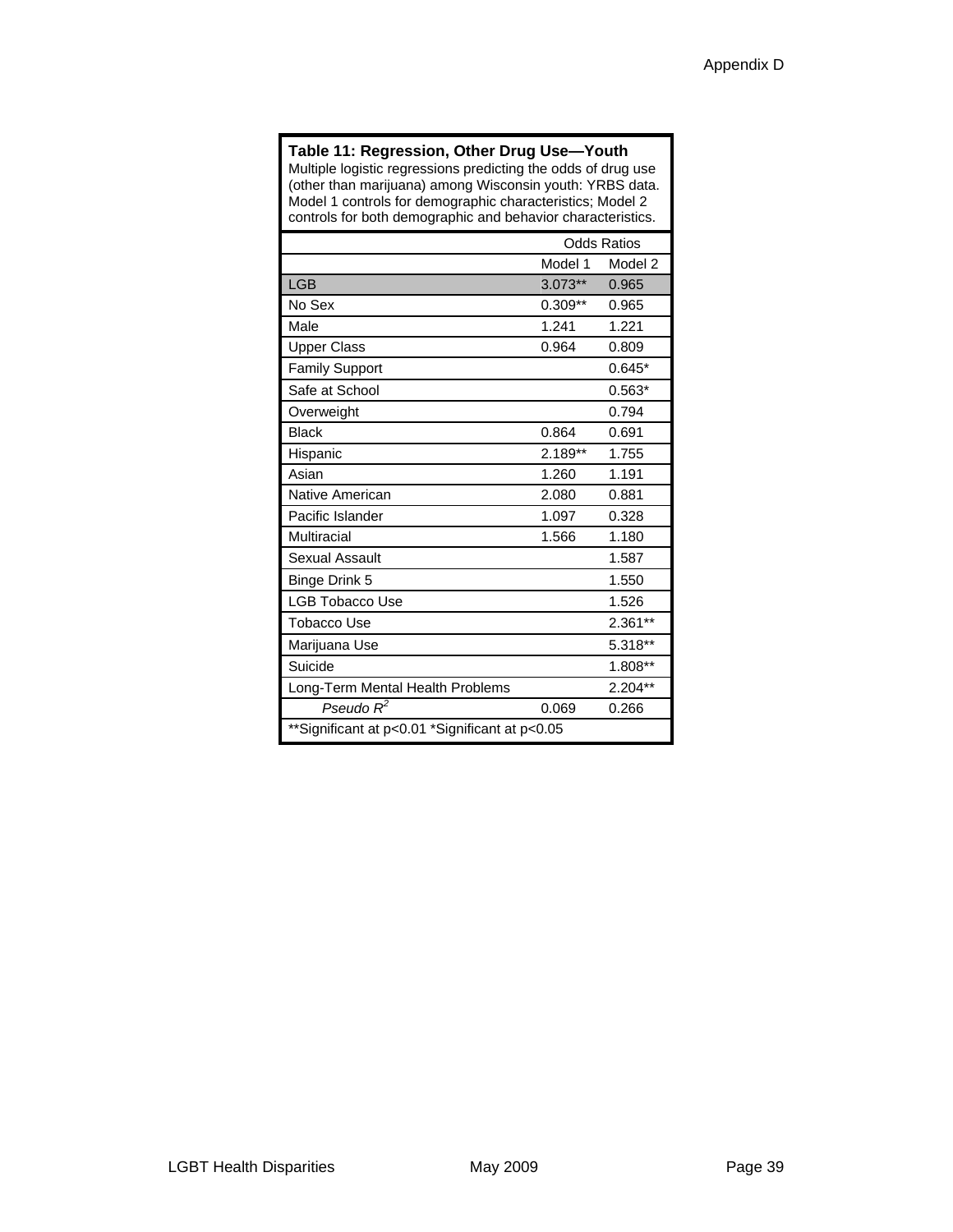**Table 11: Regression, Other Drug Use—Youth**
Multiple logistic regressions predicting the odds of drug use (other than marijuana) among Wisconsin youth: YRBS data. Model 1 controls for demographic characteristics; Model 2 controls for both demographic and behavior characteristics.

| | Odds Ratios | |
|---|---|---|
| | Model 1 | Model 2 |
| LGB | 3.073** | 0.965 |
| No Sex | 0.309** | 0.965 |
| Male | 1.241 | 1.221 |
| Upper Class | 0.964 | 0.809 |
| Family Support | | 0.645* |
| Safe at School | | 0.563* |
| Overweight | | 0.794 |
| Black | 0.864 | 0.691 |
| Hispanic | 2.189** | 1.755 |
| Asian | 1.260 | 1.191 |
| Native American | 2.080 | 0.881 |
| Pacific Islander | 1.097 | 0.328 |
| Multiracial | 1.566 | 1.180 |
| Sexual Assault | | 1.587 |
| Binge Drink 5 | | 1.550 |
| LGB Tobacco Use | | 1.526 |
| Tobacco Use | | 2.361** |
| Marijuana Use | | 5.318** |
| Suicide | | 1.808** |
| Long-Term Mental Health Problems | | 2.204** |
| *Pseudo $R^2$* | 0.069 | 0.266 |

**Significant at p<0.01 *Significant at p<0.05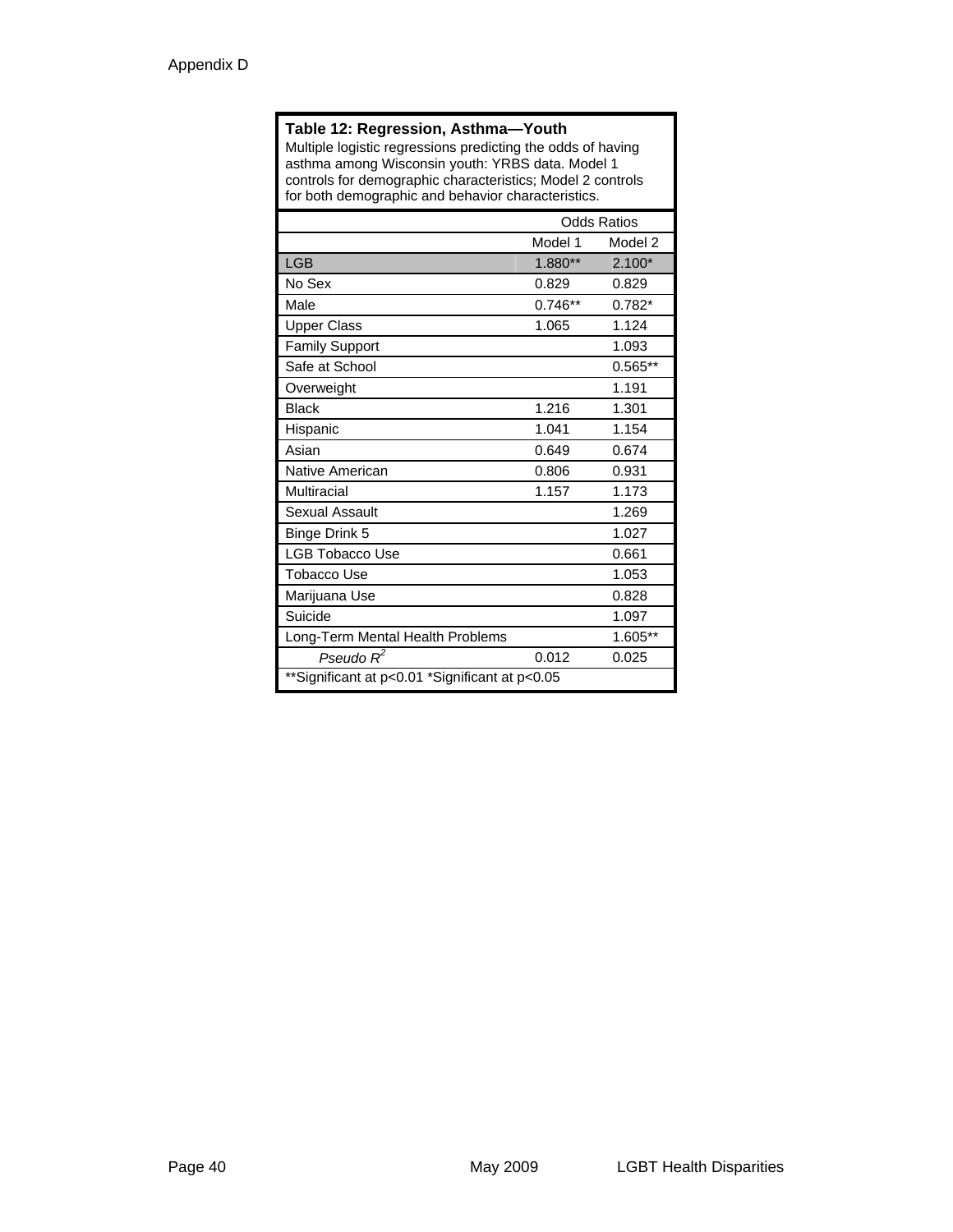Appendix D

**Table 12: Regression, Asthma—Youth**

Multiple logistic regressions predicting the odds of having asthma among Wisconsin youth: YRBS data. Model 1 controls for demographic characteristics; Model 2 controls for both demographic and behavior characteristics.

| | Odds Ratios | |
|---|---|---|
| | Model 1 | Model 2 |
| LGB | 1.880** | 2.100* |
| No Sex | 0.829 | 0.829 |
| Male | 0.746** | 0.782* |
| Upper Class | 1.065 | 1.124 |
| Family Support | | 1.093 |
| Safe at School | | 0.565** |
| Overweight | | 1.191 |
| Black | 1.216 | 1.301 |
| Hispanic | 1.041 | 1.154 |
| Asian | 0.649 | 0.674 |
| Native American | 0.806 | 0.931 |
| Multiracial | 1.157 | 1.173 |
| Sexual Assault | | 1.269 |
| Binge Drink 5 | | 1.027 |
| LGB Tobacco Use | | 0.661 |
| Tobacco Use | | 1.053 |
| Marijuana Use | | 0.828 |
| Suicide | | 1.097 |
| Long-Term Mental Health Problems | | 1.605** |
| *Pseudo $R^2$* | 0.012 | 0.025 |

**Significant at p<0.01 *Significant at p<0.05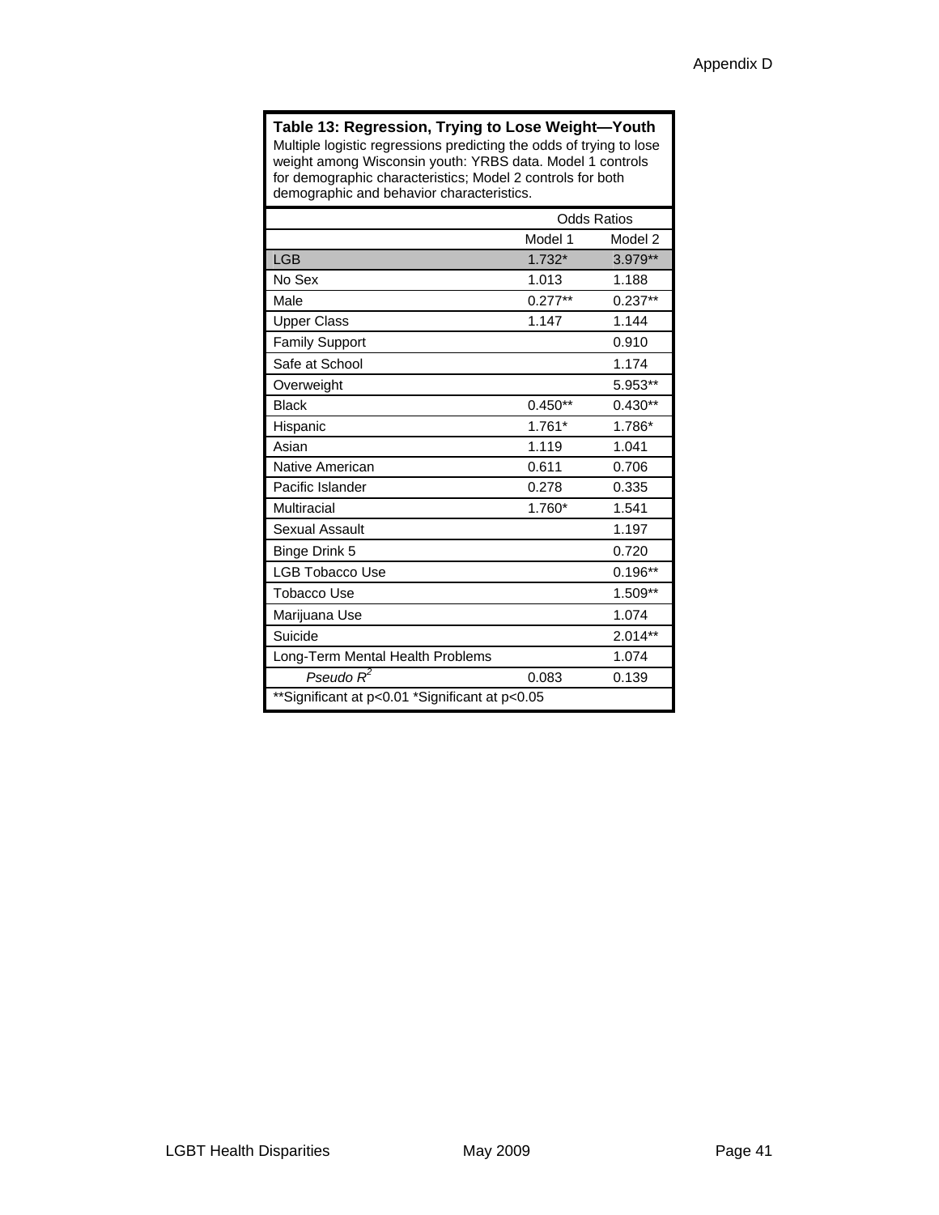**Table 13: Regression, Trying to Lose Weight—Youth**
Multiple logistic regressions predicting the odds of trying to lose weight among Wisconsin youth: YRBS data. Model 1 controls for demographic characteristics; Model 2 controls for both demographic and behavior characteristics.

| | Odds Ratios | |
|---|---|---|
| | Model 1 | Model 2 |
| LGB | 1.732* | 3.979** |
| No Sex | 1.013 | 1.188 |
| Male | 0.277** | 0.237** |
| Upper Class | 1.147 | 1.144 |
| Family Support | | 0.910 |
| Safe at School | | 1.174 |
| Overweight | | 5.953** |
| Black | 0.450** | 0.430** |
| Hispanic | 1.761* | 1.786* |
| Asian | 1.119 | 1.041 |
| Native American | 0.611 | 0.706 |
| Pacific Islander | 0.278 | 0.335 |
| Multiracial | 1.760* | 1.541 |
| Sexual Assault | | 1.197 |
| Binge Drink 5 | | 0.720 |
| LGB Tobacco Use | | 0.196** |
| Tobacco Use | | 1.509** |
| Marijuana Use | | 1.074 |
| Suicide | | 2.014** |
| Long-Term Mental Health Problems | | 1.074 |
| *Pseudo $R^2$* | 0.083 | 0.139 |

**Significant at p<0.01 *Significant at p<0.05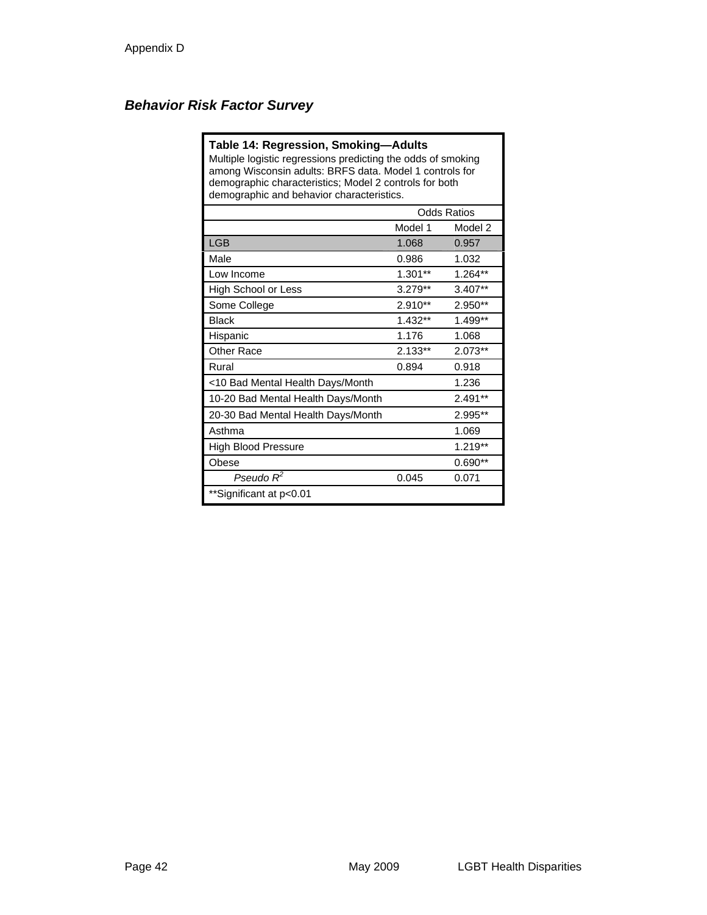Appendix D

### *Behavior Risk Factor Survey*

**Table 14: Regression, Smoking—Adults**
Multiple logistic regressions predicting the odds of smoking among Wisconsin adults: BRFS data. Model 1 controls for demographic characteristics; Model 2 controls for both demographic and behavior characteristics.

| | Odds Ratios | |
|---|---|---|
| | Model 1 | Model 2 |
| LGB | 1.068 | 0.957 |
| Male | 0.986 | 1.032 |
| Low Income | 1.301** | 1.264** |
| High School or Less | 3.279** | 3.407** |
| Some College | 2.910** | 2.950** |
| Black | 1.432** | 1.499** |
| Hispanic | 1.176 | 1.068 |
| Other Race | 2.133** | 2.073** |
| Rural | 0.894 | 0.918 |
| <10 Bad Mental Health Days/Month | | 1.236 |
| 10-20 Bad Mental Health Days/Month | | 2.491** |
| 20-30 Bad Mental Health Days/Month | | 2.995** |
| Asthma | | 1.069 |
| High Blood Pressure | | 1.219** |
| Obese | | 0.690** |
| *Pseudo $R^2$* | 0.045 | 0.071 |

**Significant at $p<0.01$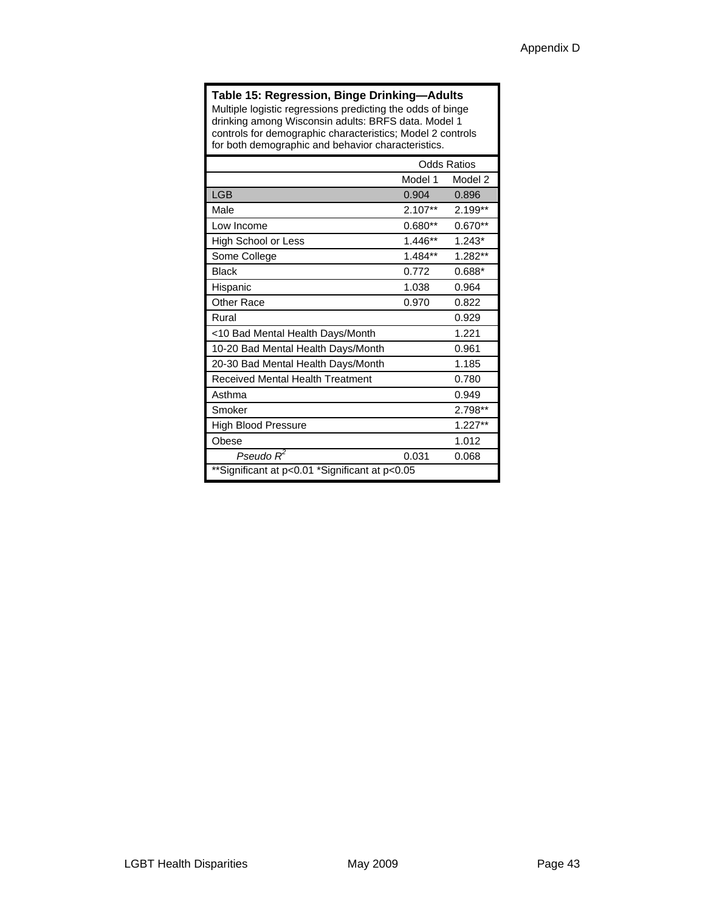**Table 15: Regression, Binge Drinking—Adults**

Multiple logistic regressions predicting the odds of binge drinking among Wisconsin adults: BRFS data. Model 1 controls for demographic characteristics; Model 2 controls for both demographic and behavior characteristics.

| | Odds Ratios | |
|---|---|---|
| | Model 1 | Model 2 |
| LGB | 0.904 | 0.896 |
| Male | 2.107** | 2.199** |
| Low Income | 0.680** | 0.670** |
| High School or Less | 1.446** | 1.243* |
| Some College | 1.484** | 1.282** |
| Black | 0.772 | 0.688* |
| Hispanic | 1.038 | 0.964 |
| Other Race | 0.970 | 0.822 |
| Rural | | 0.929 |
| <10 Bad Mental Health Days/Month | | 1.221 |
| 10-20 Bad Mental Health Days/Month | | 0.961 |
| 20-30 Bad Mental Health Days/Month | | 1.185 |
| Received Mental Health Treatment | | 0.780 |
| Asthma | | 0.949 |
| Smoker | | 2.798** |
| High Blood Pressure | | 1.227** |
| Obese | | 1.012 |
| *Pseudo $R^2$* | 0.031 | 0.068 |

**Significant at p<0.01 *Significant at p<0.05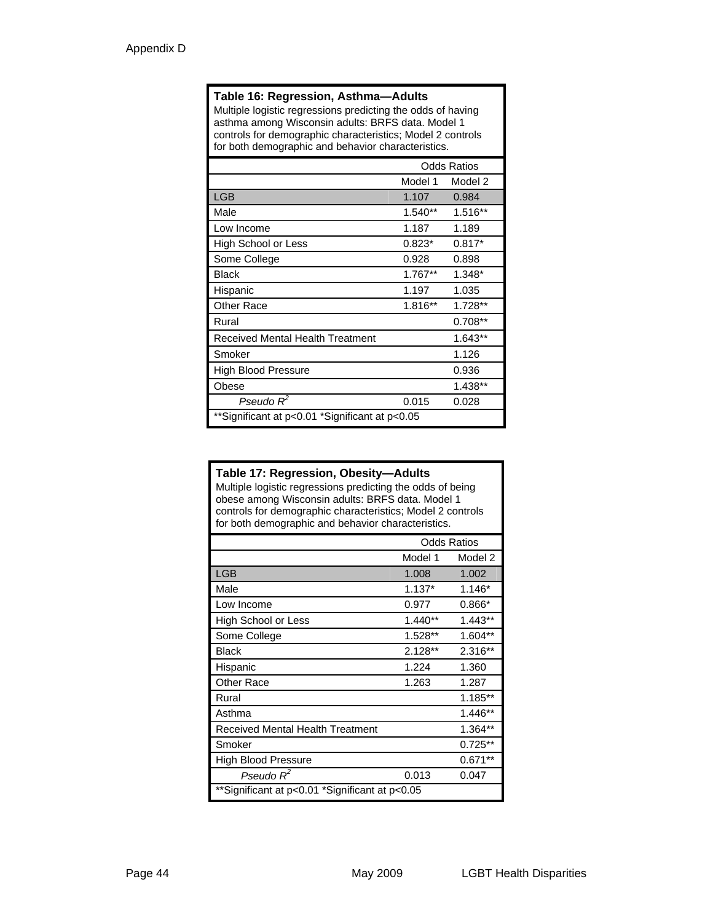Appendix D

**Table 16: Regression, Asthma—Adults**

Multiple logistic regressions predicting the odds of having asthma among Wisconsin adults: BRFS data. Model 1 controls for demographic characteristics; Model 2 controls for both demographic and behavior characteristics.

| | Odds Ratios | |
|---|---|---|
| | Model 1 | Model 2 |
| LGB | 1.107 | 0.984 |
| Male | 1.540** | 1.516** |
| Low Income | 1.187 | 1.189 |
| High School or Less | 0.823* | 0.817* |
| Some College | 0.928 | 0.898 |
| Black | 1.767** | 1.348* |
| Hispanic | 1.197 | 1.035 |
| Other Race | 1.816** | 1.728** |
| Rural | | 0.708** |
| Received Mental Health Treatment | | 1.643** |
| Smoker | | 1.126 |
| High Blood Pressure | | 0.936 |
| Obese | | 1.438** |
| *Pseudo $R^2$* | 0.015 | 0.028 |

**Significant at p<0.01 *Significant at p<0.05

**Table 17: Regression, Obesity—Adults**

Multiple logistic regressions predicting the odds of being obese among Wisconsin adults: BRFS data. Model 1 controls for demographic characteristics; Model 2 controls for both demographic and behavior characteristics.

| | Odds Ratios | |
|---|---|---|
| | Model 1 | Model 2 |
| LGB | 1.008 | 1.002 |
| Male | 1.137* | 1.146* |
| Low Income | 0.977 | 0.866* |
| High School or Less | 1.440** | 1.443** |
| Some College | 1.528** | 1.604** |
| Black | 2.128** | 2.316** |
| Hispanic | 1.224 | 1.360 |
| Other Race | 1.263 | 1.287 |
| Rural | | 1.185** |
| Asthma | | 1.446** |
| Received Mental Health Treatment | | 1.364** |
| Smoker | | 0.725** |
| High Blood Pressure | | 0.671** |
| *Pseudo $R^2$* | 0.013 | 0.047 |

**Significant at p<0.01 *Significant at p<0.05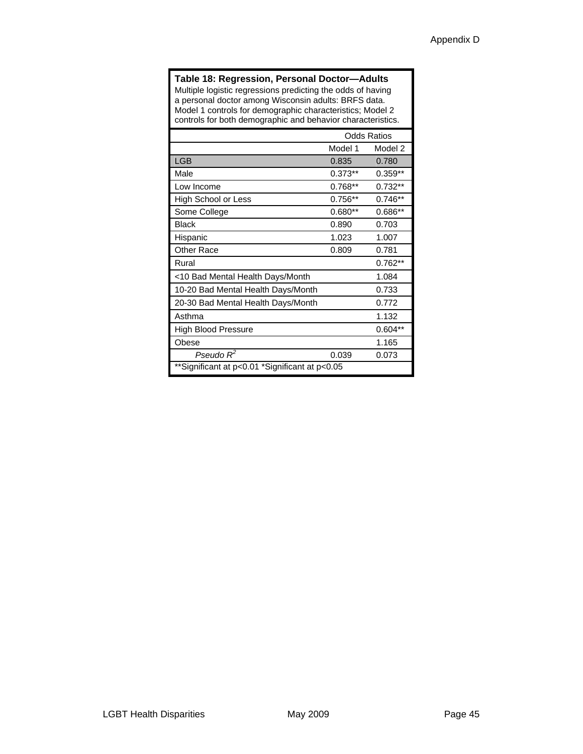**Table 18: Regression, Personal Doctor—Adults**

Multiple logistic regressions predicting the odds of having a personal doctor among Wisconsin adults: BRFS data. Model 1 controls for demographic characteristics; Model 2 controls for both demographic and behavior characteristics.

| | Odds Ratios | |
|---|---|---|
| | Model 1 | Model 2 |
| LGB | 0.835 | 0.780 |
| Male | 0.373** | 0.359** |
| Low Income | 0.768** | 0.732** |
| High School or Less | 0.756** | 0.746** |
| Some College | 0.680** | 0.686** |
| Black | 0.890 | 0.703 |
| Hispanic | 1.023 | 1.007 |
| Other Race | 0.809 | 0.781 |
| Rural | | 0.762** |
| <10 Bad Mental Health Days/Month | | 1.084 |
| 10-20 Bad Mental Health Days/Month | | 0.733 |
| 20-30 Bad Mental Health Days/Month | | 0.772 |
| Asthma | | 1.132 |
| High Blood Pressure | | 0.604** |
| Obese | | 1.165 |
| *Pseudo $R^2$* | 0.039 | 0.073 |

**Significant at p<0.01 *Significant at p<0.05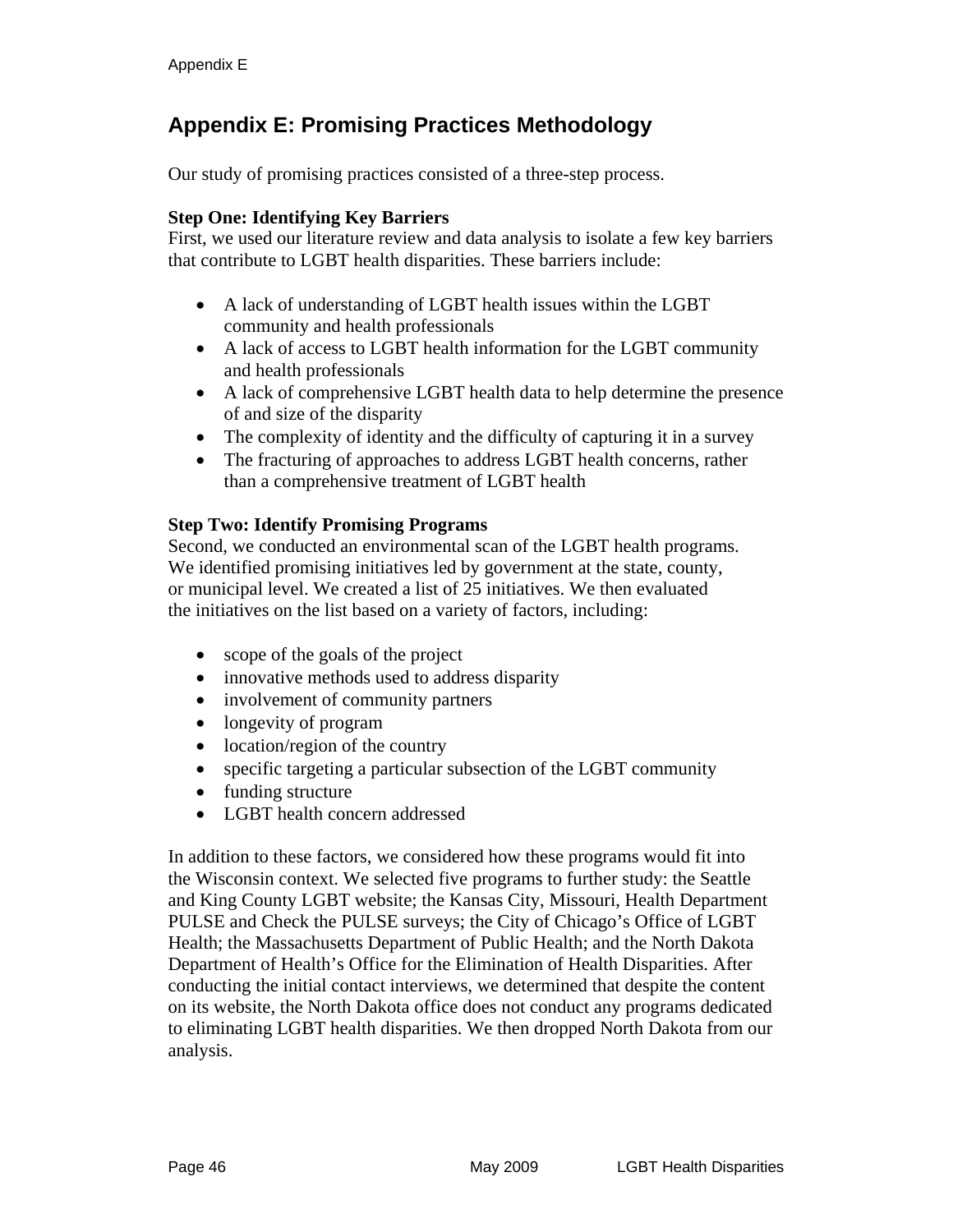# Appendix E: Promising Practices Methodology

Our study of promising practices consisted of a three-step process.

**Step One: Identifying Key Barriers**
First, we used our literature review and data analysis to isolate a few key barriers that contribute to LGBT health disparities. These barriers include:

- A lack of understanding of LGBT health issues within the LGBT community and health professionals
- A lack of access to LGBT health information for the LGBT community and health professionals
- A lack of comprehensive LGBT health data to help determine the presence of and size of the disparity
- The complexity of identity and the difficulty of capturing it in a survey
- The fracturing of approaches to address LGBT health concerns, rather than a comprehensive treatment of LGBT health

**Step Two: Identify Promising Programs**
Second, we conducted an environmental scan of the LGBT health programs. We identified promising initiatives led by government at the state, county, or municipal level. We created a list of 25 initiatives. We then evaluated the initiatives on the list based on a variety of factors, including:

- scope of the goals of the project
- innovative methods used to address disparity
- involvement of community partners
- longevity of program
- location/region of the country
- specific targeting a particular subsection of the LGBT community
- funding structure
- LGBT health concern addressed

In addition to these factors, we considered how these programs would fit into the Wisconsin context. We selected five programs to further study: the Seattle and King County LGBT website; the Kansas City, Missouri, Health Department PULSE and Check the PULSE surveys; the City of Chicago's Office of LGBT Health; the Massachusetts Department of Public Health; and the North Dakota Department of Health's Office for the Elimination of Health Disparities. After conducting the initial contact interviews, we determined that despite the content on its website, the North Dakota office does not conduct any programs dedicated to eliminating LGBT health disparities. We then dropped North Dakota from our analysis.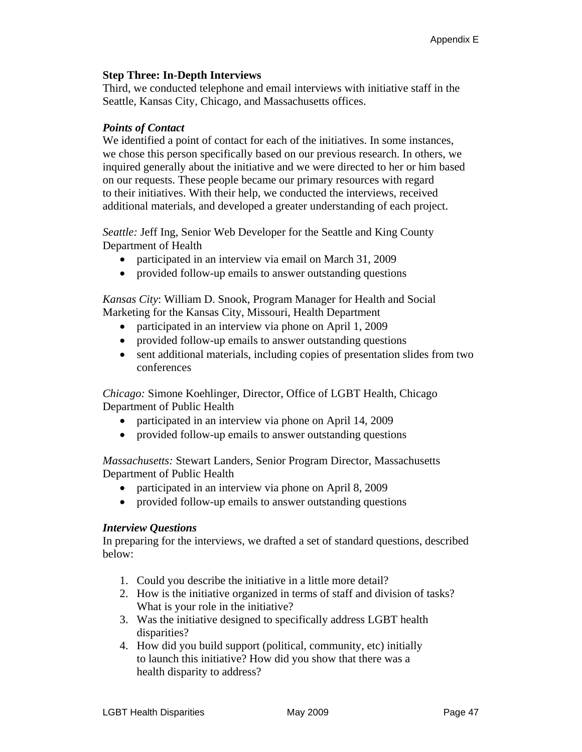**Step Three: In-Depth Interviews**

Third, we conducted telephone and email interviews with initiative staff in the Seattle, Kansas City, Chicago, and Massachusetts offices.

***Points of Contact***

We identified a point of contact for each of the initiatives. In some instances, we chose this person specifically based on our previous research. In others, we inquired generally about the initiative and we were directed to her or him based on our requests. These people became our primary resources with regard to their initiatives. With their help, we conducted the interviews, received additional materials, and developed a greater understanding of each project.

*Seattle:* Jeff Ing, Senior Web Developer for the Seattle and King County Department of Health

- participated in an interview via email on March 31, 2009
- provided follow-up emails to answer outstanding questions

*Kansas City*: William D. Snook, Program Manager for Health and Social Marketing for the Kansas City, Missouri, Health Department

- participated in an interview via phone on April 1, 2009
- provided follow-up emails to answer outstanding questions
- sent additional materials, including copies of presentation slides from two conferences

*Chicago:* Simone Koehlinger, Director, Office of LGBT Health, Chicago Department of Public Health

- participated in an interview via phone on April 14, 2009
- provided follow-up emails to answer outstanding questions

*Massachusetts:* Stewart Landers, Senior Program Director, Massachusetts Department of Public Health

- participated in an interview via phone on April 8, 2009
- provided follow-up emails to answer outstanding questions

***Interview Questions***

In preparing for the interviews, we drafted a set of standard questions, described below:

1. Could you describe the initiative in a little more detail?
2. How is the initiative organized in terms of staff and division of tasks? What is your role in the initiative?
3. Was the initiative designed to specifically address LGBT health disparities?
4. How did you build support (political, community, etc) initially to launch this initiative? How did you show that there was a health disparity to address?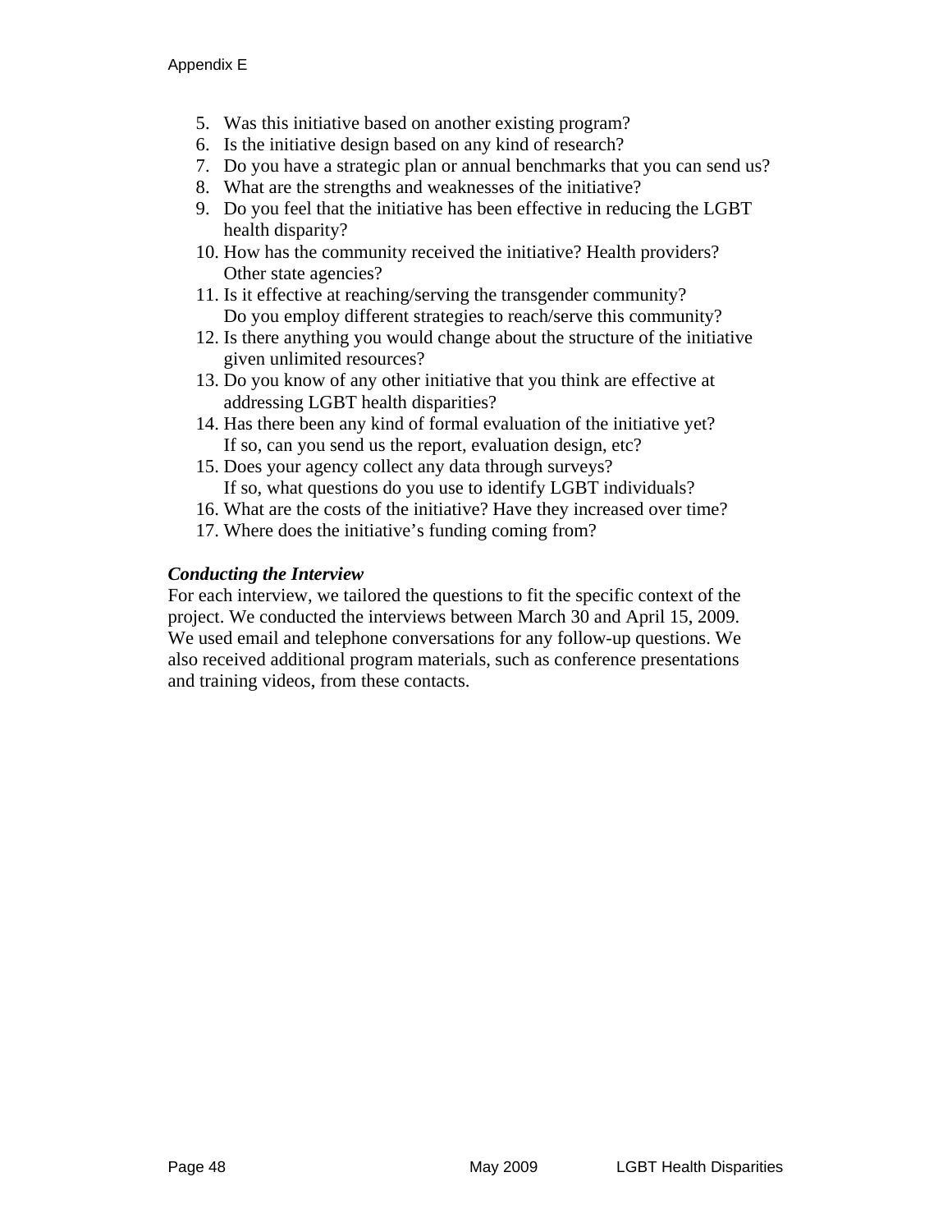5. Was this initiative based on another existing program?
6. Is the initiative design based on any kind of research?
7. Do you have a strategic plan or annual benchmarks that you can send us?
8. What are the strengths and weaknesses of the initiative?
9. Do you feel that the initiative has been effective in reducing the LGBT health disparity?
10. How has the community received the initiative? Health providers? Other state agencies?
11. Is it effective at reaching/serving the transgender community? Do you employ different strategies to reach/serve this community?
12. Is there anything you would change about the structure of the initiative given unlimited resources?
13. Do you know of any other initiative that you think are effective at addressing LGBT health disparities?
14. Has there been any kind of formal evaluation of the initiative yet? If so, can you send us the report, evaluation design, etc?
15. Does your agency collect any data through surveys? If so, what questions do you use to identify LGBT individuals?
16. What are the costs of the initiative? Have they increased over time?
17. Where does the initiative's funding coming from?

***Conducting the Interview***

For each interview, we tailored the questions to fit the specific context of the project. We conducted the interviews between March 30 and April 15, 2009. We used email and telephone conversations for any follow-up questions. We also received additional program materials, such as conference presentations and training videos, from these contacts.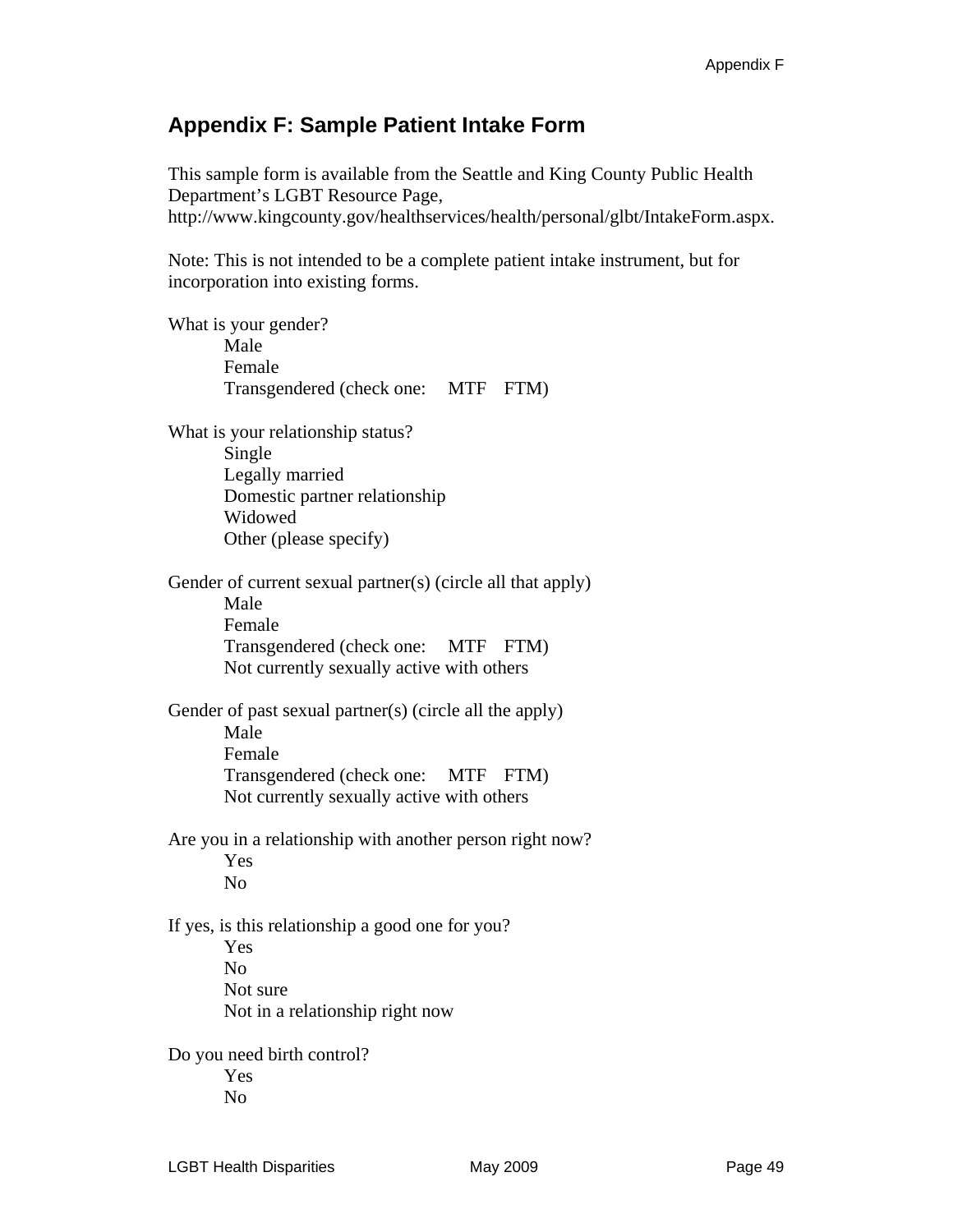## Appendix F: Sample Patient Intake Form

This sample form is available from the Seattle and King County Public Health Department's LGBT Resource Page, http://www.kingcounty.gov/healthservices/health/personal/glbt/IntakeForm.aspx.

Note: This is not intended to be a complete patient intake instrument, but for incorporation into existing forms.

What is your gender?

- Male
- Female
- Transgendered (check one: MTF FTM)

What is your relationship status?

- Single
- Legally married
- Domestic partner relationship
- Widowed
- Other (please specify)

Gender of current sexual partner(s) (circle all that apply)

- Male
- Female
- Transgendered (check one: MTF FTM)
- Not currently sexually active with others

Gender of past sexual partner(s) (circle all the apply)

- Male
- Female
- Transgendered (check one: MTF FTM)
- Not currently sexually active with others

Are you in a relationship with another person right now?

- Yes
- No

If yes, is this relationship a good one for you?

- Yes
- No
- Not sure
- Not in a relationship right now

Do you need birth control?

- Yes
- No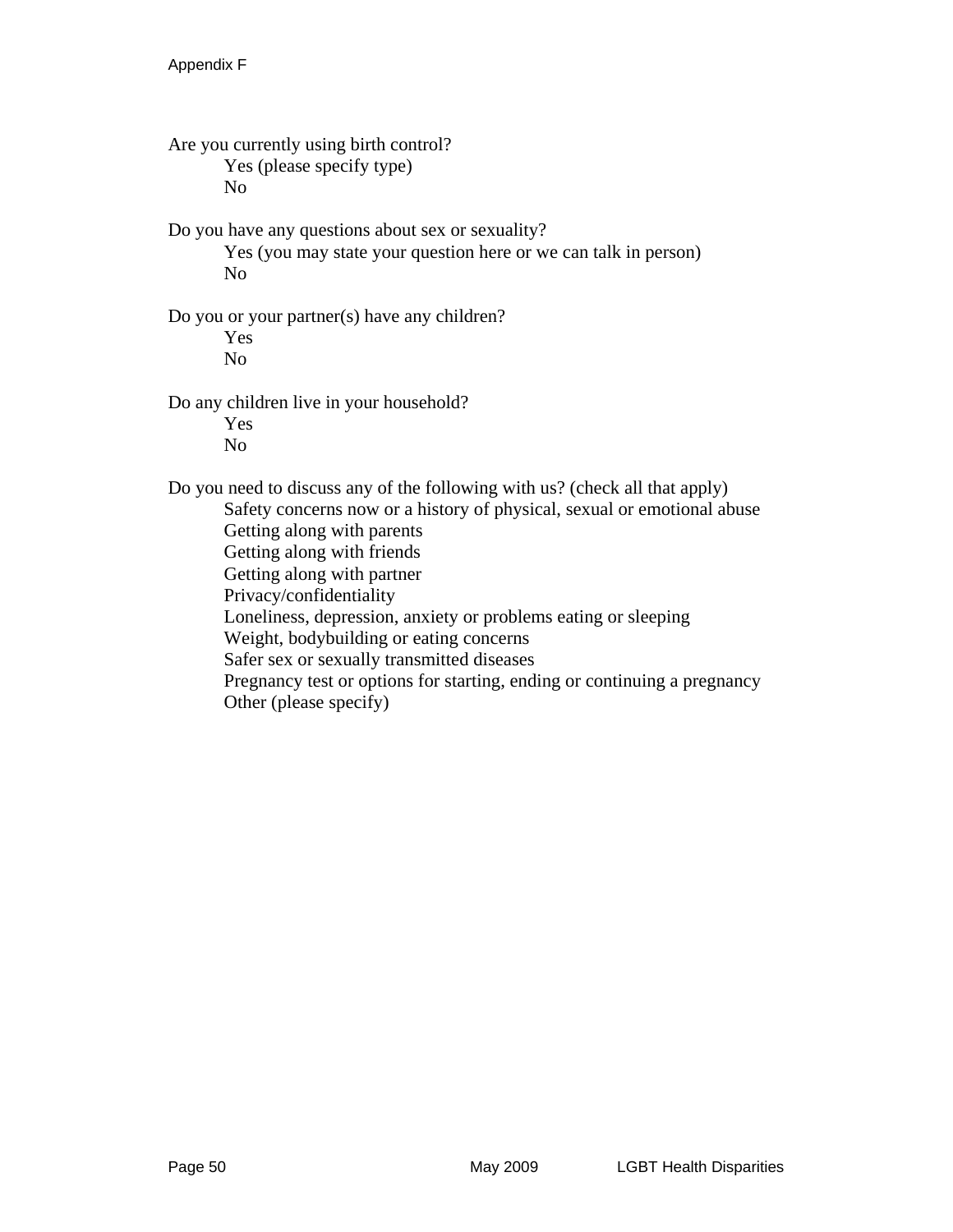Are you currently using birth control?

- Yes (please specify type)
- No

Do you have any questions about sex or sexuality?

- Yes (you may state your question here or we can talk in person)
- No

Do you or your partner(s) have any children?

- Yes
- No

Do any children live in your household?

- Yes
- No

Do you need to discuss any of the following with us? (check all that apply)

- Safety concerns now or a history of physical, sexual or emotional abuse
- Getting along with parents
- Getting along with friends
- Getting along with partner
- Privacy/confidentiality
- Loneliness, depression, anxiety or problems eating or sleeping
- Weight, bodybuilding or eating concerns
- Safer sex or sexually transmitted diseases
- Pregnancy test or options for starting, ending or continuing a pregnancy
- Other (please specify)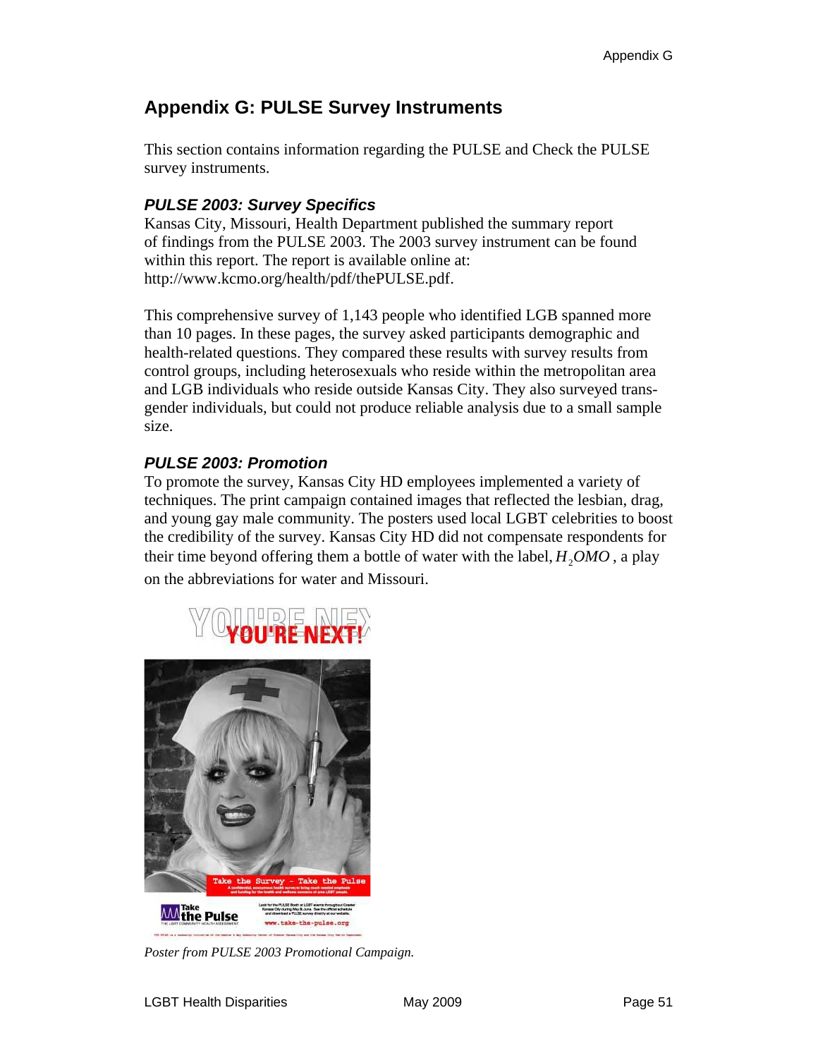# Appendix G: PULSE Survey Instruments

This section contains information regarding the PULSE and Check the PULSE survey instruments.

### *PULSE 2003: Survey Specifics*

Kansas City, Missouri, Health Department published the summary report of findings from the PULSE 2003. The 2003 survey instrument can be found within this report. The report is available online at: http://www.kcmo.org/health/pdf/thePULSE.pdf.

This comprehensive survey of 1,143 people who identified LGB spanned more than 10 pages. In these pages, the survey asked participants demographic and health-related questions. They compared these results with survey results from control groups, including heterosexuals who reside within the metropolitan area and LGB individuals who reside outside Kansas City. They also surveyed transgender individuals, but could not produce reliable analysis due to a small sample size.

### *PULSE 2003: Promotion*

To promote the survey, Kansas City HD employees implemented a variety of techniques. The print campaign contained images that reflected the lesbian, drag, and young gay male community. The posters used local LGBT celebrities to boost the credibility of the survey. Kansas City HD did not compensate respondents for their time beyond offering them a bottle of water with the label, $H_2OMO$, a play on the abbreviations for water and Missouri.

*Poster from PULSE 2003 Promotional Campaign.*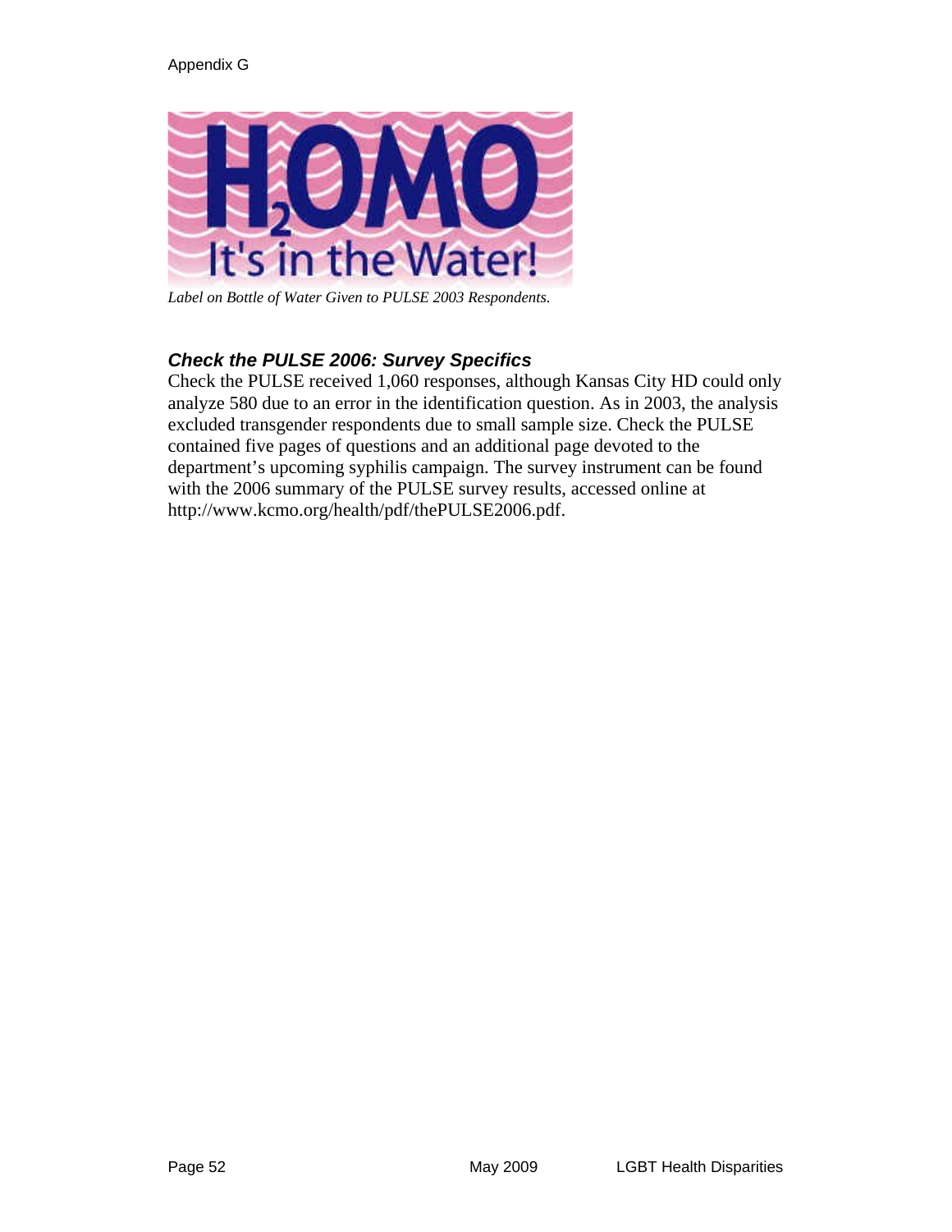Appendix G

Label on Bottle of Water Given to PULSE 2003 Respondents.

### *Check the PULSE 2006: Survey Specifics*

Check the PULSE received 1,060 responses, although Kansas City HD could only analyze 580 due to an error in the identification question. As in 2003, the analysis excluded transgender respondents due to small sample size. Check the PULSE contained five pages of questions and an additional page devoted to the department's upcoming syphilis campaign. The survey instrument can be found with the 2006 summary of the PULSE survey results, accessed online at http://www.kcmo.org/health/pdf/thePULSE2006.pdf.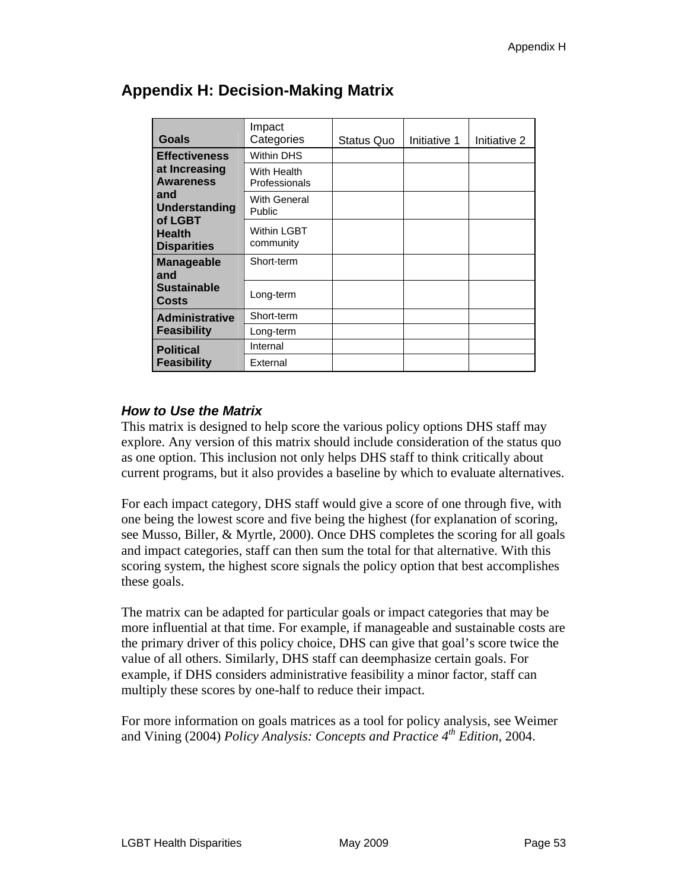# Appendix H: Decision-Making Matrix

| Goals | Impact Categories | Status Quo | Initiative 1 | Initiative 2 |
|---|---|---|---|---|
| **Effectiveness at Increasing Awareness and Understanding of LGBT Health Disparities** | Within DHS | | | |
| | With Health Professionals | | | |
| | With General Public | | | |
| | Within LGBT community | | | |
| **Manageable and Sustainable Costs** | Short-term | | | |
| | Long-term | | | |
| **Administrative Feasibility** | Short-term | | | |
| | Long-term | | | |
| **Political Feasibility** | Internal | | | |
| | External | | | |

### *How to Use the Matrix*

This matrix is designed to help score the various policy options DHS staff may explore. Any version of this matrix should include consideration of the status quo as one option. This inclusion not only helps DHS staff to think critically about current programs, but it also provides a baseline by which to evaluate alternatives.

For each impact category, DHS staff would give a score of one through five, with one being the lowest score and five being the highest (for explanation of scoring, see Musso, Biller, & Myrtle, 2000). Once DHS completes the scoring for all goals and impact categories, staff can then sum the total for that alternative. With this scoring system, the highest score signals the policy option that best accomplishes these goals.

The matrix can be adapted for particular goals or impact categories that may be more influential at that time. For example, if manageable and sustainable costs are the primary driver of this policy choice, DHS can give that goal's score twice the value of all others. Similarly, DHS staff can deemphasize certain goals. For example, if DHS considers administrative feasibility a minor factor, staff can multiply these scores by one-half to reduce their impact.

For more information on goals matrices as a tool for policy analysis, see Weimer and Vining (2004) *Policy Analysis: Concepts and Practice 4th Edition*, 2004.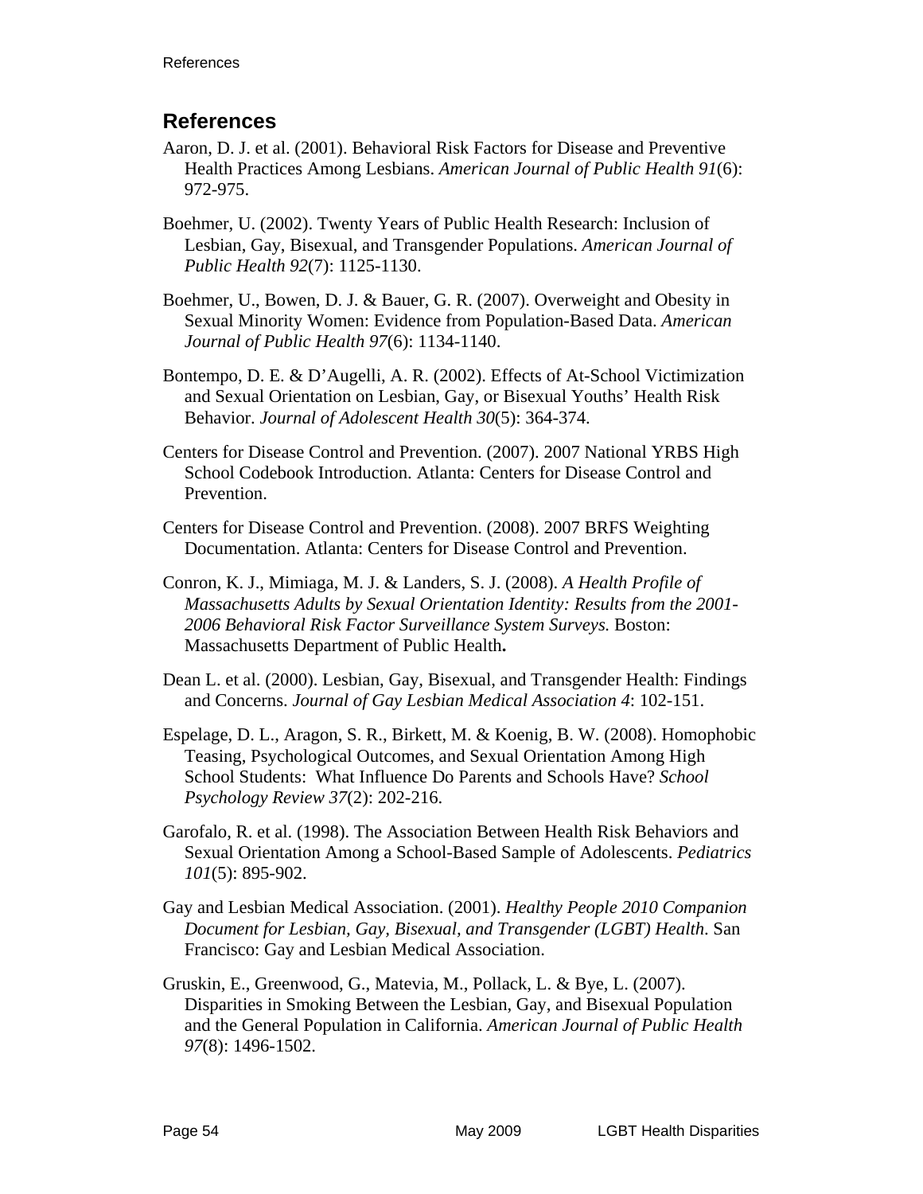## References

Aaron, D. J. et al. (2001). Behavioral Risk Factors for Disease and Preventive Health Practices Among Lesbians. *American Journal of Public Health 91*(6): 972-975.

Boehmer, U. (2002). Twenty Years of Public Health Research: Inclusion of Lesbian, Gay, Bisexual, and Transgender Populations. *American Journal of Public Health 92*(7): 1125-1130.

Boehmer, U., Bowen, D. J. & Bauer, G. R. (2007). Overweight and Obesity in Sexual Minority Women: Evidence from Population-Based Data. *American Journal of Public Health 97*(6): 1134-1140.

Bontempo, D. E. & D'Augelli, A. R. (2002). Effects of At-School Victimization and Sexual Orientation on Lesbian, Gay, or Bisexual Youths' Health Risk Behavior. *Journal of Adolescent Health 30*(5): 364-374.

Centers for Disease Control and Prevention. (2007). 2007 National YRBS High School Codebook Introduction. Atlanta: Centers for Disease Control and Prevention.

Centers for Disease Control and Prevention. (2008). 2007 BRFS Weighting Documentation. Atlanta: Centers for Disease Control and Prevention.

Conron, K. J., Mimiaga, M. J. & Landers, S. J. (2008). *A Health Profile of Massachusetts Adults by Sexual Orientation Identity: Results from the 2001-2006 Behavioral Risk Factor Surveillance System Surveys.* Boston: Massachusetts Department of Public Health**.**

Dean L. et al. (2000). Lesbian, Gay, Bisexual, and Transgender Health: Findings and Concerns. *Journal of Gay Lesbian Medical Association 4*: 102-151.

Espelage, D. L., Aragon, S. R., Birkett, M. & Koenig, B. W. (2008). Homophobic Teasing, Psychological Outcomes, and Sexual Orientation Among High School Students: What Influence Do Parents and Schools Have? *School Psychology Review 37*(2): 202-216.

Garofalo, R. et al. (1998). The Association Between Health Risk Behaviors and Sexual Orientation Among a School-Based Sample of Adolescents. *Pediatrics 101*(5): 895-902.

Gay and Lesbian Medical Association. (2001). *Healthy People 2010 Companion Document for Lesbian, Gay, Bisexual, and Transgender (LGBT) Health*. San Francisco: Gay and Lesbian Medical Association.

Gruskin, E., Greenwood, G., Matevia, M., Pollack, L. & Bye, L. (2007). Disparities in Smoking Between the Lesbian, Gay, and Bisexual Population and the General Population in California. *American Journal of Public Health 97*(8): 1496-1502.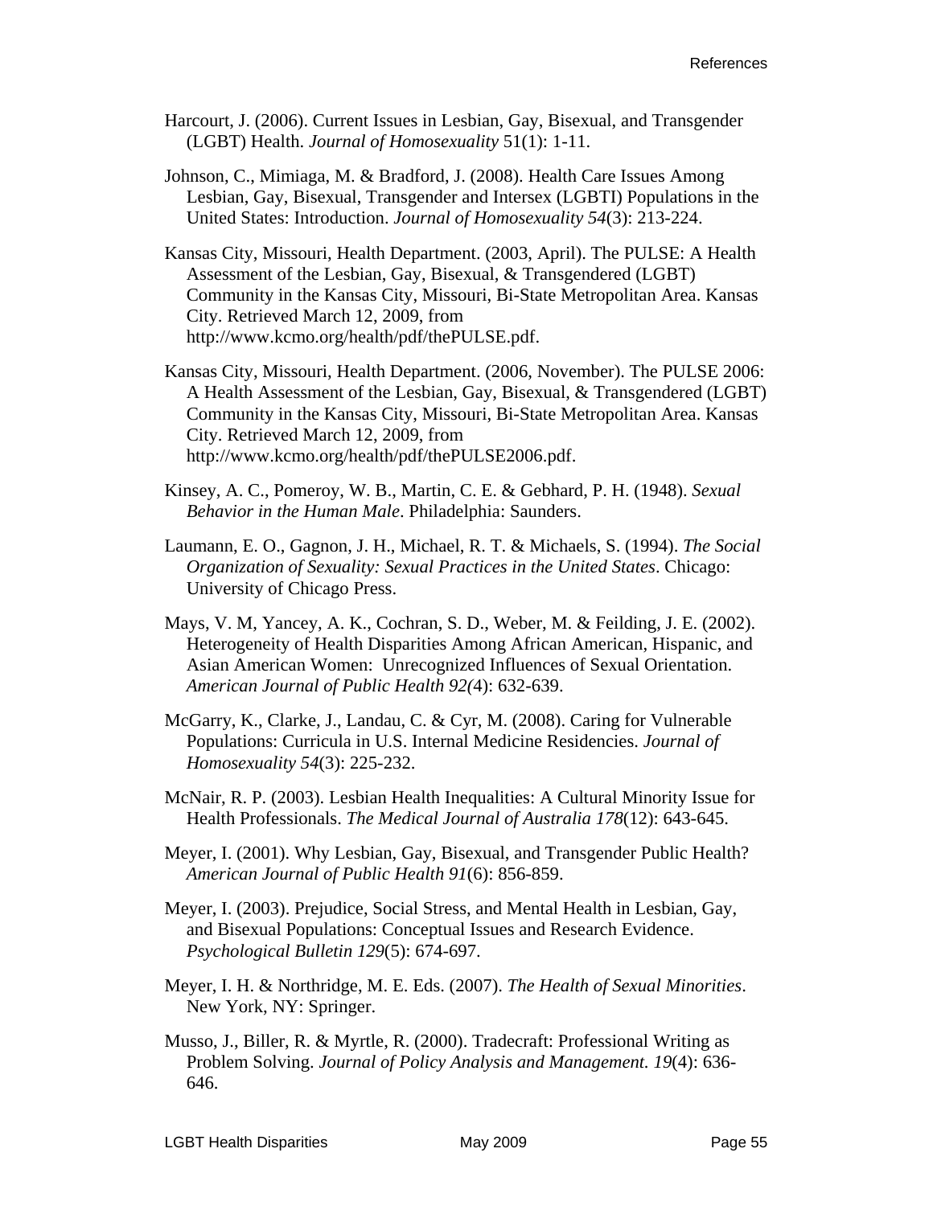Harcourt, J. (2006). Current Issues in Lesbian, Gay, Bisexual, and Transgender (LGBT) Health. *Journal of Homosexuality* 51(1): 1-11.

Johnson, C., Mimiaga, M. & Bradford, J. (2008). Health Care Issues Among Lesbian, Gay, Bisexual, Transgender and Intersex (LGBTI) Populations in the United States: Introduction. *Journal of Homosexuality 54*(3): 213-224.

Kansas City, Missouri, Health Department. (2003, April). The PULSE: A Health Assessment of the Lesbian, Gay, Bisexual, & Transgendered (LGBT) Community in the Kansas City, Missouri, Bi-State Metropolitan Area. Kansas City. Retrieved March 12, 2009, from http://www.kcmo.org/health/pdf/thePULSE.pdf.

Kansas City, Missouri, Health Department. (2006, November). The PULSE 2006: A Health Assessment of the Lesbian, Gay, Bisexual, & Transgendered (LGBT) Community in the Kansas City, Missouri, Bi-State Metropolitan Area. Kansas City. Retrieved March 12, 2009, from http://www.kcmo.org/health/pdf/thePULSE2006.pdf.

Kinsey, A. C., Pomeroy, W. B., Martin, C. E. & Gebhard, P. H. (1948). *Sexual Behavior in the Human Male*. Philadelphia: Saunders.

Laumann, E. O., Gagnon, J. H., Michael, R. T. & Michaels, S. (1994). *The Social Organization of Sexuality: Sexual Practices in the United States*. Chicago: University of Chicago Press.

Mays, V. M, Yancey, A. K., Cochran, S. D., Weber, M. & Feilding, J. E. (2002). Heterogeneity of Health Disparities Among African American, Hispanic, and Asian American Women: Unrecognized Influences of Sexual Orientation. *American Journal of Public Health 92(*4): 632-639.

McGarry, K., Clarke, J., Landau, C. & Cyr, M. (2008). Caring for Vulnerable Populations: Curricula in U.S. Internal Medicine Residencies. *Journal of Homosexuality 54*(3): 225-232.

McNair, R. P. (2003). Lesbian Health Inequalities: A Cultural Minority Issue for Health Professionals. *The Medical Journal of Australia 178*(12): 643-645.

Meyer, I. (2001). Why Lesbian, Gay, Bisexual, and Transgender Public Health? *American Journal of Public Health 91*(6): 856-859.

Meyer, I. (2003). Prejudice, Social Stress, and Mental Health in Lesbian, Gay, and Bisexual Populations: Conceptual Issues and Research Evidence. *Psychological Bulletin 129*(5): 674-697.

Meyer, I. H. & Northridge, M. E. Eds. (2007). *The Health of Sexual Minorities*. New York, NY: Springer.

Musso, J., Biller, R. & Myrtle, R. (2000). Tradecraft: Professional Writing as Problem Solving. *Journal of Policy Analysis and Management. 19*(4): 636-646.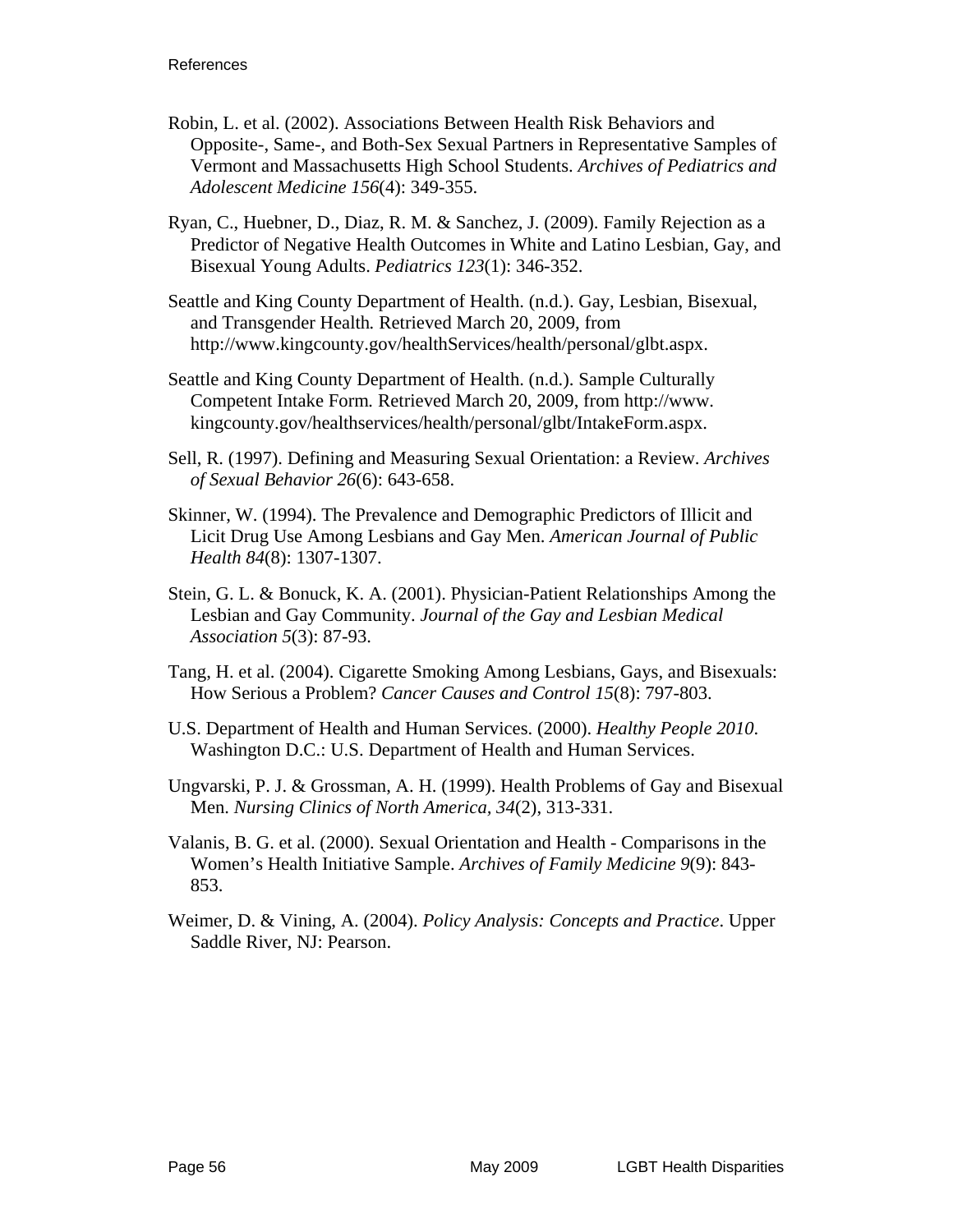Robin, L. et al. (2002). Associations Between Health Risk Behaviors and Opposite-, Same-, and Both-Sex Sexual Partners in Representative Samples of Vermont and Massachusetts High School Students. *Archives of Pediatrics and Adolescent Medicine 156*(4): 349-355.

Ryan, C., Huebner, D., Diaz, R. M. & Sanchez, J. (2009). Family Rejection as a Predictor of Negative Health Outcomes in White and Latino Lesbian, Gay, and Bisexual Young Adults. *Pediatrics 123*(1): 346-352.

Seattle and King County Department of Health. (n.d.). Gay, Lesbian, Bisexual, and Transgender Health. Retrieved March 20, 2009, from http://www.kingcounty.gov/healthServices/health/personal/glbt.aspx.

Seattle and King County Department of Health. (n.d.). Sample Culturally Competent Intake Form. Retrieved March 20, 2009, from http://www.kingcounty.gov/healthservices/health/personal/glbt/IntakeForm.aspx.

Sell, R. (1997). Defining and Measuring Sexual Orientation: a Review. *Archives of Sexual Behavior 26*(6): 643-658.

Skinner, W. (1994). The Prevalence and Demographic Predictors of Illicit and Licit Drug Use Among Lesbians and Gay Men. *American Journal of Public Health 84*(8): 1307-1307.

Stein, G. L. & Bonuck, K. A. (2001). Physician-Patient Relationships Among the Lesbian and Gay Community. *Journal of the Gay and Lesbian Medical Association 5*(3): 87-93.

Tang, H. et al. (2004). Cigarette Smoking Among Lesbians, Gays, and Bisexuals: How Serious a Problem? *Cancer Causes and Control 15*(8): 797-803.

U.S. Department of Health and Human Services. (2000). *Healthy People 2010*. Washington D.C.: U.S. Department of Health and Human Services.

Ungvarski, P. J. & Grossman, A. H. (1999). Health Problems of Gay and Bisexual Men. *Nursing Clinics of North America, 34*(2), 313-331.

Valanis, B. G. et al. (2000). Sexual Orientation and Health - Comparisons in the Women's Health Initiative Sample. *Archives of Family Medicine 9*(9): 843-853.

Weimer, D. & Vining, A. (2004). *Policy Analysis: Concepts and Practice*. Upper Saddle River, NJ: Pearson.